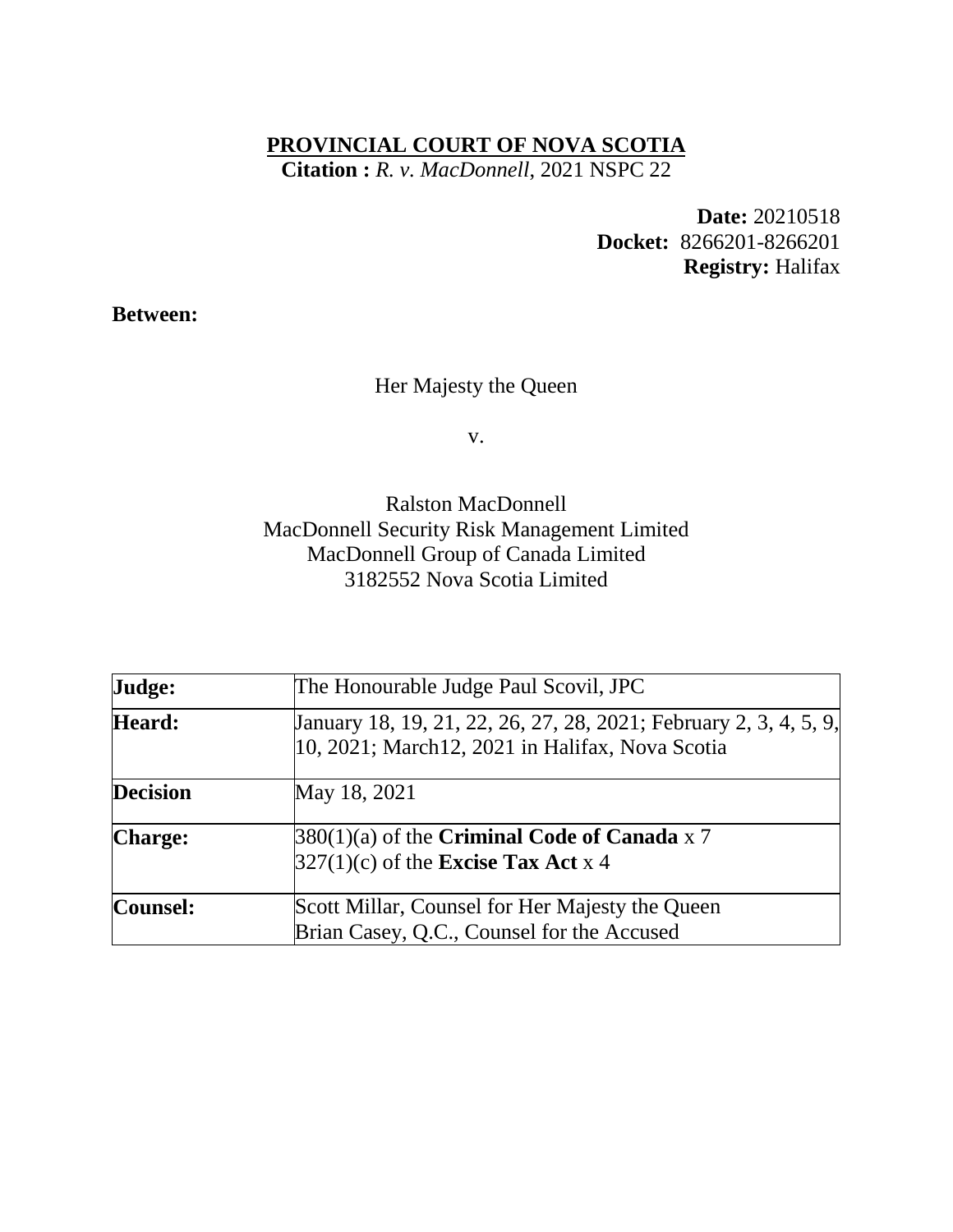**PROVINCIAL COURT OF NOVA SCOTIA**

**Citation :** *R. v. MacDonnell*, 2021 NSPC 22

**Date:** 20210518
**Docket:** 8266201-8266201
**Registry:** Halifax

**Between:**

Her Majesty the Queen

v.

Ralston MacDonnell
MacDonnell Security Risk Management Limited
MacDonnell Group of Canada Limited
3182552 Nova Scotia Limited

| | |
|---|---|
| **Judge:** | The Honourable Judge Paul Scovil, JPC |
| **Heard:** | January 18, 19, 21, 22, 26, 27, 28, 2021; February 2, 3, 4, 5, 9, 10, 2021; March12, 2021 in Halifax, Nova Scotia |
| **Decision** | May 18, 2021 |
| **Charge:** | 380(1)(a) of the **Criminal Code of Canada** x 7<br>327(1)(c) of the **Excise Tax Act** x 4 |
| **Counsel:** | Scott Millar, Counsel for Her Majesty the Queen<br>Brian Casey, Q.C., Counsel for the Accused |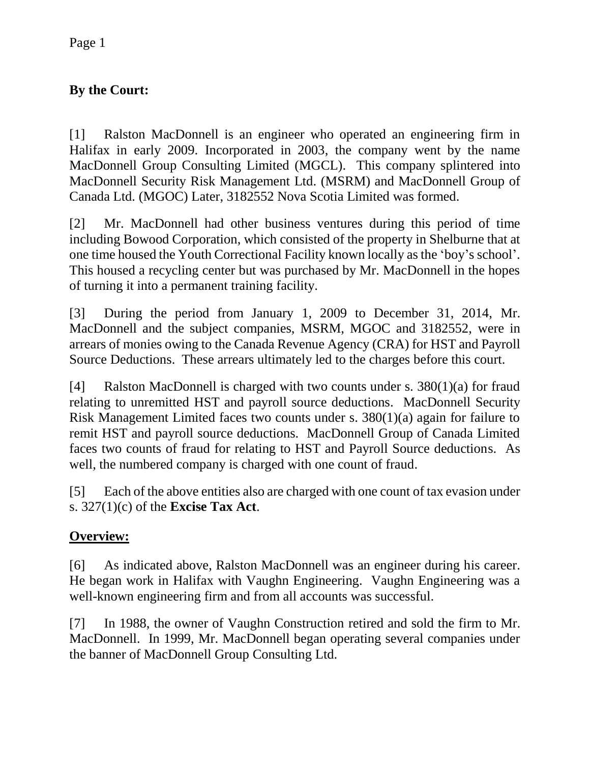**By the Court:**

[1] Ralston MacDonnell is an engineer who operated an engineering firm in Halifax in early 2009. Incorporated in 2003, the company went by the name MacDonnell Group Consulting Limited (MGCL). This company splintered into MacDonnell Security Risk Management Ltd. (MSRM) and MacDonnell Group of Canada Ltd. (MGOC) Later, 3182552 Nova Scotia Limited was formed.

[2] Mr. MacDonnell had other business ventures during this period of time including Bowood Corporation, which consisted of the property in Shelburne that at one time housed the Youth Correctional Facility known locally as the 'boy's school'. This housed a recycling center but was purchased by Mr. MacDonnell in the hopes of turning it into a permanent training facility.

[3] During the period from January 1, 2009 to December 31, 2014, Mr. MacDonnell and the subject companies, MSRM, MGOC and 3182552, were in arrears of monies owing to the Canada Revenue Agency (CRA) for HST and Payroll Source Deductions. These arrears ultimately led to the charges before this court.

[4] Ralston MacDonnell is charged with two counts under s. 380(1)(a) for fraud relating to unremitted HST and payroll source deductions. MacDonnell Security Risk Management Limited faces two counts under s. 380(1)(a) again for failure to remit HST and payroll source deductions. MacDonnell Group of Canada Limited faces two counts of fraud for relating to HST and Payroll Source deductions. As well, the numbered company is charged with one count of fraud.

[5] Each of the above entities also are charged with one count of tax evasion under s. 327(1)(c) of the **Excise Tax Act**.

## **Overview:**

[6] As indicated above, Ralston MacDonnell was an engineer during his career. He began work in Halifax with Vaughn Engineering. Vaughn Engineering was a well-known engineering firm and from all accounts was successful.

[7] In 1988, the owner of Vaughn Construction retired and sold the firm to Mr. MacDonnell. In 1999, Mr. MacDonnell began operating several companies under the banner of MacDonnell Group Consulting Ltd.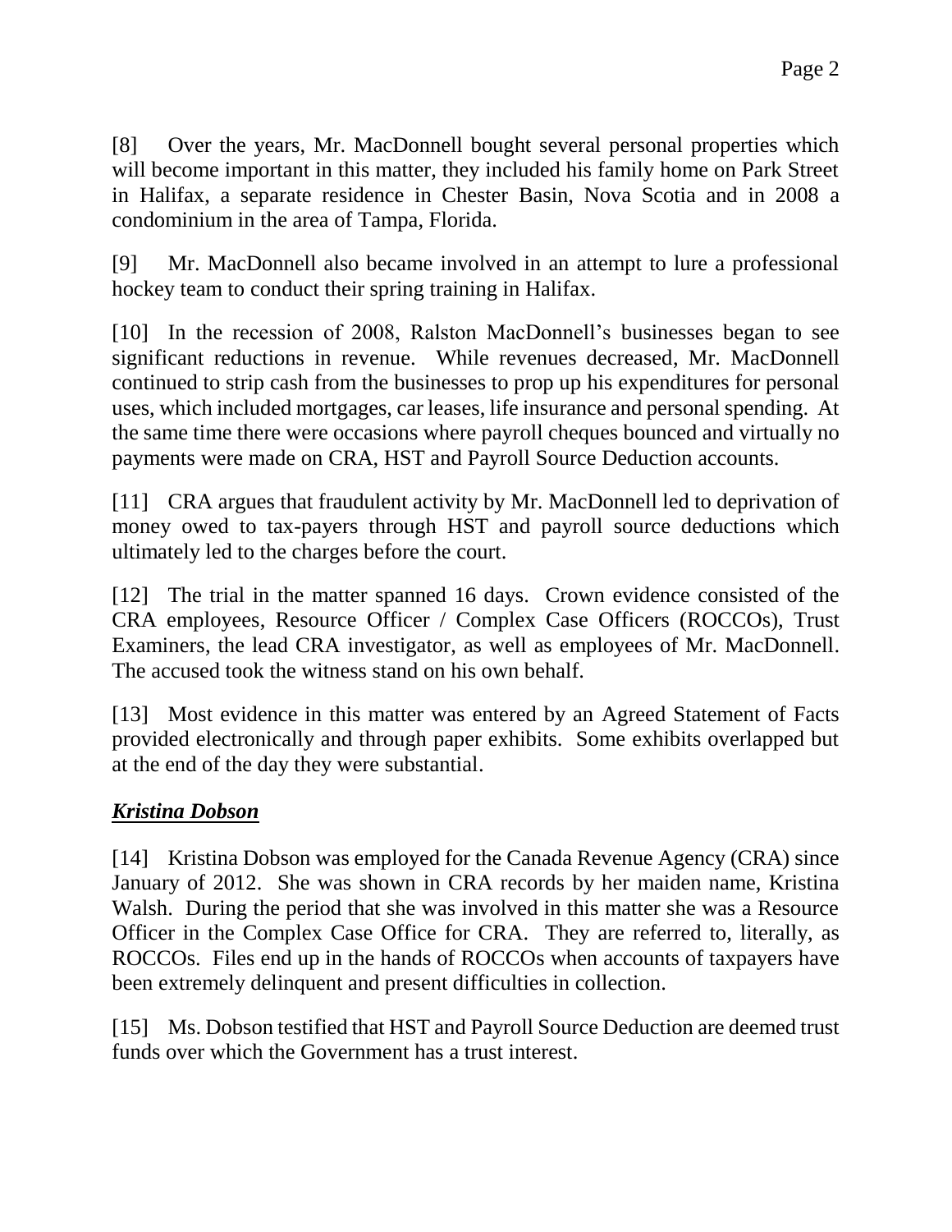[8] Over the years, Mr. MacDonnell bought several personal properties which will become important in this matter, they included his family home on Park Street in Halifax, a separate residence in Chester Basin, Nova Scotia and in 2008 a condominium in the area of Tampa, Florida.

[9] Mr. MacDonnell also became involved in an attempt to lure a professional hockey team to conduct their spring training in Halifax.

[10] In the recession of 2008, Ralston MacDonnell's businesses began to see significant reductions in revenue. While revenues decreased, Mr. MacDonnell continued to strip cash from the businesses to prop up his expenditures for personal uses, which included mortgages, car leases, life insurance and personal spending. At the same time there were occasions where payroll cheques bounced and virtually no payments were made on CRA, HST and Payroll Source Deduction accounts.

[11] CRA argues that fraudulent activity by Mr. MacDonnell led to deprivation of money owed to tax-payers through HST and payroll source deductions which ultimately led to the charges before the court.

[12] The trial in the matter spanned 16 days. Crown evidence consisted of the CRA employees, Resource Officer / Complex Case Officers (ROCCOs), Trust Examiners, the lead CRA investigator, as well as employees of Mr. MacDonnell. The accused took the witness stand on his own behalf.

[13] Most evidence in this matter was entered by an Agreed Statement of Facts provided electronically and through paper exhibits. Some exhibits overlapped but at the end of the day they were substantial.

### ***Kristina Dobson***

[14] Kristina Dobson was employed for the Canada Revenue Agency (CRA) since January of 2012. She was shown in CRA records by her maiden name, Kristina Walsh. During the period that she was involved in this matter she was a Resource Officer in the Complex Case Office for CRA. They are referred to, literally, as ROCCOs. Files end up in the hands of ROCCOs when accounts of taxpayers have been extremely delinquent and present difficulties in collection.

[15] Ms. Dobson testified that HST and Payroll Source Deduction are deemed trust funds over which the Government has a trust interest.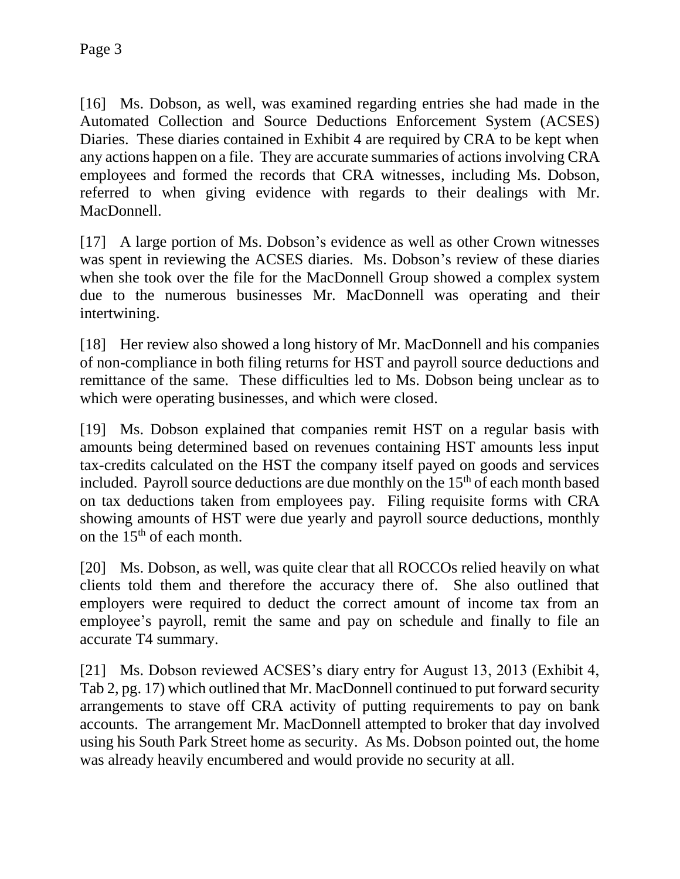[16] Ms. Dobson, as well, was examined regarding entries she had made in the Automated Collection and Source Deductions Enforcement System (ACSES) Diaries. These diaries contained in Exhibit 4 are required by CRA to be kept when any actions happen on a file. They are accurate summaries of actions involving CRA employees and formed the records that CRA witnesses, including Ms. Dobson, referred to when giving evidence with regards to their dealings with Mr. MacDonnell.

[17] A large portion of Ms. Dobson's evidence as well as other Crown witnesses was spent in reviewing the ACSES diaries. Ms. Dobson's review of these diaries when she took over the file for the MacDonnell Group showed a complex system due to the numerous businesses Mr. MacDonnell was operating and their intertwining.

[18] Her review also showed a long history of Mr. MacDonnell and his companies of non-compliance in both filing returns for HST and payroll source deductions and remittance of the same. These difficulties led to Ms. Dobson being unclear as to which were operating businesses, and which were closed.

[19] Ms. Dobson explained that companies remit HST on a regular basis with amounts being determined based on revenues containing HST amounts less input tax-credits calculated on the HST the company itself payed on goods and services included. Payroll source deductions are due monthly on the 15th of each month based on tax deductions taken from employees pay. Filing requisite forms with CRA showing amounts of HST were due yearly and payroll source deductions, monthly on the 15th of each month.

[20] Ms. Dobson, as well, was quite clear that all ROCCOs relied heavily on what clients told them and therefore the accuracy there of. She also outlined that employers were required to deduct the correct amount of income tax from an employee's payroll, remit the same and pay on schedule and finally to file an accurate T4 summary.

[21] Ms. Dobson reviewed ACSES's diary entry for August 13, 2013 (Exhibit 4, Tab 2, pg. 17) which outlined that Mr. MacDonnell continued to put forward security arrangements to stave off CRA activity of putting requirements to pay on bank accounts. The arrangement Mr. MacDonnell attempted to broker that day involved using his South Park Street home as security. As Ms. Dobson pointed out, the home was already heavily encumbered and would provide no security at all.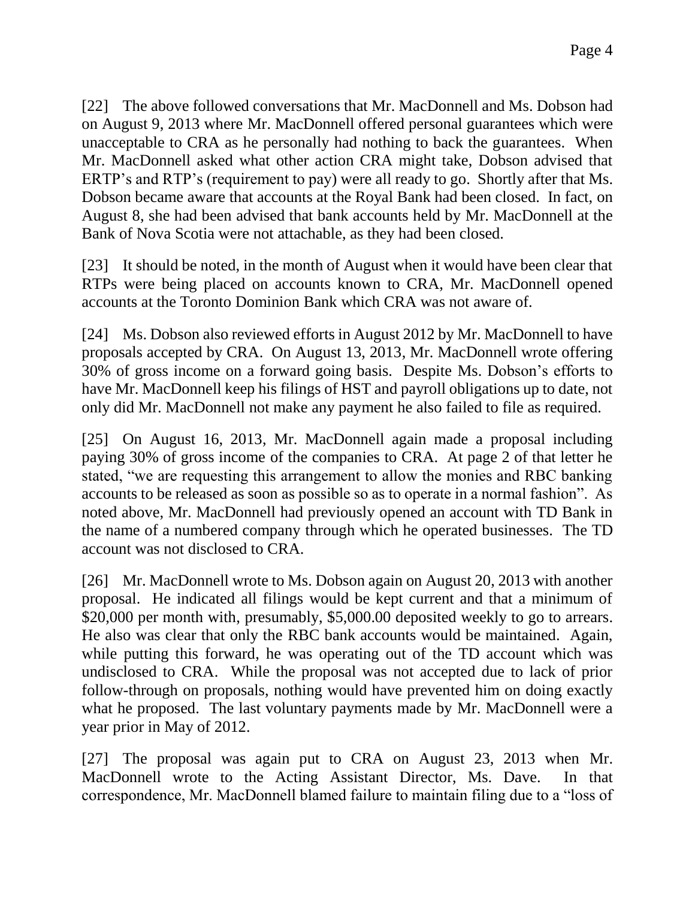[22] The above followed conversations that Mr. MacDonnell and Ms. Dobson had on August 9, 2013 where Mr. MacDonnell offered personal guarantees which were unacceptable to CRA as he personally had nothing to back the guarantees. When Mr. MacDonnell asked what other action CRA might take, Dobson advised that ERTP's and RTP's (requirement to pay) were all ready to go. Shortly after that Ms. Dobson became aware that accounts at the Royal Bank had been closed. In fact, on August 8, she had been advised that bank accounts held by Mr. MacDonnell at the Bank of Nova Scotia were not attachable, as they had been closed.

[23] It should be noted, in the month of August when it would have been clear that RTPs were being placed on accounts known to CRA, Mr. MacDonnell opened accounts at the Toronto Dominion Bank which CRA was not aware of.

[24] Ms. Dobson also reviewed efforts in August 2012 by Mr. MacDonnell to have proposals accepted by CRA. On August 13, 2013, Mr. MacDonnell wrote offering 30% of gross income on a forward going basis. Despite Ms. Dobson's efforts to have Mr. MacDonnell keep his filings of HST and payroll obligations up to date, not only did Mr. MacDonnell not make any payment he also failed to file as required.

[25] On August 16, 2013, Mr. MacDonnell again made a proposal including paying 30% of gross income of the companies to CRA. At page 2 of that letter he stated, "we are requesting this arrangement to allow the monies and RBC banking accounts to be released as soon as possible so as to operate in a normal fashion". As noted above, Mr. MacDonnell had previously opened an account with TD Bank in the name of a numbered company through which he operated businesses. The TD account was not disclosed to CRA.

[26] Mr. MacDonnell wrote to Ms. Dobson again on August 20, 2013 with another proposal. He indicated all filings would be kept current and that a minimum of $20,000 per month with, presumably, $5,000.00 deposited weekly to go to arrears. He also was clear that only the RBC bank accounts would be maintained. Again, while putting this forward, he was operating out of the TD account which was undisclosed to CRA. While the proposal was not accepted due to lack of prior follow-through on proposals, nothing would have prevented him on doing exactly what he proposed. The last voluntary payments made by Mr. MacDonnell were a year prior in May of 2012.

[27] The proposal was again put to CRA on August 23, 2013 when Mr. MacDonnell wrote to the Acting Assistant Director, Ms. Dave. In that correspondence, Mr. MacDonnell blamed failure to maintain filing due to a "loss of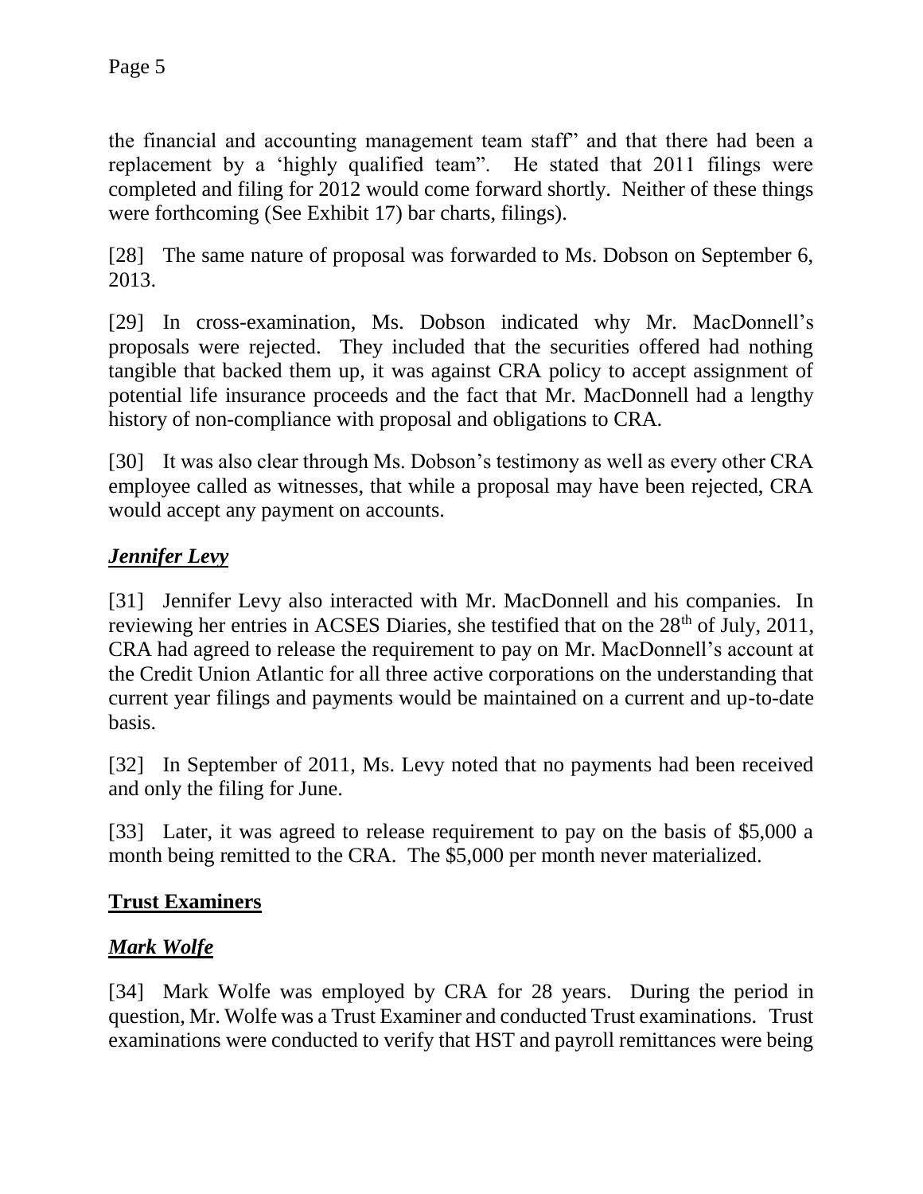the financial and accounting management team staff' and that there had been a replacement by a 'highly qualified team". He stated that 2011 filings were completed and filing for 2012 would come forward shortly. Neither of these things were forthcoming (See Exhibit 17) bar charts, filings).

[28] The same nature of proposal was forwarded to Ms. Dobson on September 6, 2013.

[29] In cross-examination, Ms. Dobson indicated why Mr. MacDonnell's proposals were rejected. They included that the securities offered had nothing tangible that backed them up, it was against CRA policy to accept assignment of potential life insurance proceeds and the fact that Mr. MacDonnell had a lengthy history of non-compliance with proposal and obligations to CRA.

[30] It was also clear through Ms. Dobson's testimony as well as every other CRA employee called as witnesses, that while a proposal may have been rejected, CRA would accept any payment on accounts.

### ***Jennifer Levy***

[31] Jennifer Levy also interacted with Mr. MacDonnell and his companies. In reviewing her entries in ACSES Diaries, she testified that on the 28th of July, 2011, CRA had agreed to release the requirement to pay on Mr. MacDonnell's account at the Credit Union Atlantic for all three active corporations on the understanding that current year filings and payments would be maintained on a current and up-to-date basis.

[32] In September of 2011, Ms. Levy noted that no payments had been received and only the filing for June.

[33] Later, it was agreed to release requirement to pay on the basis of $5,000 a month being remitted to the CRA. The $5,000 per month never materialized.

## **Trust Examiners**

### ***Mark Wolfe***

[34] Mark Wolfe was employed by CRA for 28 years. During the period in question, Mr. Wolfe was a Trust Examiner and conducted Trust examinations. Trust examinations were conducted to verify that HST and payroll remittances were being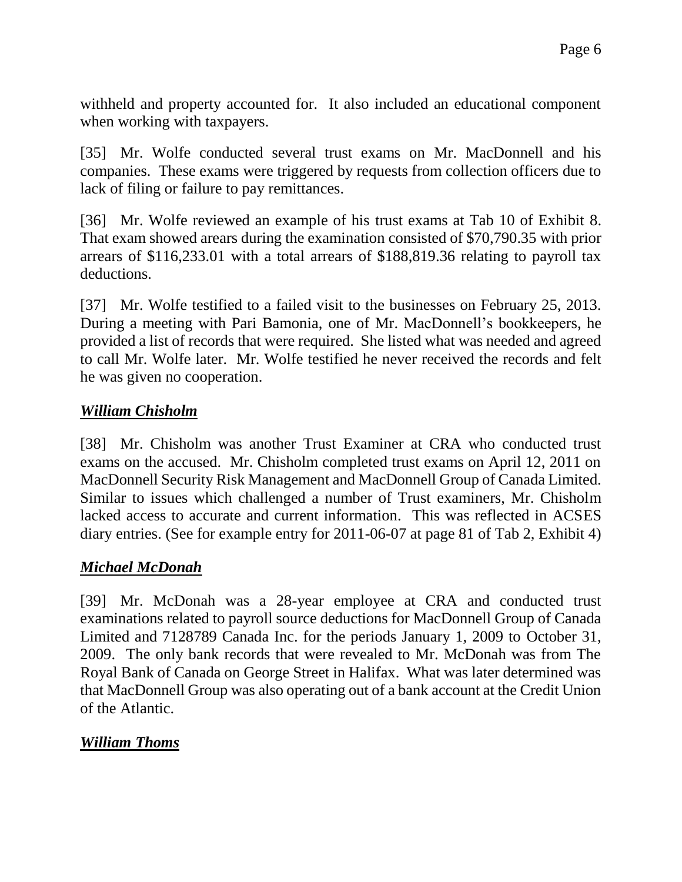withheld and property accounted for. It also included an educational component when working with taxpayers.

[35] Mr. Wolfe conducted several trust exams on Mr. MacDonnell and his companies. These exams were triggered by requests from collection officers due to lack of filing or failure to pay remittances.

[36] Mr. Wolfe reviewed an example of his trust exams at Tab 10 of Exhibit 8. That exam showed arears during the examination consisted of $70,790.35 with prior arrears of $116,233.01 with a total arrears of $188,819.36 relating to payroll tax deductions.

[37] Mr. Wolfe testified to a failed visit to the businesses on February 25, 2013. During a meeting with Pari Bamonia, one of Mr. MacDonnell's bookkeepers, he provided a list of records that were required. She listed what was needed and agreed to call Mr. Wolfe later. Mr. Wolfe testified he never received the records and felt he was given no cooperation.

***William Chisholm***

[38] Mr. Chisholm was another Trust Examiner at CRA who conducted trust exams on the accused. Mr. Chisholm completed trust exams on April 12, 2011 on MacDonnell Security Risk Management and MacDonnell Group of Canada Limited. Similar to issues which challenged a number of Trust examiners, Mr. Chisholm lacked access to accurate and current information. This was reflected in ACSES diary entries. (See for example entry for 2011-06-07 at page 81 of Tab 2, Exhibit 4)

***Michael McDonah***

[39] Mr. McDonah was a 28-year employee at CRA and conducted trust examinations related to payroll source deductions for MacDonnell Group of Canada Limited and 7128789 Canada Inc. for the periods January 1, 2009 to October 31, 2009. The only bank records that were revealed to Mr. McDonah was from The Royal Bank of Canada on George Street in Halifax. What was later determined was that MacDonnell Group was also operating out of a bank account at the Credit Union of the Atlantic.

***William Thoms***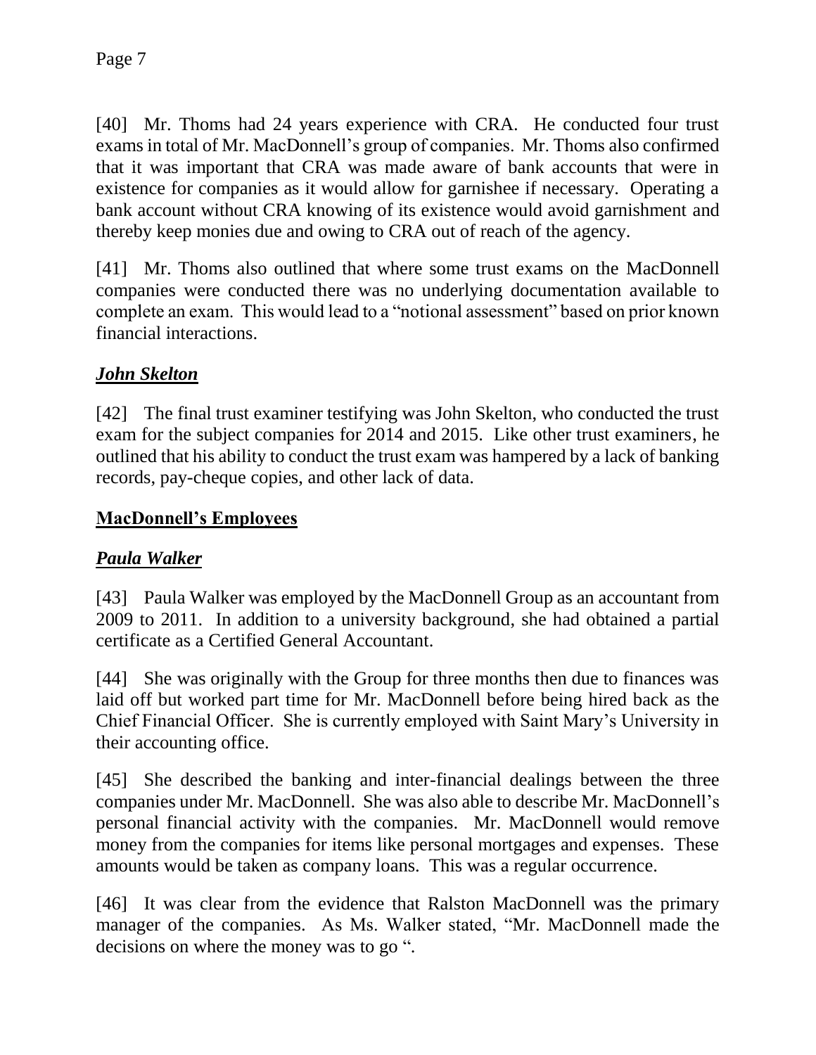[40] Mr. Thoms had 24 years experience with CRA. He conducted four trust exams in total of Mr. MacDonnell's group of companies. Mr. Thoms also confirmed that it was important that CRA was made aware of bank accounts that were in existence for companies as it would allow for garnishee if necessary. Operating a bank account without CRA knowing of its existence would avoid garnishment and thereby keep monies due and owing to CRA out of reach of the agency.

[41] Mr. Thoms also outlined that where some trust exams on the MacDonnell companies were conducted there was no underlying documentation available to complete an exam. This would lead to a "notional assessment" based on prior known financial interactions.

***John Skelton***

[42] The final trust examiner testifying was John Skelton, who conducted the trust exam for the subject companies for 2014 and 2015. Like other trust examiners, he outlined that his ability to conduct the trust exam was hampered by a lack of banking records, pay-cheque copies, and other lack of data.

**MacDonnell's Employees**

***Paula Walker***

[43] Paula Walker was employed by the MacDonnell Group as an accountant from 2009 to 2011. In addition to a university background, she had obtained a partial certificate as a Certified General Accountant.

[44] She was originally with the Group for three months then due to finances was laid off but worked part time for Mr. MacDonnell before being hired back as the Chief Financial Officer. She is currently employed with Saint Mary's University in their accounting office.

[45] She described the banking and inter-financial dealings between the three companies under Mr. MacDonnell. She was also able to describe Mr. MacDonnell's personal financial activity with the companies. Mr. MacDonnell would remove money from the companies for items like personal mortgages and expenses. These amounts would be taken as company loans. This was a regular occurrence.

[46] It was clear from the evidence that Ralston MacDonnell was the primary manager of the companies. As Ms. Walker stated, "Mr. MacDonnell made the decisions on where the money was to go ".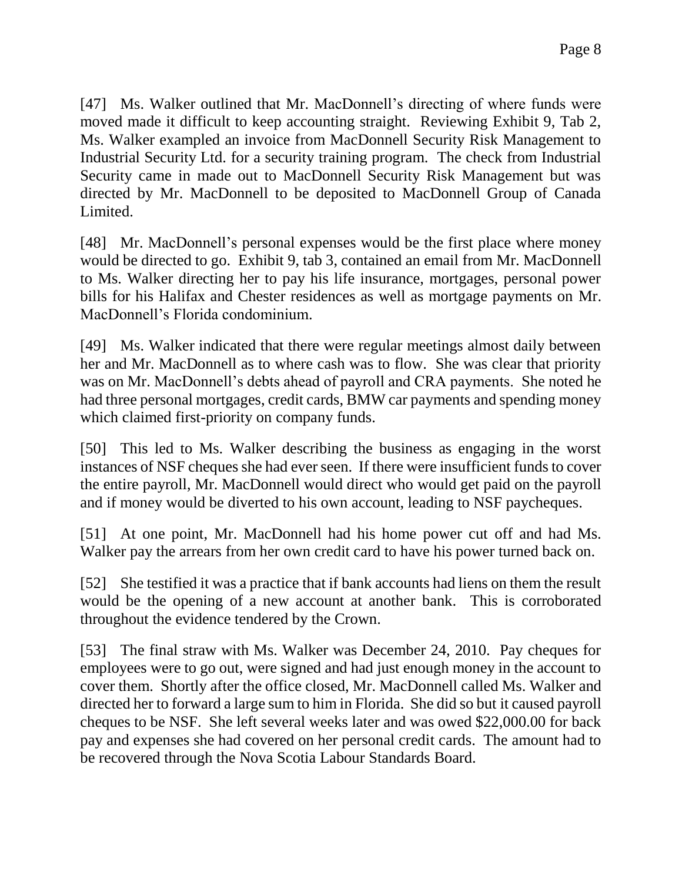[47] Ms. Walker outlined that Mr. MacDonnell's directing of where funds were moved made it difficult to keep accounting straight. Reviewing Exhibit 9, Tab 2, Ms. Walker exampled an invoice from MacDonnell Security Risk Management to Industrial Security Ltd. for a security training program. The check from Industrial Security came in made out to MacDonnell Security Risk Management but was directed by Mr. MacDonnell to be deposited to MacDonnell Group of Canada Limited.

[48] Mr. MacDonnell's personal expenses would be the first place where money would be directed to go. Exhibit 9, tab 3, contained an email from Mr. MacDonnell to Ms. Walker directing her to pay his life insurance, mortgages, personal power bills for his Halifax and Chester residences as well as mortgage payments on Mr. MacDonnell's Florida condominium.

[49] Ms. Walker indicated that there were regular meetings almost daily between her and Mr. MacDonnell as to where cash was to flow. She was clear that priority was on Mr. MacDonnell's debts ahead of payroll and CRA payments. She noted he had three personal mortgages, credit cards, BMW car payments and spending money which claimed first-priority on company funds.

[50] This led to Ms. Walker describing the business as engaging in the worst instances of NSF cheques she had ever seen. If there were insufficient funds to cover the entire payroll, Mr. MacDonnell would direct who would get paid on the payroll and if money would be diverted to his own account, leading to NSF paycheques.

[51] At one point, Mr. MacDonnell had his home power cut off and had Ms. Walker pay the arrears from her own credit card to have his power turned back on.

[52] She testified it was a practice that if bank accounts had liens on them the result would be the opening of a new account at another bank. This is corroborated throughout the evidence tendered by the Crown.

[53] The final straw with Ms. Walker was December 24, 2010. Pay cheques for employees were to go out, were signed and had just enough money in the account to cover them. Shortly after the office closed, Mr. MacDonnell called Ms. Walker and directed her to forward a large sum to him in Florida. She did so but it caused payroll cheques to be NSF. She left several weeks later and was owed $22,000.00 for back pay and expenses she had covered on her personal credit cards. The amount had to be recovered through the Nova Scotia Labour Standards Board.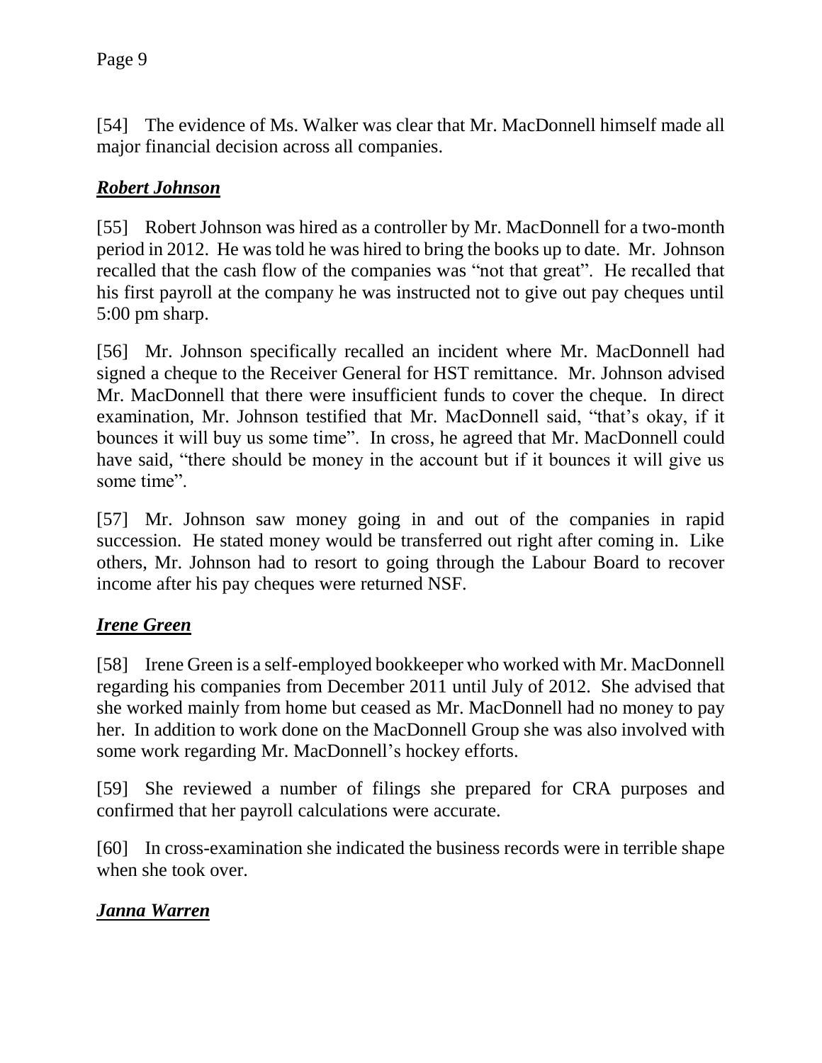[54] The evidence of Ms. Walker was clear that Mr. MacDonnell himself made all major financial decision across all companies.

### ***Robert Johnson***

[55] Robert Johnson was hired as a controller by Mr. MacDonnell for a two-month period in 2012. He was told he was hired to bring the books up to date. Mr. Johnson recalled that the cash flow of the companies was "not that great". He recalled that his first payroll at the company he was instructed not to give out pay cheques until 5:00 pm sharp.

[56] Mr. Johnson specifically recalled an incident where Mr. MacDonnell had signed a cheque to the Receiver General for HST remittance. Mr. Johnson advised Mr. MacDonnell that there were insufficient funds to cover the cheque. In direct examination, Mr. Johnson testified that Mr. MacDonnell said, "that's okay, if it bounces it will buy us some time". In cross, he agreed that Mr. MacDonnell could have said, "there should be money in the account but if it bounces it will give us some time".

[57] Mr. Johnson saw money going in and out of the companies in rapid succession. He stated money would be transferred out right after coming in. Like others, Mr. Johnson had to resort to going through the Labour Board to recover income after his pay cheques were returned NSF.

### ***Irene Green***

[58] Irene Green is a self-employed bookkeeper who worked with Mr. MacDonnell regarding his companies from December 2011 until July of 2012. She advised that she worked mainly from home but ceased as Mr. MacDonnell had no money to pay her. In addition to work done on the MacDonnell Group she was also involved with some work regarding Mr. MacDonnell's hockey efforts.

[59] She reviewed a number of filings she prepared for CRA purposes and confirmed that her payroll calculations were accurate.

[60] In cross-examination she indicated the business records were in terrible shape when she took over.

### ***Janna Warren***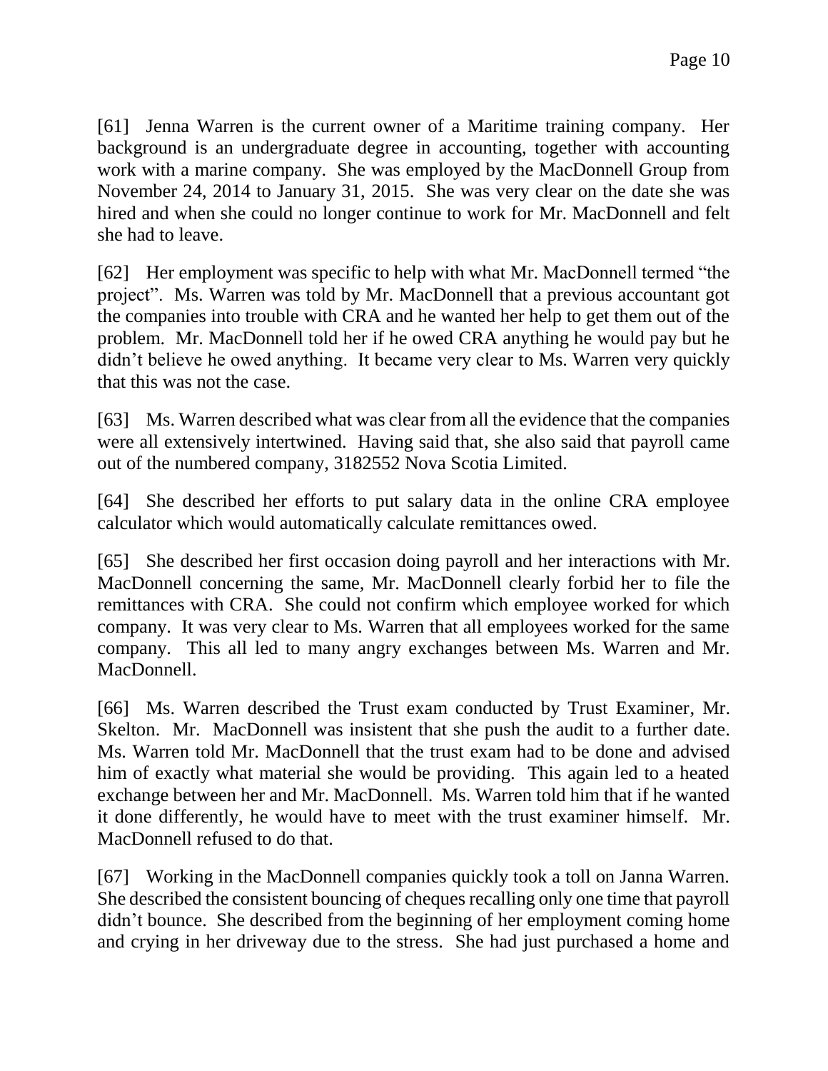[61] Jenna Warren is the current owner of a Maritime training company. Her background is an undergraduate degree in accounting, together with accounting work with a marine company. She was employed by the MacDonnell Group from November 24, 2014 to January 31, 2015. She was very clear on the date she was hired and when she could no longer continue to work for Mr. MacDonnell and felt she had to leave.

[62] Her employment was specific to help with what Mr. MacDonnell termed "the project". Ms. Warren was told by Mr. MacDonnell that a previous accountant got the companies into trouble with CRA and he wanted her help to get them out of the problem. Mr. MacDonnell told her if he owed CRA anything he would pay but he didn't believe he owed anything. It became very clear to Ms. Warren very quickly that this was not the case.

[63] Ms. Warren described what was clear from all the evidence that the companies were all extensively intertwined. Having said that, she also said that payroll came out of the numbered company, 3182552 Nova Scotia Limited.

[64] She described her efforts to put salary data in the online CRA employee calculator which would automatically calculate remittances owed.

[65] She described her first occasion doing payroll and her interactions with Mr. MacDonnell concerning the same, Mr. MacDonnell clearly forbid her to file the remittances with CRA. She could not confirm which employee worked for which company. It was very clear to Ms. Warren that all employees worked for the same company. This all led to many angry exchanges between Ms. Warren and Mr. MacDonnell.

[66] Ms. Warren described the Trust exam conducted by Trust Examiner, Mr. Skelton. Mr. MacDonnell was insistent that she push the audit to a further date. Ms. Warren told Mr. MacDonnell that the trust exam had to be done and advised him of exactly what material she would be providing. This again led to a heated exchange between her and Mr. MacDonnell. Ms. Warren told him that if he wanted it done differently, he would have to meet with the trust examiner himself. Mr. MacDonnell refused to do that.

[67] Working in the MacDonnell companies quickly took a toll on Janna Warren. She described the consistent bouncing of cheques recalling only one time that payroll didn't bounce. She described from the beginning of her employment coming home and crying in her driveway due to the stress. She had just purchased a home and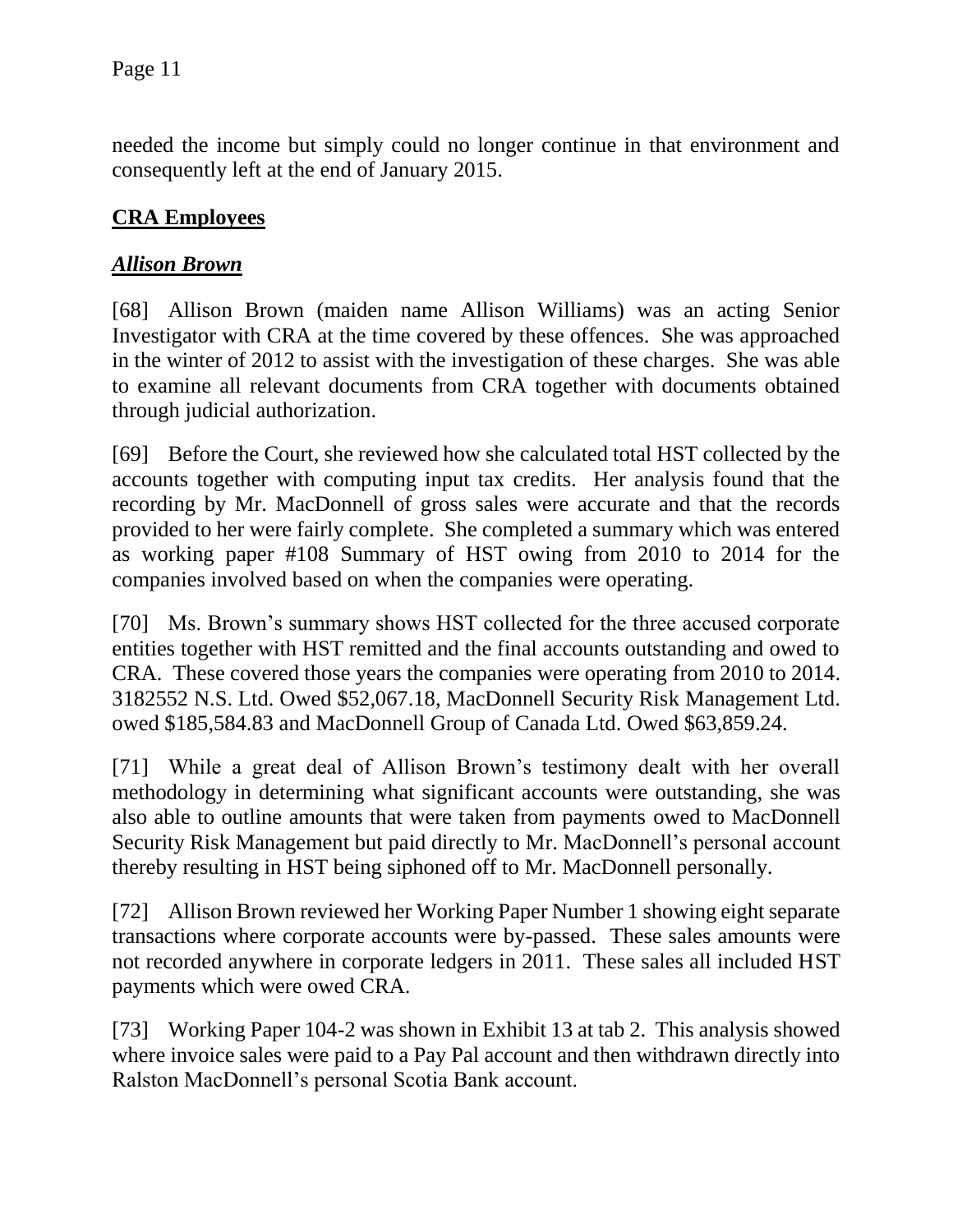needed the income but simply could no longer continue in that environment and consequently left at the end of January 2015.

## **CRA Employees**

### ***Allison Brown***

[68] Allison Brown (maiden name Allison Williams) was an acting Senior Investigator with CRA at the time covered by these offences. She was approached in the winter of 2012 to assist with the investigation of these charges. She was able to examine all relevant documents from CRA together with documents obtained through judicial authorization.

[69] Before the Court, she reviewed how she calculated total HST collected by the accounts together with computing input tax credits. Her analysis found that the recording by Mr. MacDonnell of gross sales were accurate and that the records provided to her were fairly complete. She completed a summary which was entered as working paper #108 Summary of HST owing from 2010 to 2014 for the companies involved based on when the companies were operating.

[70] Ms. Brown's summary shows HST collected for the three accused corporate entities together with HST remitted and the final accounts outstanding and owed to CRA. These covered those years the companies were operating from 2010 to 2014. 3182552 N.S. Ltd. Owed $52,067.18, MacDonnell Security Risk Management Ltd. owed $185,584.83 and MacDonnell Group of Canada Ltd. Owed $63,859.24.

[71] While a great deal of Allison Brown's testimony dealt with her overall methodology in determining what significant accounts were outstanding, she was also able to outline amounts that were taken from payments owed to MacDonnell Security Risk Management but paid directly to Mr. MacDonnell's personal account thereby resulting in HST being siphoned off to Mr. MacDonnell personally.

[72] Allison Brown reviewed her Working Paper Number 1 showing eight separate transactions where corporate accounts were by-passed. These sales amounts were not recorded anywhere in corporate ledgers in 2011. These sales all included HST payments which were owed CRA.

[73] Working Paper 104-2 was shown in Exhibit 13 at tab 2. This analysis showed where invoice sales were paid to a Pay Pal account and then withdrawn directly into Ralston MacDonnell's personal Scotia Bank account.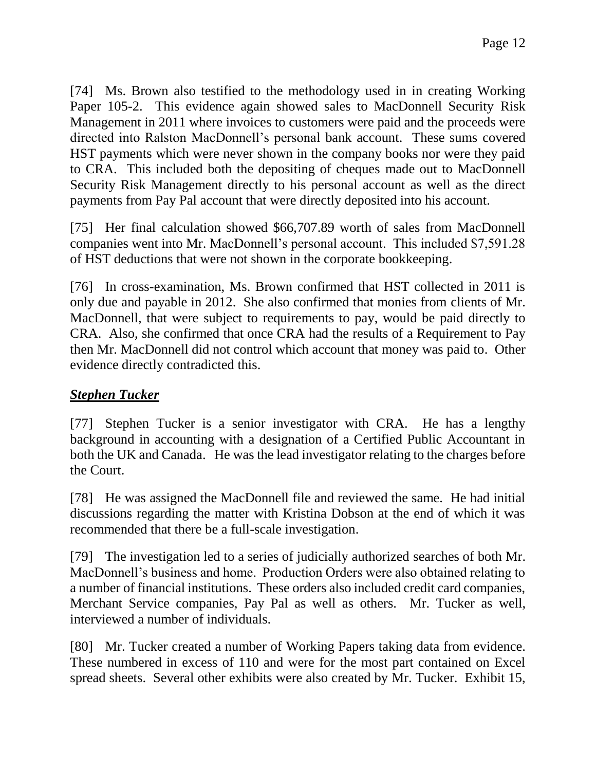[74] Ms. Brown also testified to the methodology used in in creating Working Paper 105-2. This evidence again showed sales to MacDonnell Security Risk Management in 2011 where invoices to customers were paid and the proceeds were directed into Ralston MacDonnell's personal bank account. These sums covered HST payments which were never shown in the company books nor were they paid to CRA. This included both the depositing of cheques made out to MacDonnell Security Risk Management directly to his personal account as well as the direct payments from Pay Pal account that were directly deposited into his account.

[75] Her final calculation showed $66,707.89 worth of sales from MacDonnell companies went into Mr. MacDonnell's personal account. This included $7,591.28 of HST deductions that were not shown in the corporate bookkeeping.

[76] In cross-examination, Ms. Brown confirmed that HST collected in 2011 is only due and payable in 2012. She also confirmed that monies from clients of Mr. MacDonnell, that were subject to requirements to pay, would be paid directly to CRA. Also, she confirmed that once CRA had the results of a Requirement to Pay then Mr. MacDonnell did not control which account that money was paid to. Other evidence directly contradicted this.

## ***Stephen Tucker***

[77] Stephen Tucker is a senior investigator with CRA. He has a lengthy background in accounting with a designation of a Certified Public Accountant in both the UK and Canada. He was the lead investigator relating to the charges before the Court.

[78] He was assigned the MacDonnell file and reviewed the same. He had initial discussions regarding the matter with Kristina Dobson at the end of which it was recommended that there be a full-scale investigation.

[79] The investigation led to a series of judicially authorized searches of both Mr. MacDonnell's business and home. Production Orders were also obtained relating to a number of financial institutions. These orders also included credit card companies, Merchant Service companies, Pay Pal as well as others. Mr. Tucker as well, interviewed a number of individuals.

[80] Mr. Tucker created a number of Working Papers taking data from evidence. These numbered in excess of 110 and were for the most part contained on Excel spread sheets. Several other exhibits were also created by Mr. Tucker. Exhibit 15,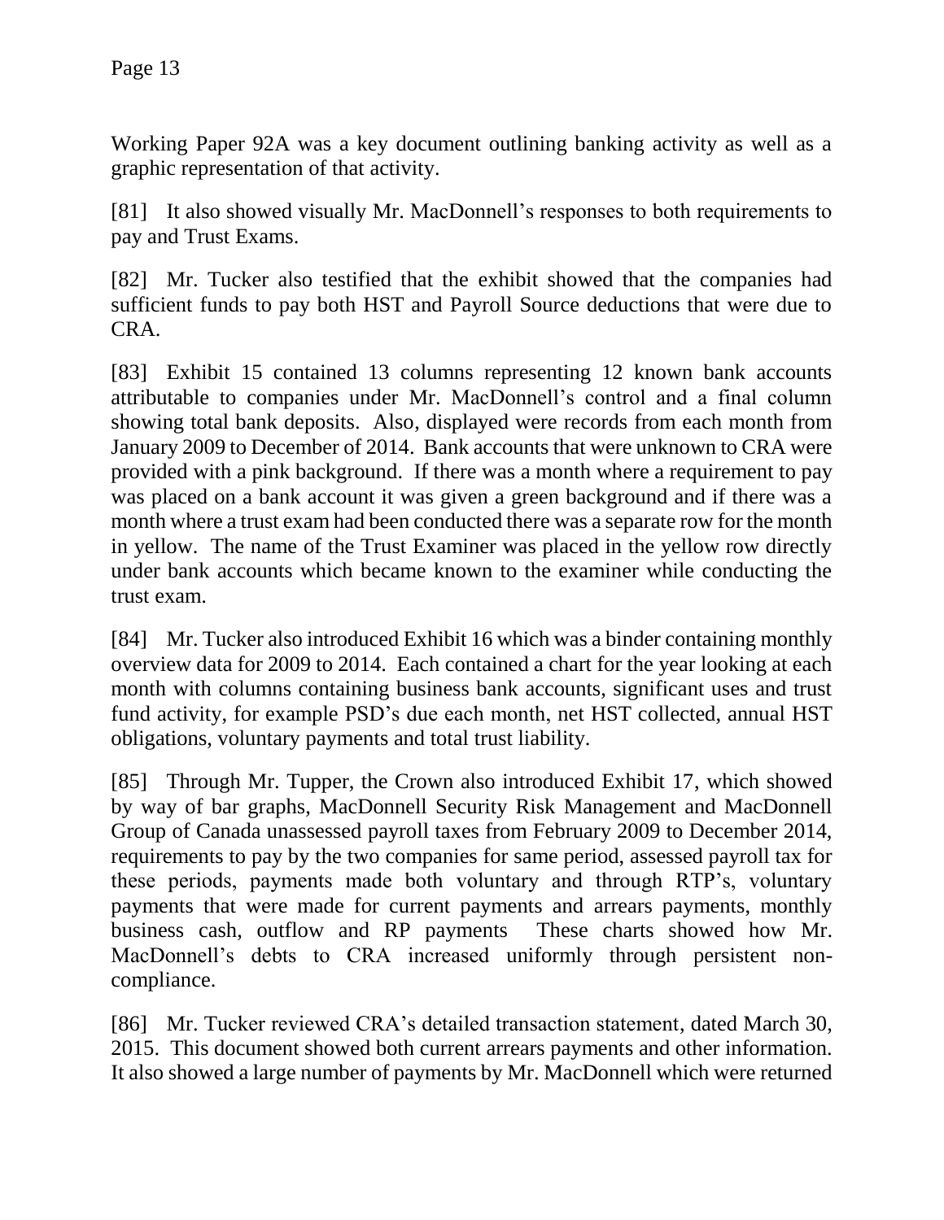Working Paper 92A was a key document outlining banking activity as well as a graphic representation of that activity.

[81] It also showed visually Mr. MacDonnell's responses to both requirements to pay and Trust Exams.

[82] Mr. Tucker also testified that the exhibit showed that the companies had sufficient funds to pay both HST and Payroll Source deductions that were due to CRA.

[83] Exhibit 15 contained 13 columns representing 12 known bank accounts attributable to companies under Mr. MacDonnell's control and a final column showing total bank deposits. Also, displayed were records from each month from January 2009 to December of 2014. Bank accounts that were unknown to CRA were provided with a pink background. If there was a month where a requirement to pay was placed on a bank account it was given a green background and if there was a month where a trust exam had been conducted there was a separate row for the month in yellow. The name of the Trust Examiner was placed in the yellow row directly under bank accounts which became known to the examiner while conducting the trust exam.

[84] Mr. Tucker also introduced Exhibit 16 which was a binder containing monthly overview data for 2009 to 2014. Each contained a chart for the year looking at each month with columns containing business bank accounts, significant uses and trust fund activity, for example PSD's due each month, net HST collected, annual HST obligations, voluntary payments and total trust liability.

[85] Through Mr. Tupper, the Crown also introduced Exhibit 17, which showed by way of bar graphs, MacDonnell Security Risk Management and MacDonnell Group of Canada unassessed payroll taxes from February 2009 to December 2014, requirements to pay by the two companies for same period, assessed payroll tax for these periods, payments made both voluntary and through RTP's, voluntary payments that were made for current payments and arrears payments, monthly business cash, outflow and RP payments These charts showed how Mr. MacDonnell's debts to CRA increased uniformly through persistent non-compliance.

[86] Mr. Tucker reviewed CRA's detailed transaction statement, dated March 30, 2015. This document showed both current arrears payments and other information. It also showed a large number of payments by Mr. MacDonnell which were returned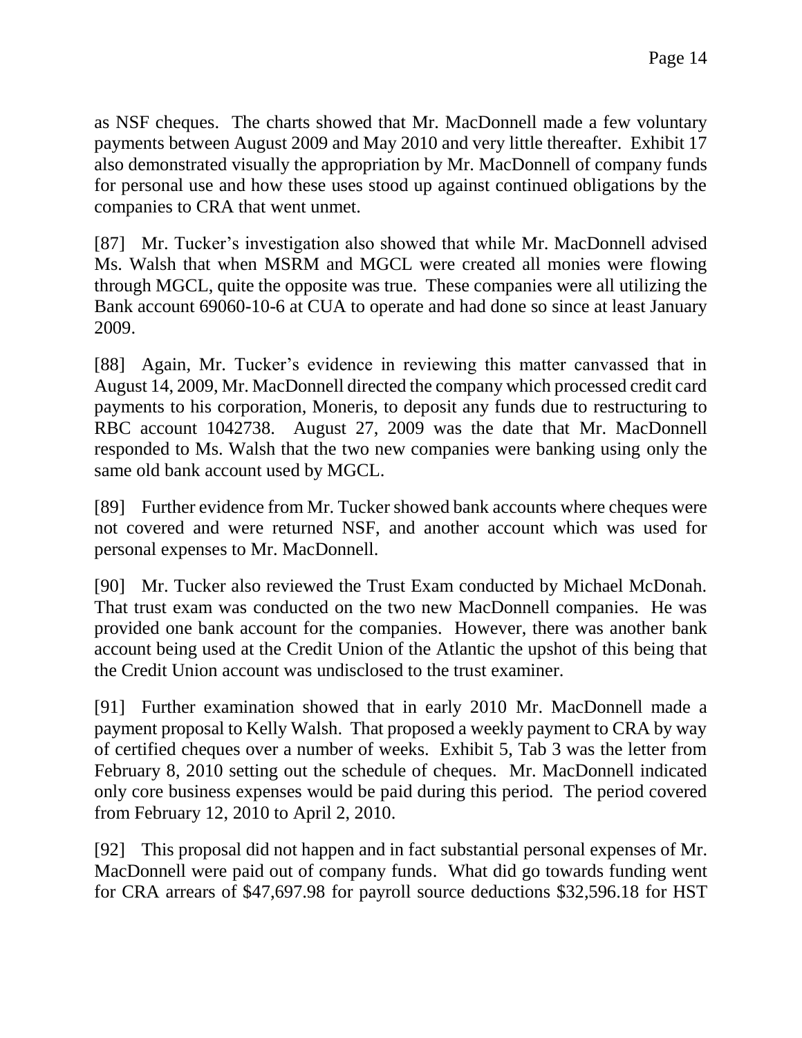as NSF cheques. The charts showed that Mr. MacDonnell made a few voluntary payments between August 2009 and May 2010 and very little thereafter. Exhibit 17 also demonstrated visually the appropriation by Mr. MacDonnell of company funds for personal use and how these uses stood up against continued obligations by the companies to CRA that went unmet.

[87] Mr. Tucker's investigation also showed that while Mr. MacDonnell advised Ms. Walsh that when MSRM and MGCL were created all monies were flowing through MGCL, quite the opposite was true. These companies were all utilizing the Bank account 69060-10-6 at CUA to operate and had done so since at least January 2009.

[88] Again, Mr. Tucker's evidence in reviewing this matter canvassed that in August 14, 2009, Mr. MacDonnell directed the company which processed credit card payments to his corporation, Moneris, to deposit any funds due to restructuring to RBC account 1042738. August 27, 2009 was the date that Mr. MacDonnell responded to Ms. Walsh that the two new companies were banking using only the same old bank account used by MGCL.

[89] Further evidence from Mr. Tucker showed bank accounts where cheques were not covered and were returned NSF, and another account which was used for personal expenses to Mr. MacDonnell.

[90] Mr. Tucker also reviewed the Trust Exam conducted by Michael McDonah. That trust exam was conducted on the two new MacDonnell companies. He was provided one bank account for the companies. However, there was another bank account being used at the Credit Union of the Atlantic the upshot of this being that the Credit Union account was undisclosed to the trust examiner.

[91] Further examination showed that in early 2010 Mr. MacDonnell made a payment proposal to Kelly Walsh. That proposed a weekly payment to CRA by way of certified cheques over a number of weeks. Exhibit 5, Tab 3 was the letter from February 8, 2010 setting out the schedule of cheques. Mr. MacDonnell indicated only core business expenses would be paid during this period. The period covered from February 12, 2010 to April 2, 2010.

[92] This proposal did not happen and in fact substantial personal expenses of Mr. MacDonnell were paid out of company funds. What did go towards funding went for CRA arrears of $47,697.98 for payroll source deductions $32,596.18 for HST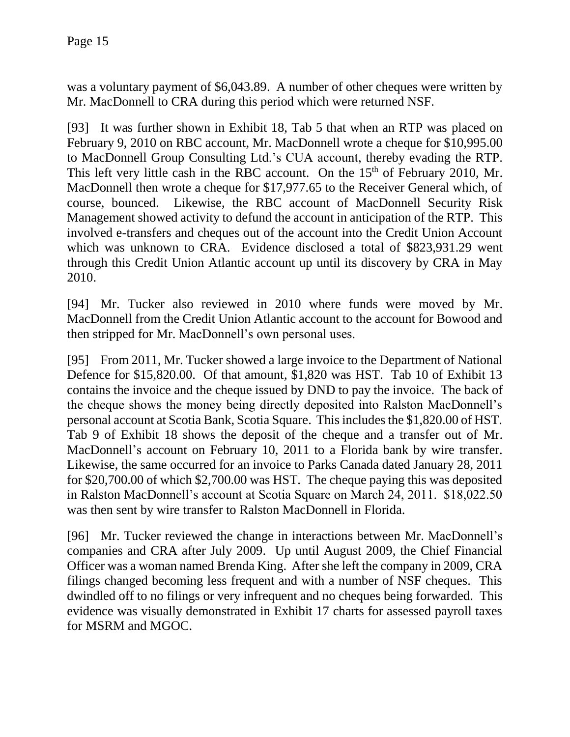was a voluntary payment of $6,043.89. A number of other cheques were written by Mr. MacDonnell to CRA during this period which were returned NSF.

[93] It was further shown in Exhibit 18, Tab 5 that when an RTP was placed on February 9, 2010 on RBC account, Mr. MacDonnell wrote a cheque for $10,995.00 to MacDonnell Group Consulting Ltd.'s CUA account, thereby evading the RTP. This left very little cash in the RBC account. On the 15th of February 2010, Mr. MacDonnell then wrote a cheque for $17,977.65 to the Receiver General which, of course, bounced. Likewise, the RBC account of MacDonnell Security Risk Management showed activity to defund the account in anticipation of the RTP. This involved e-transfers and cheques out of the account into the Credit Union Account which was unknown to CRA. Evidence disclosed a total of $823,931.29 went through this Credit Union Atlantic account up until its discovery by CRA in May 2010.

[94] Mr. Tucker also reviewed in 2010 where funds were moved by Mr. MacDonnell from the Credit Union Atlantic account to the account for Bowood and then stripped for Mr. MacDonnell's own personal uses.

[95] From 2011, Mr. Tucker showed a large invoice to the Department of National Defence for $15,820.00. Of that amount, $1,820 was HST. Tab 10 of Exhibit 13 contains the invoice and the cheque issued by DND to pay the invoice. The back of the cheque shows the money being directly deposited into Ralston MacDonnell's personal account at Scotia Bank, Scotia Square. This includes the $1,820.00 of HST. Tab 9 of Exhibit 18 shows the deposit of the cheque and a transfer out of Mr. MacDonnell's account on February 10, 2011 to a Florida bank by wire transfer. Likewise, the same occurred for an invoice to Parks Canada dated January 28, 2011 for $20,700.00 of which $2,700.00 was HST. The cheque paying this was deposited in Ralston MacDonnell's account at Scotia Square on March 24, 2011. $18,022.50 was then sent by wire transfer to Ralston MacDonnell in Florida.

[96] Mr. Tucker reviewed the change in interactions between Mr. MacDonnell's companies and CRA after July 2009. Up until August 2009, the Chief Financial Officer was a woman named Brenda King. After she left the company in 2009, CRA filings changed becoming less frequent and with a number of NSF cheques. This dwindled off to no filings or very infrequent and no cheques being forwarded. This evidence was visually demonstrated in Exhibit 17 charts for assessed payroll taxes for MSRM and MGOC.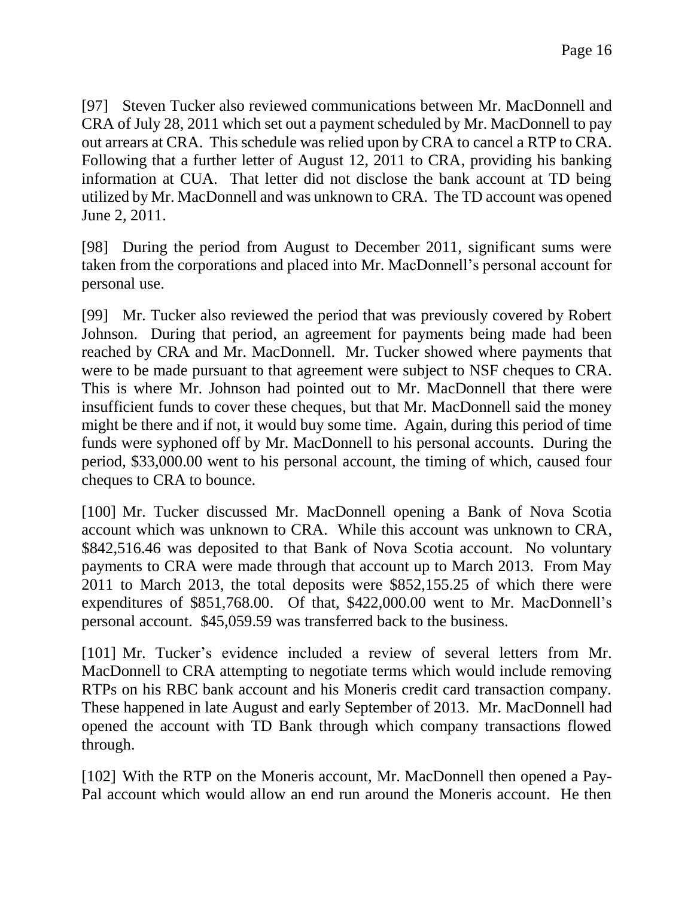[97] Steven Tucker also reviewed communications between Mr. MacDonnell and CRA of July 28, 2011 which set out a payment scheduled by Mr. MacDonnell to pay out arrears at CRA. This schedule was relied upon by CRA to cancel a RTP to CRA. Following that a further letter of August 12, 2011 to CRA, providing his banking information at CUA. That letter did not disclose the bank account at TD being utilized by Mr. MacDonnell and was unknown to CRA. The TD account was opened June 2, 2011.

[98] During the period from August to December 2011, significant sums were taken from the corporations and placed into Mr. MacDonnell's personal account for personal use.

[99] Mr. Tucker also reviewed the period that was previously covered by Robert Johnson. During that period, an agreement for payments being made had been reached by CRA and Mr. MacDonnell. Mr. Tucker showed where payments that were to be made pursuant to that agreement were subject to NSF cheques to CRA. This is where Mr. Johnson had pointed out to Mr. MacDonnell that there were insufficient funds to cover these cheques, but that Mr. MacDonnell said the money might be there and if not, it would buy some time. Again, during this period of time funds were syphoned off by Mr. MacDonnell to his personal accounts. During the period, $33,000.00 went to his personal account, the timing of which, caused four cheques to CRA to bounce.

[100] Mr. Tucker discussed Mr. MacDonnell opening a Bank of Nova Scotia account which was unknown to CRA. While this account was unknown to CRA, $842,516.46 was deposited to that Bank of Nova Scotia account. No voluntary payments to CRA were made through that account up to March 2013. From May 2011 to March 2013, the total deposits were $852,155.25 of which there were expenditures of $851,768.00. Of that, $422,000.00 went to Mr. MacDonnell's personal account. $45,059.59 was transferred back to the business.

[101] Mr. Tucker's evidence included a review of several letters from Mr. MacDonnell to CRA attempting to negotiate terms which would include removing RTPs on his RBC bank account and his Moneris credit card transaction company. These happened in late August and early September of 2013. Mr. MacDonnell had opened the account with TD Bank through which company transactions flowed through.

[102] With the RTP on the Moneris account, Mr. MacDonnell then opened a Pay-Pal account which would allow an end run around the Moneris account. He then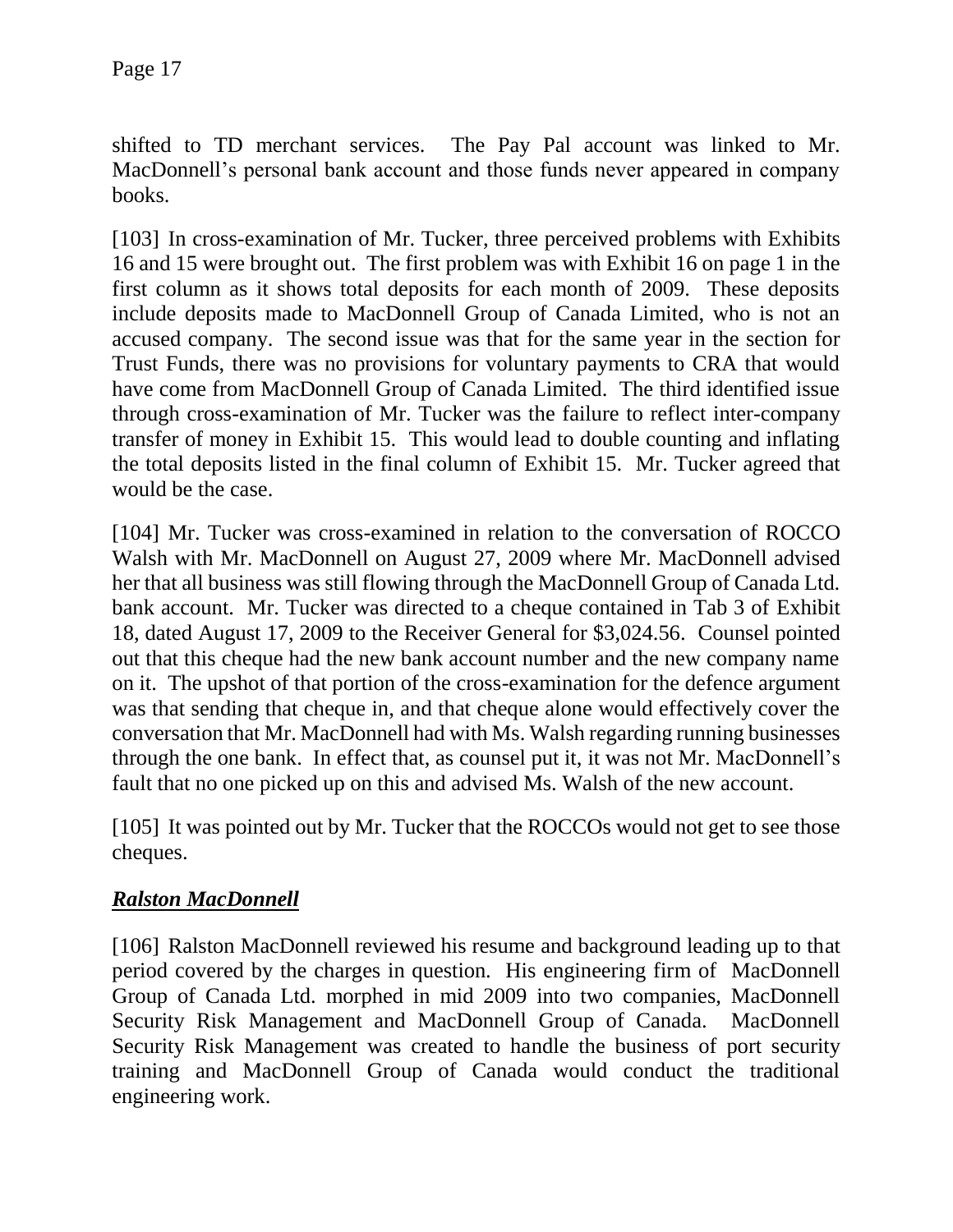shifted to TD merchant services. The Pay Pal account was linked to Mr. MacDonnell's personal bank account and those funds never appeared in company books.

[103] In cross-examination of Mr. Tucker, three perceived problems with Exhibits 16 and 15 were brought out. The first problem was with Exhibit 16 on page 1 in the first column as it shows total deposits for each month of 2009. These deposits include deposits made to MacDonnell Group of Canada Limited, who is not an accused company. The second issue was that for the same year in the section for Trust Funds, there was no provisions for voluntary payments to CRA that would have come from MacDonnell Group of Canada Limited. The third identified issue through cross-examination of Mr. Tucker was the failure to reflect inter-company transfer of money in Exhibit 15. This would lead to double counting and inflating the total deposits listed in the final column of Exhibit 15. Mr. Tucker agreed that would be the case.

[104] Mr. Tucker was cross-examined in relation to the conversation of ROCCO Walsh with Mr. MacDonnell on August 27, 2009 where Mr. MacDonnell advised her that all business was still flowing through the MacDonnell Group of Canada Ltd. bank account. Mr. Tucker was directed to a cheque contained in Tab 3 of Exhibit 18, dated August 17, 2009 to the Receiver General for $3,024.56. Counsel pointed out that this cheque had the new bank account number and the new company name on it. The upshot of that portion of the cross-examination for the defence argument was that sending that cheque in, and that cheque alone would effectively cover the conversation that Mr. MacDonnell had with Ms. Walsh regarding running businesses through the one bank. In effect that, as counsel put it, it was not Mr. MacDonnell's fault that no one picked up on this and advised Ms. Walsh of the new account.

[105] It was pointed out by Mr. Tucker that the ROCCOs would not get to see those cheques.

***Ralston MacDonnell***

[106] Ralston MacDonnell reviewed his resume and background leading up to that period covered by the charges in question. His engineering firm of MacDonnell Group of Canada Ltd. morphed in mid 2009 into two companies, MacDonnell Security Risk Management and MacDonnell Group of Canada. MacDonnell Security Risk Management was created to handle the business of port security training and MacDonnell Group of Canada would conduct the traditional engineering work.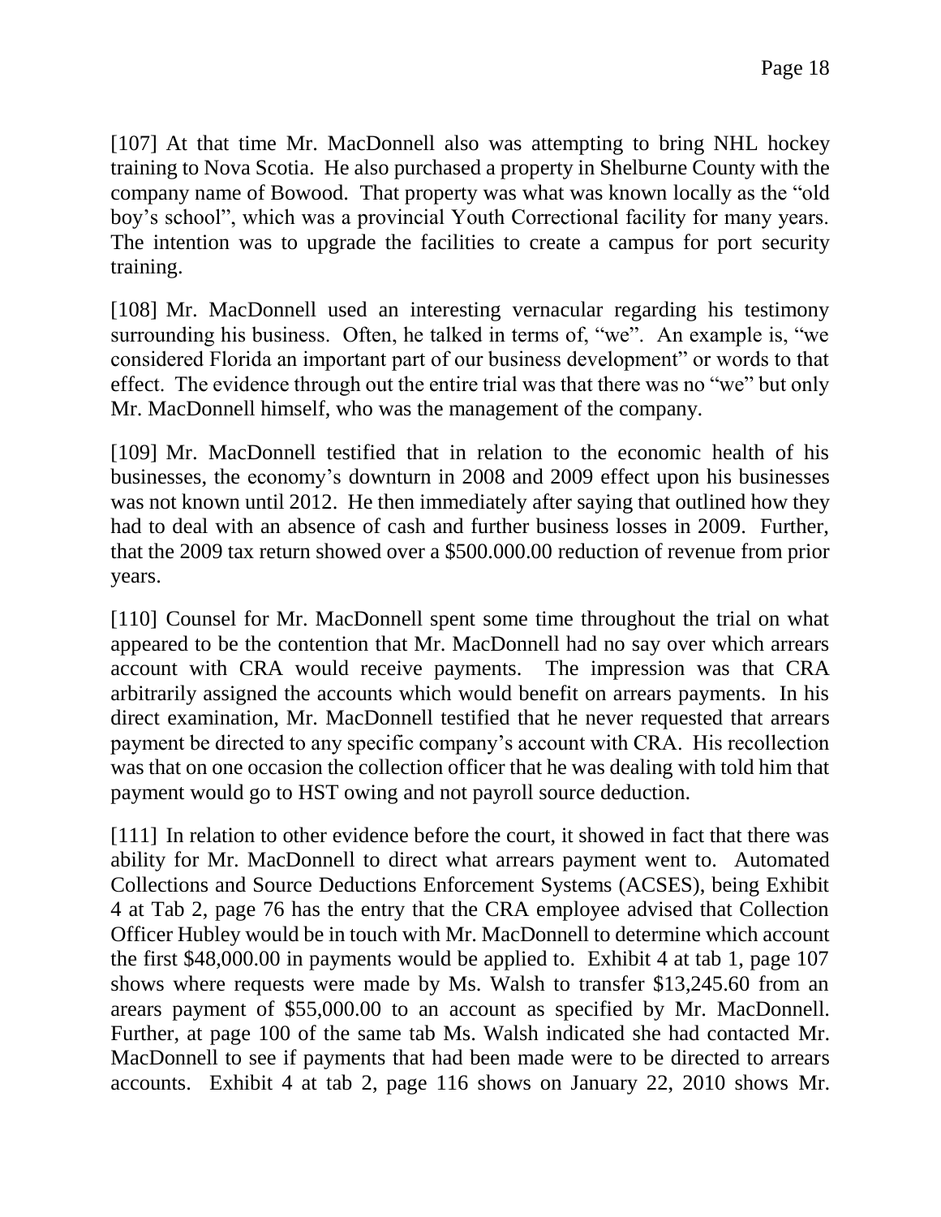[107] At that time Mr. MacDonnell also was attempting to bring NHL hockey training to Nova Scotia. He also purchased a property in Shelburne County with the company name of Bowood. That property was what was known locally as the "old boy's school", which was a provincial Youth Correctional facility for many years. The intention was to upgrade the facilities to create a campus for port security training.

[108] Mr. MacDonnell used an interesting vernacular regarding his testimony surrounding his business. Often, he talked in terms of, "we". An example is, "we considered Florida an important part of our business development" or words to that effect. The evidence through out the entire trial was that there was no "we" but only Mr. MacDonnell himself, who was the management of the company.

[109] Mr. MacDonnell testified that in relation to the economic health of his businesses, the economy's downturn in 2008 and 2009 effect upon his businesses was not known until 2012. He then immediately after saying that outlined how they had to deal with an absence of cash and further business losses in 2009. Further, that the 2009 tax return showed over a \$500.000.00 reduction of revenue from prior years.

[110] Counsel for Mr. MacDonnell spent some time throughout the trial on what appeared to be the contention that Mr. MacDonnell had no say over which arrears account with CRA would receive payments. The impression was that CRA arbitrarily assigned the accounts which would benefit on arrears payments. In his direct examination, Mr. MacDonnell testified that he never requested that arrears payment be directed to any specific company's account with CRA. His recollection was that on one occasion the collection officer that he was dealing with told him that payment would go to HST owing and not payroll source deduction.

[111] In relation to other evidence before the court, it showed in fact that there was ability for Mr. MacDonnell to direct what arrears payment went to. Automated Collections and Source Deductions Enforcement Systems (ACSES), being Exhibit 4 at Tab 2, page 76 has the entry that the CRA employee advised that Collection Officer Hubley would be in touch with Mr. MacDonnell to determine which account the first \$48,000.00 in payments would be applied to. Exhibit 4 at tab 1, page 107 shows where requests were made by Ms. Walsh to transfer \$13,245.60 from an arears payment of \$55,000.00 to an account as specified by Mr. MacDonnell. Further, at page 100 of the same tab Ms. Walsh indicated she had contacted Mr. MacDonnell to see if payments that had been made were to be directed to arrears accounts. Exhibit 4 at tab 2, page 116 shows on January 22, 2010 shows Mr.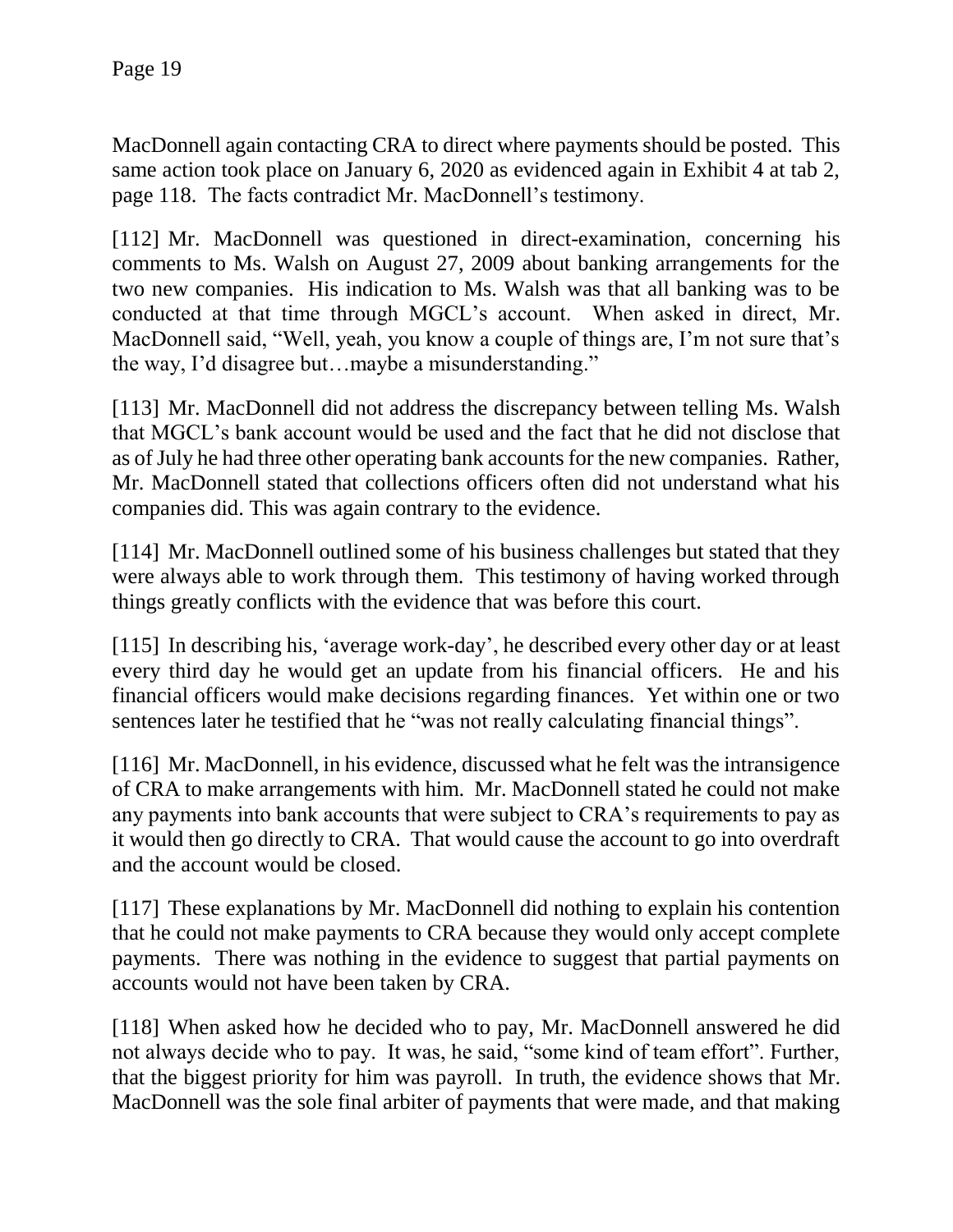MacDonnell again contacting CRA to direct where payments should be posted. This same action took place on January 6, 2020 as evidenced again in Exhibit 4 at tab 2, page 118. The facts contradict Mr. MacDonnell's testimony.

[112] Mr. MacDonnell was questioned in direct-examination, concerning his comments to Ms. Walsh on August 27, 2009 about banking arrangements for the two new companies. His indication to Ms. Walsh was that all banking was to be conducted at that time through MGCL's account. When asked in direct, Mr. MacDonnell said, "Well, yeah, you know a couple of things are, I'm not sure that's the way, I'd disagree but…maybe a misunderstanding."

[113] Mr. MacDonnell did not address the discrepancy between telling Ms. Walsh that MGCL's bank account would be used and the fact that he did not disclose that as of July he had three other operating bank accounts for the new companies. Rather, Mr. MacDonnell stated that collections officers often did not understand what his companies did. This was again contrary to the evidence.

[114] Mr. MacDonnell outlined some of his business challenges but stated that they were always able to work through them. This testimony of having worked through things greatly conflicts with the evidence that was before this court.

[115] In describing his, 'average work-day', he described every other day or at least every third day he would get an update from his financial officers. He and his financial officers would make decisions regarding finances. Yet within one or two sentences later he testified that he "was not really calculating financial things".

[116] Mr. MacDonnell, in his evidence, discussed what he felt was the intransigence of CRA to make arrangements with him. Mr. MacDonnell stated he could not make any payments into bank accounts that were subject to CRA's requirements to pay as it would then go directly to CRA. That would cause the account to go into overdraft and the account would be closed.

[117] These explanations by Mr. MacDonnell did nothing to explain his contention that he could not make payments to CRA because they would only accept complete payments. There was nothing in the evidence to suggest that partial payments on accounts would not have been taken by CRA.

[118] When asked how he decided who to pay, Mr. MacDonnell answered he did not always decide who to pay. It was, he said, "some kind of team effort". Further, that the biggest priority for him was payroll. In truth, the evidence shows that Mr. MacDonnell was the sole final arbiter of payments that were made, and that making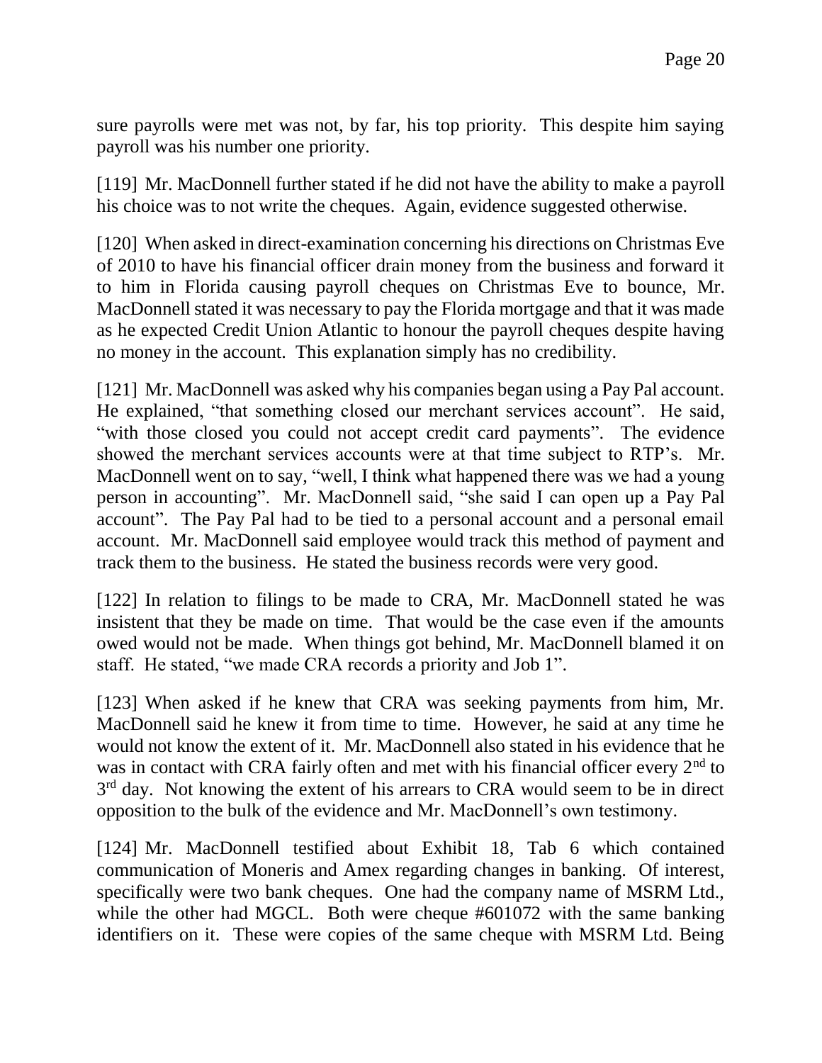sure payrolls were met was not, by far, his top priority. This despite him saying payroll was his number one priority.

[119] Mr. MacDonnell further stated if he did not have the ability to make a payroll his choice was to not write the cheques. Again, evidence suggested otherwise.

[120] When asked in direct-examination concerning his directions on Christmas Eve of 2010 to have his financial officer drain money from the business and forward it to him in Florida causing payroll cheques on Christmas Eve to bounce, Mr. MacDonnell stated it was necessary to pay the Florida mortgage and that it was made as he expected Credit Union Atlantic to honour the payroll cheques despite having no money in the account. This explanation simply has no credibility.

[121] Mr. MacDonnell was asked why his companies began using a Pay Pal account. He explained, "that something closed our merchant services account". He said, "with those closed you could not accept credit card payments". The evidence showed the merchant services accounts were at that time subject to RTP's. Mr. MacDonnell went on to say, "well, I think what happened there was we had a young person in accounting". Mr. MacDonnell said, "she said I can open up a Pay Pal account". The Pay Pal had to be tied to a personal account and a personal email account. Mr. MacDonnell said employee would track this method of payment and track them to the business. He stated the business records were very good.

[122] In relation to filings to be made to CRA, Mr. MacDonnell stated he was insistent that they be made on time. That would be the case even if the amounts owed would not be made. When things got behind, Mr. MacDonnell blamed it on staff. He stated, "we made CRA records a priority and Job 1".

[123] When asked if he knew that CRA was seeking payments from him, Mr. MacDonnell said he knew it from time to time. However, he said at any time he would not know the extent of it. Mr. MacDonnell also stated in his evidence that he was in contact with CRA fairly often and met with his financial officer every 2nd to 3rd day. Not knowing the extent of his arrears to CRA would seem to be in direct opposition to the bulk of the evidence and Mr. MacDonnell's own testimony.

[124] Mr. MacDonnell testified about Exhibit 18, Tab 6 which contained communication of Moneris and Amex regarding changes in banking. Of interest, specifically were two bank cheques. One had the company name of MSRM Ltd., while the other had MGCL. Both were cheque #601072 with the same banking identifiers on it. These were copies of the same cheque with MSRM Ltd. Being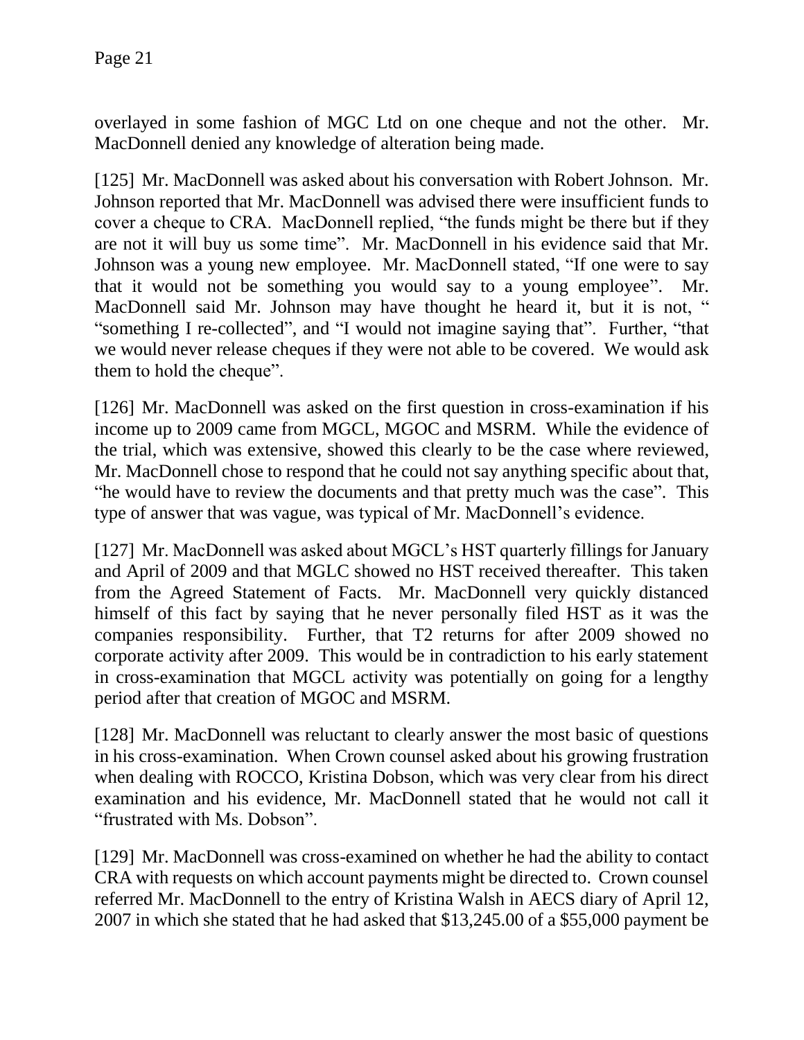overlayed in some fashion of MGC Ltd on one cheque and not the other. Mr. MacDonnell denied any knowledge of alteration being made.

[125] Mr. MacDonnell was asked about his conversation with Robert Johnson. Mr. Johnson reported that Mr. MacDonnell was advised there were insufficient funds to cover a cheque to CRA. MacDonnell replied, "the funds might be there but if they are not it will buy us some time". Mr. MacDonnell in his evidence said that Mr. Johnson was a young new employee. Mr. MacDonnell stated, "If one were to say that it would not be something you would say to a young employee". Mr. MacDonnell said Mr. Johnson may have thought he heard it, but it is not, " "something I re-collected", and "I would not imagine saying that". Further, "that we would never release cheques if they were not able to be covered. We would ask them to hold the cheque".

[126] Mr. MacDonnell was asked on the first question in cross-examination if his income up to 2009 came from MGCL, MGOC and MSRM. While the evidence of the trial, which was extensive, showed this clearly to be the case where reviewed, Mr. MacDonnell chose to respond that he could not say anything specific about that, "he would have to review the documents and that pretty much was the case". This type of answer that was vague, was typical of Mr. MacDonnell's evidence.

[127] Mr. MacDonnell was asked about MGCL's HST quarterly fillings for January and April of 2009 and that MGLC showed no HST received thereafter. This taken from the Agreed Statement of Facts. Mr. MacDonnell very quickly distanced himself of this fact by saying that he never personally filed HST as it was the companies responsibility. Further, that T2 returns for after 2009 showed no corporate activity after 2009. This would be in contradiction to his early statement in cross-examination that MGCL activity was potentially on going for a lengthy period after that creation of MGOC and MSRM.

[128] Mr. MacDonnell was reluctant to clearly answer the most basic of questions in his cross-examination. When Crown counsel asked about his growing frustration when dealing with ROCCO, Kristina Dobson, which was very clear from his direct examination and his evidence, Mr. MacDonnell stated that he would not call it "frustrated with Ms. Dobson".

[129] Mr. MacDonnell was cross-examined on whether he had the ability to contact CRA with requests on which account payments might be directed to. Crown counsel referred Mr. MacDonnell to the entry of Kristina Walsh in AECS diary of April 12, 2007 in which she stated that he had asked that $13,245.00 of a $55,000 payment be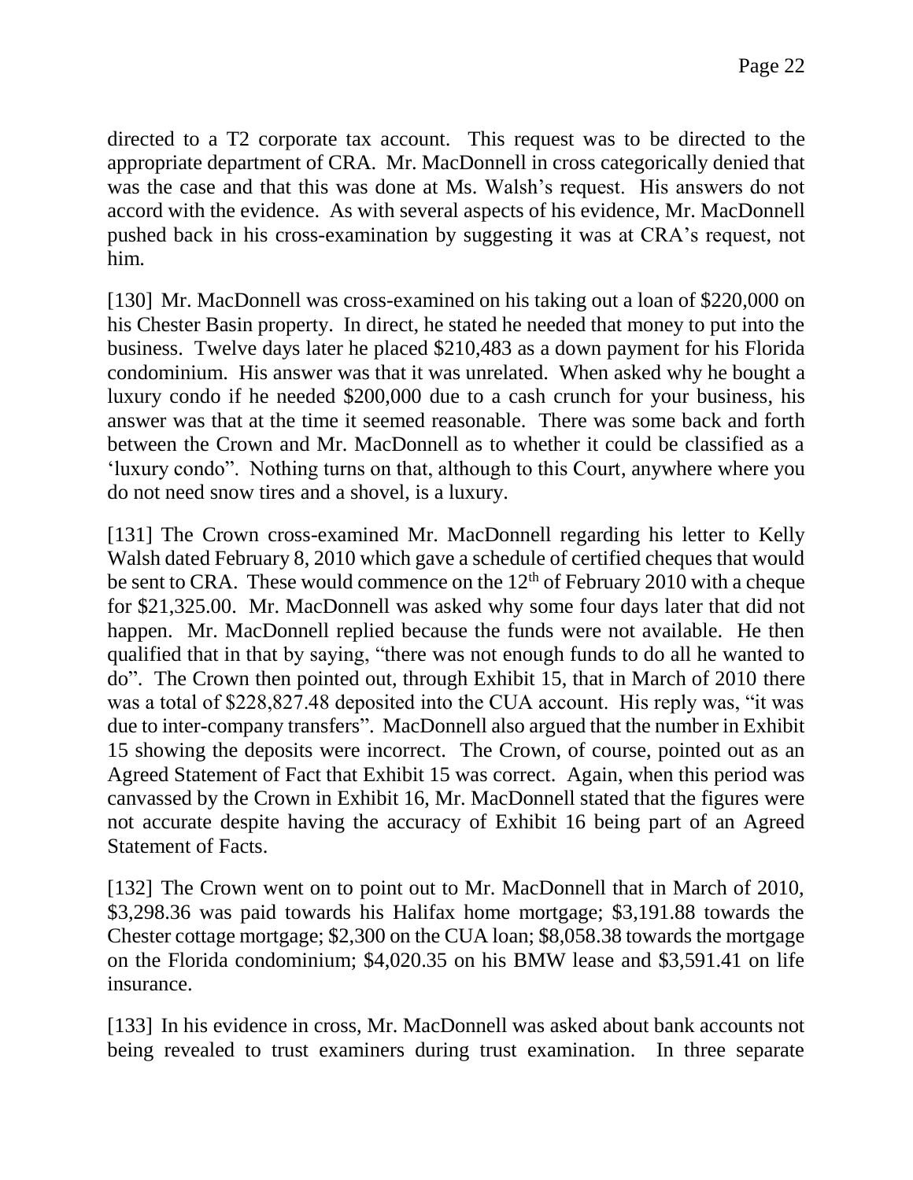directed to a T2 corporate tax account. This request was to be directed to the appropriate department of CRA. Mr. MacDonnell in cross categorically denied that was the case and that this was done at Ms. Walsh's request. His answers do not accord with the evidence. As with several aspects of his evidence, Mr. MacDonnell pushed back in his cross-examination by suggesting it was at CRA's request, not him.

[130] Mr. MacDonnell was cross-examined on his taking out a loan of $220,000 on his Chester Basin property. In direct, he stated he needed that money to put into the business. Twelve days later he placed $210,483 as a down payment for his Florida condominium. His answer was that it was unrelated. When asked why he bought a luxury condo if he needed $200,000 due to a cash crunch for your business, his answer was that at the time it seemed reasonable. There was some back and forth between the Crown and Mr. MacDonnell as to whether it could be classified as a 'luxury condo". Nothing turns on that, although to this Court, anywhere where you do not need snow tires and a shovel, is a luxury.

[131] The Crown cross-examined Mr. MacDonnell regarding his letter to Kelly Walsh dated February 8, 2010 which gave a schedule of certified cheques that would be sent to CRA. These would commence on the 12th of February 2010 with a cheque for $21,325.00. Mr. MacDonnell was asked why some four days later that did not happen. Mr. MacDonnell replied because the funds were not available. He then qualified that in that by saying, "there was not enough funds to do all he wanted to do". The Crown then pointed out, through Exhibit 15, that in March of 2010 there was a total of $228,827.48 deposited into the CUA account. His reply was, "it was due to inter-company transfers". MacDonnell also argued that the number in Exhibit 15 showing the deposits were incorrect. The Crown, of course, pointed out as an Agreed Statement of Fact that Exhibit 15 was correct. Again, when this period was canvassed by the Crown in Exhibit 16, Mr. MacDonnell stated that the figures were not accurate despite having the accuracy of Exhibit 16 being part of an Agreed Statement of Facts.

[132] The Crown went on to point out to Mr. MacDonnell that in March of 2010, $3,298.36 was paid towards his Halifax home mortgage; $3,191.88 towards the Chester cottage mortgage; $2,300 on the CUA loan; $8,058.38 towards the mortgage on the Florida condominium; $4,020.35 on his BMW lease and $3,591.41 on life insurance.

[133] In his evidence in cross, Mr. MacDonnell was asked about bank accounts not being revealed to trust examiners during trust examination. In three separate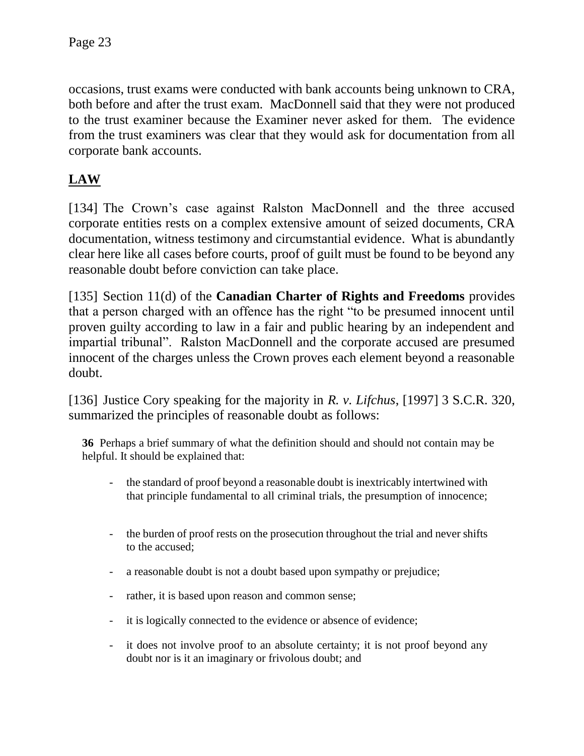occasions, trust exams were conducted with bank accounts being unknown to CRA, both before and after the trust exam. MacDonnell said that they were not produced to the trust examiner because the Examiner never asked for them. The evidence from the trust examiners was clear that they would ask for documentation from all corporate bank accounts.

## LAW

[134] The Crown's case against Ralston MacDonnell and the three accused corporate entities rests on a complex extensive amount of seized documents, CRA documentation, witness testimony and circumstantial evidence. What is abundantly clear here like all cases before courts, proof of guilt must be found to be beyond any reasonable doubt before conviction can take place.

[135] Section 11(d) of the **Canadian Charter of Rights and Freedoms** provides that a person charged with an offence has the right "to be presumed innocent until proven guilty according to law in a fair and public hearing by an independent and impartial tribunal". Ralston MacDonnell and the corporate accused are presumed innocent of the charges unless the Crown proves each element beyond a reasonable doubt.

[136] Justice Cory speaking for the majority in *R. v. Lifchus*, [1997] 3 S.C.R. 320, summarized the principles of reasonable doubt as follows:

> **36** Perhaps a brief summary of what the definition should and should not contain may be helpful. It should be explained that:
>
> - the standard of proof beyond a reasonable doubt is inextricably intertwined with that principle fundamental to all criminal trials, the presumption of innocence;
> - the burden of proof rests on the prosecution throughout the trial and never shifts to the accused;
> - a reasonable doubt is not a doubt based upon sympathy or prejudice;
> - rather, it is based upon reason and common sense;
> - it is logically connected to the evidence or absence of evidence;
> - it does not involve proof to an absolute certainty; it is not proof beyond any doubt nor is it an imaginary or frivolous doubt; and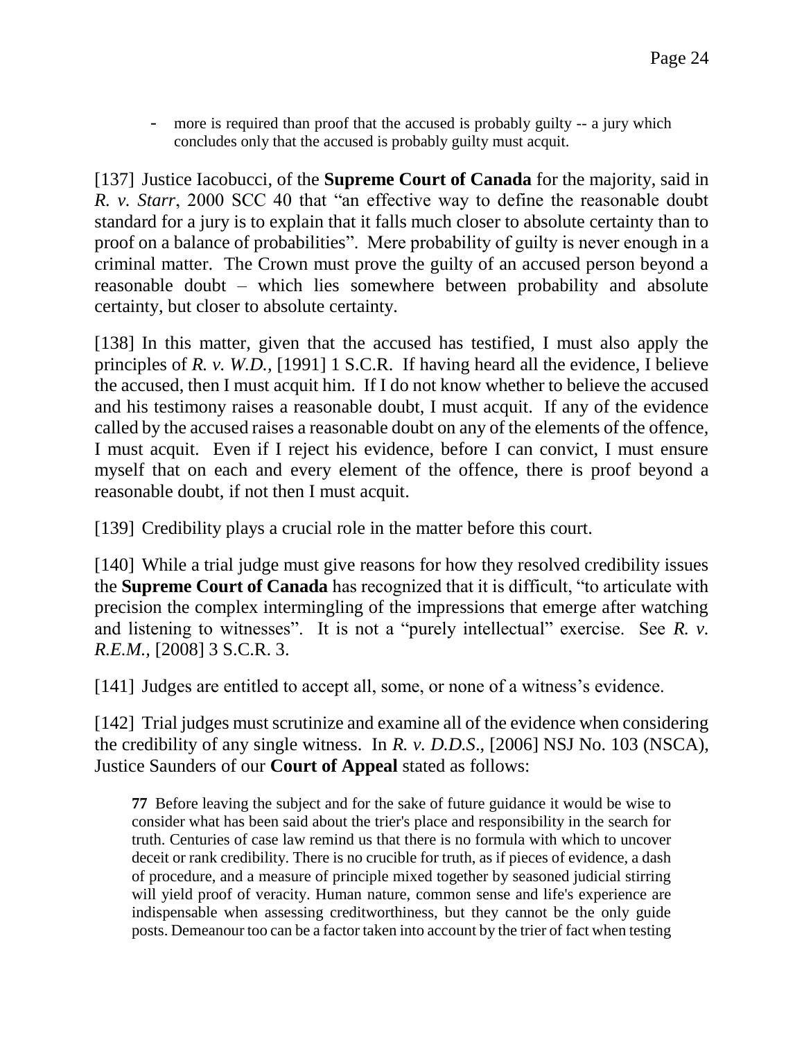- more is required than proof that the accused is probably guilty -- a jury which concludes only that the accused is probably guilty must acquit.

[137] Justice Iacobucci, of the **Supreme Court of Canada** for the majority, said in *R. v. Starr*, 2000 SCC 40 that "an effective way to define the reasonable doubt standard for a jury is to explain that it falls much closer to absolute certainty than to proof on a balance of probabilities". Mere probability of guilty is never enough in a criminal matter. The Crown must prove the guilty of an accused person beyond a reasonable doubt – which lies somewhere between probability and absolute certainty, but closer to absolute certainty.

[138] In this matter, given that the accused has testified, I must also apply the principles of *R. v. W.D.*, [1991] 1 S.C.R. If having heard all the evidence, I believe the accused, then I must acquit him. If I do not know whether to believe the accused and his testimony raises a reasonable doubt, I must acquit. If any of the evidence called by the accused raises a reasonable doubt on any of the elements of the offence, I must acquit. Even if I reject his evidence, before I can convict, I must ensure myself that on each and every element of the offence, there is proof beyond a reasonable doubt, if not then I must acquit.

[139] Credibility plays a crucial role in the matter before this court.

[140] While a trial judge must give reasons for how they resolved credibility issues the **Supreme Court of Canada** has recognized that it is difficult, "to articulate with precision the complex intermingling of the impressions that emerge after watching and listening to witnesses". It is not a "purely intellectual" exercise. See *R. v. R.E.M.*, [2008] 3 S.C.R. 3.

[141] Judges are entitled to accept all, some, or none of a witness's evidence.

[142] Trial judges must scrutinize and examine all of the evidence when considering the credibility of any single witness. In *R. v. D.D.S.*, [2006] NSJ No. 103 (NSCA), Justice Saunders of our **Court of Appeal** stated as follows:

> **77** Before leaving the subject and for the sake of future guidance it would be wise to consider what has been said about the trier's place and responsibility in the search for truth. Centuries of case law remind us that there is no formula with which to uncover deceit or rank credibility. There is no crucible for truth, as if pieces of evidence, a dash of procedure, and a measure of principle mixed together by seasoned judicial stirring will yield proof of veracity. Human nature, common sense and life's experience are indispensable when assessing creditworthiness, but they cannot be the only guide posts. Demeanour too can be a factor taken into account by the trier of fact when testing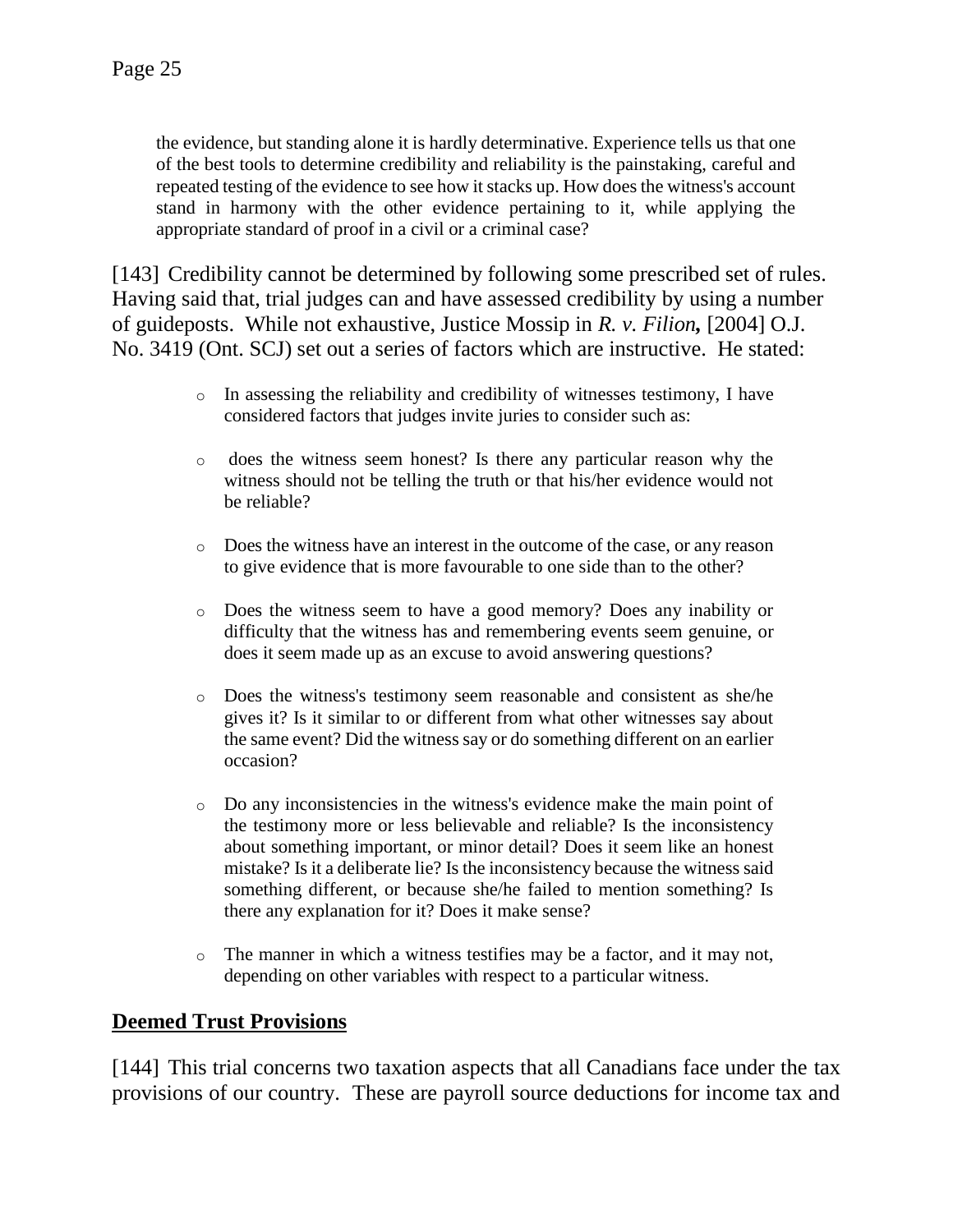> the evidence, but standing alone it is hardly determinative. Experience tells us that one of the best tools to determine credibility and reliability is the painstaking, careful and repeated testing of the evidence to see how it stacks up. How does the witness's account stand in harmony with the other evidence pertaining to it, while applying the appropriate standard of proof in a civil or a criminal case?

[143] Credibility cannot be determined by following some prescribed set of rules. Having said that, trial judges can and have assessed credibility by using a number of guideposts. While not exhaustive, Justice Mossip in *R. v. Filion,* [2004] O.J. No. 3419 (Ont. SCJ) set out a series of factors which are instructive. He stated:

> - In assessing the reliability and credibility of witnesses testimony, I have considered factors that judges invite juries to consider such as:
> - does the witness seem honest? Is there any particular reason why the witness should not be telling the truth or that his/her evidence would not be reliable?
> - Does the witness have an interest in the outcome of the case, or any reason to give evidence that is more favourable to one side than to the other?
> - Does the witness seem to have a good memory? Does any inability or difficulty that the witness has and remembering events seem genuine, or does it seem made up as an excuse to avoid answering questions?
> - Does the witness's testimony seem reasonable and consistent as she/he gives it? Is it similar to or different from what other witnesses say about the same event? Did the witness say or do something different on an earlier occasion?
> - Do any inconsistencies in the witness's evidence make the main point of the testimony more or less believable and reliable? Is the inconsistency about something important, or minor detail? Does it seem like an honest mistake? Is it a deliberate lie? Is the inconsistency because the witness said something different, or because she/he failed to mention something? Is there any explanation for it? Does it make sense?
> - The manner in which a witness testifies may be a factor, and it may not, depending on other variables with respect to a particular witness.

## Deemed Trust Provisions

[144] This trial concerns two taxation aspects that all Canadians face under the tax provisions of our country. These are payroll source deductions for income tax and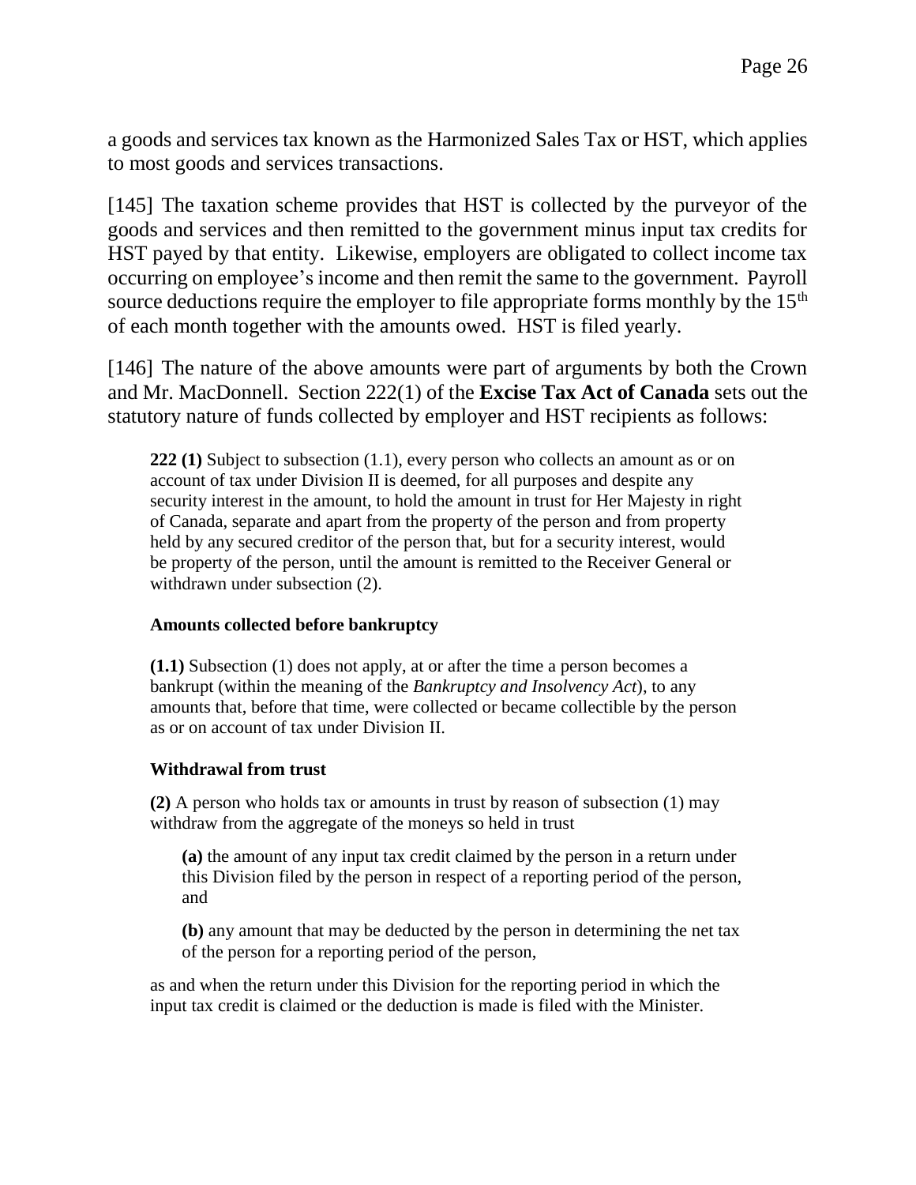a goods and services tax known as the Harmonized Sales Tax or HST, which applies to most goods and services transactions.

[145] The taxation scheme provides that HST is collected by the purveyor of the goods and services and then remitted to the government minus input tax credits for HST payed by that entity. Likewise, employers are obligated to collect income tax occurring on employee's income and then remit the same to the government. Payroll source deductions require the employer to file appropriate forms monthly by the 15th of each month together with the amounts owed. HST is filed yearly.

[146] The nature of the above amounts were part of arguments by both the Crown and Mr. MacDonnell. Section 222(1) of the **Excise Tax Act of Canada** sets out the statutory nature of funds collected by employer and HST recipients as follows:

> **222 (1)** Subject to subsection (1.1), every person who collects an amount as or on account of tax under Division II is deemed, for all purposes and despite any security interest in the amount, to hold the amount in trust for Her Majesty in right of Canada, separate and apart from the property of the person and from property held by any secured creditor of the person that, but for a security interest, would be property of the person, until the amount is remitted to the Receiver General or withdrawn under subsection (2).
>
> **Amounts collected before bankruptcy**
>
> **(1.1)** Subsection (1) does not apply, at or after the time a person becomes a bankrupt (within the meaning of the *Bankruptcy and Insolvency Act*), to any amounts that, before that time, were collected or became collectible by the person as or on account of tax under Division II.
>
> **Withdrawal from trust**
>
> **(2)** A person who holds tax or amounts in trust by reason of subsection (1) may withdraw from the aggregate of the moneys so held in trust
>
> > **(a)** the amount of any input tax credit claimed by the person in a return under this Division filed by the person in respect of a reporting period of the person, and
> >
> > **(b)** any amount that may be deducted by the person in determining the net tax of the person for a reporting period of the person,
>
> as and when the return under this Division for the reporting period in which the input tax credit is claimed or the deduction is made is filed with the Minister.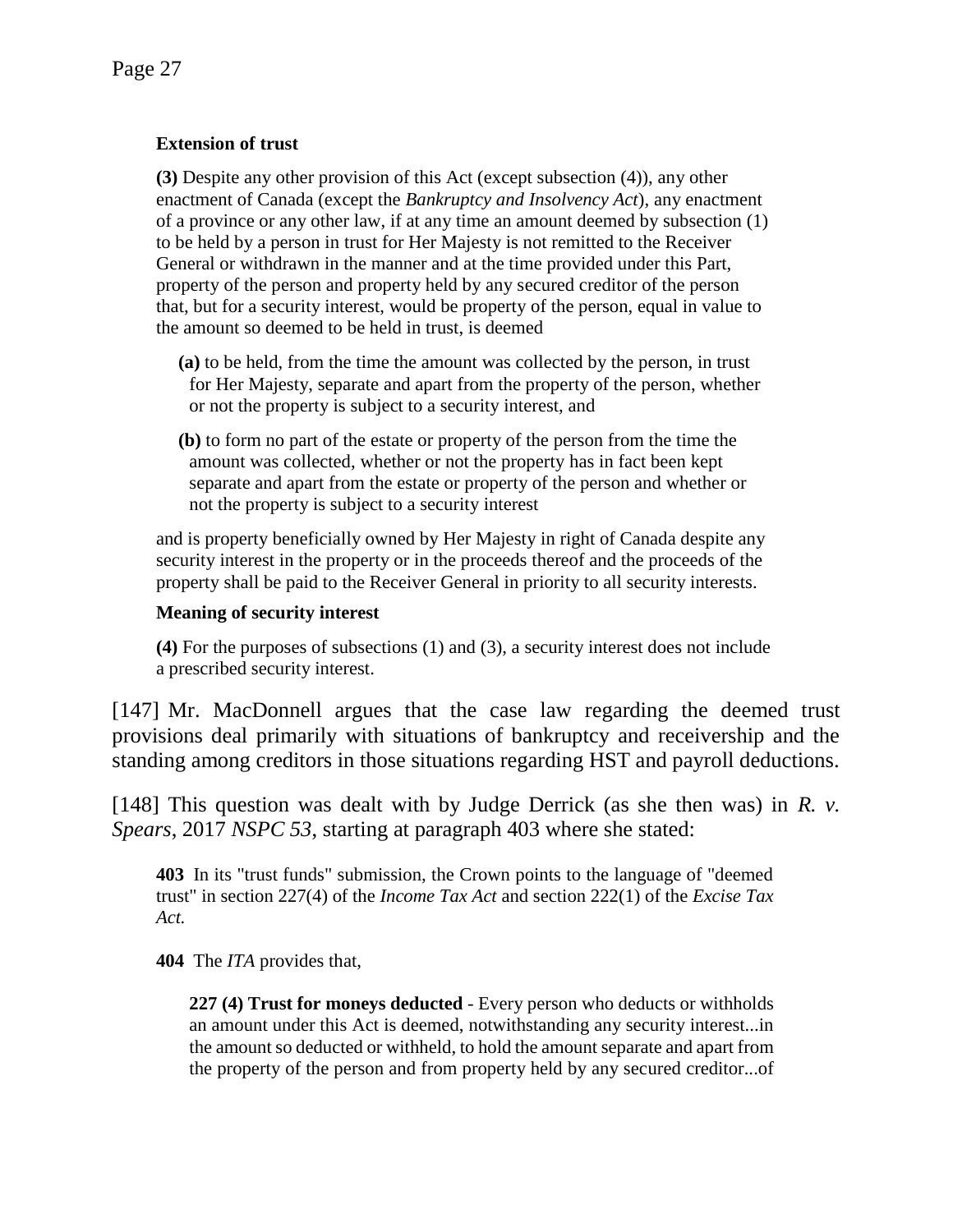**Extension of trust**

> **(3)** Despite any other provision of this Act (except subsection (4)), any other enactment of Canada (except the *Bankruptcy and Insolvency Act*), any enactment of a province or any other law, if at any time an amount deemed by subsection (1) to be held by a person in trust for Her Majesty is not remitted to the Receiver General or withdrawn in the manner and at the time provided under this Part, property of the person and property held by any secured creditor of the person that, but for a security interest, would be property of the person, equal in value to the amount so deemed to be held in trust, is deemed
>
> **(a)** to be held, from the time the amount was collected by the person, in trust for Her Majesty, separate and apart from the property of the person, whether or not the property is subject to a security interest, and
>
> **(b)** to form no part of the estate or property of the person from the time the amount was collected, whether or not the property has in fact been kept separate and apart from the estate or property of the person and whether or not the property is subject to a security interest
>
> and is property beneficially owned by Her Majesty in right of Canada despite any security interest in the property or in the proceeds thereof and the proceeds of the property shall be paid to the Receiver General in priority to all security interests.

**Meaning of security interest**

> **(4)** For the purposes of subsections (1) and (3), a security interest does not include a prescribed security interest.

[147] Mr. MacDonnell argues that the case law regarding the deemed trust provisions deal primarily with situations of bankruptcy and receivership and the standing among creditors in those situations regarding HST and payroll deductions.

[148] This question was dealt with by Judge Derrick (as she then was) in *R. v. Spears*, 2017 *NSPC 53*, starting at paragraph 403 where she stated:

> **403** In its "trust funds" submission, the Crown points to the language of "deemed trust" in section 227(4) of the *Income Tax Act* and section 222(1) of the *Excise Tax Act.*
>
> **404** The *ITA* provides that,
>
> > **227 (4) Trust for moneys deducted** - Every person who deducts or withholds an amount under this Act is deemed, notwithstanding any security interest...in the amount so deducted or withheld, to hold the amount separate and apart from the property of the person and from property held by any secured creditor...of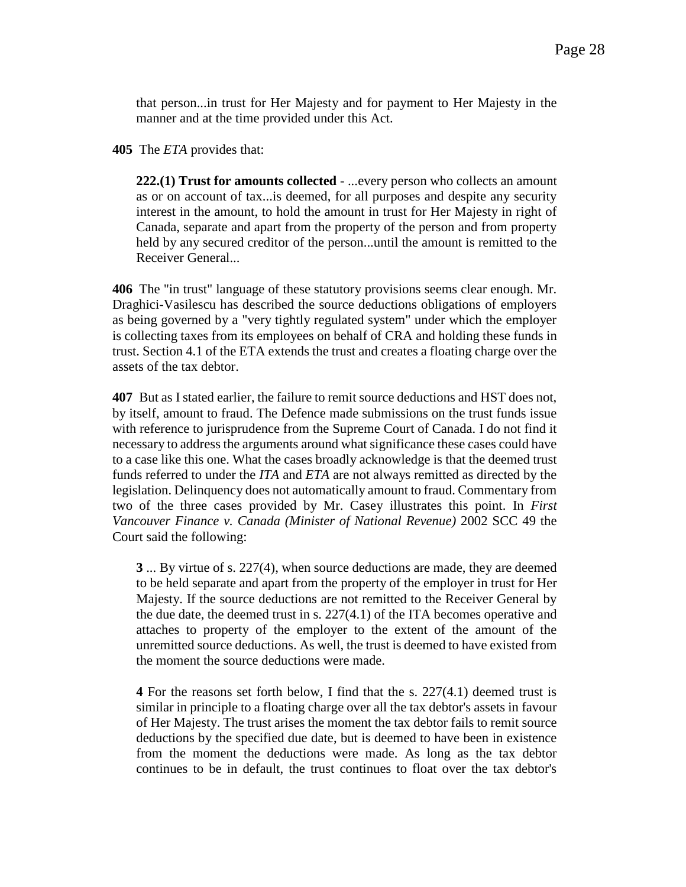> that person...in trust for Her Majesty and for payment to Her Majesty in the manner and at the time provided under this Act.

**405** The *ETA* provides that:

> **222.(1) Trust for amounts collected** - ...every person who collects an amount as or on account of tax...is deemed, for all purposes and despite any security interest in the amount, to hold the amount in trust for Her Majesty in right of Canada, separate and apart from the property of the person and from property held by any secured creditor of the person...until the amount is remitted to the Receiver General...

**406** The "in trust" language of these statutory provisions seems clear enough. Mr. Draghici-Vasilescu has described the source deductions obligations of employers as being governed by a "very tightly regulated system" under which the employer is collecting taxes from its employees on behalf of CRA and holding these funds in trust. Section 4.1 of the ETA extends the trust and creates a floating charge over the assets of the tax debtor.

**407** But as I stated earlier, the failure to remit source deductions and HST does not, by itself, amount to fraud. The Defence made submissions on the trust funds issue with reference to jurisprudence from the Supreme Court of Canada. I do not find it necessary to address the arguments around what significance these cases could have to a case like this one. What the cases broadly acknowledge is that the deemed trust funds referred to under the *ITA* and *ETA* are not always remitted as directed by the legislation. Delinquency does not automatically amount to fraud. Commentary from two of the three cases provided by Mr. Casey illustrates this point. In *First Vancouver Finance v. Canada (Minister of National Revenue)* 2002 SCC 49 the Court said the following:

> **3** ... By virtue of s. 227(4), when source deductions are made, they are deemed to be held separate and apart from the property of the employer in trust for Her Majesty. If the source deductions are not remitted to the Receiver General by the due date, the deemed trust in s. 227(4.1) of the ITA becomes operative and attaches to property of the employer to the extent of the amount of the unremitted source deductions. As well, the trust is deemed to have existed from the moment the source deductions were made.
>
> **4** For the reasons set forth below, I find that the s. 227(4.1) deemed trust is similar in principle to a floating charge over all the tax debtor's assets in favour of Her Majesty. The trust arises the moment the tax debtor fails to remit source deductions by the specified due date, but is deemed to have been in existence from the moment the deductions were made. As long as the tax debtor continues to be in default, the trust continues to float over the tax debtor's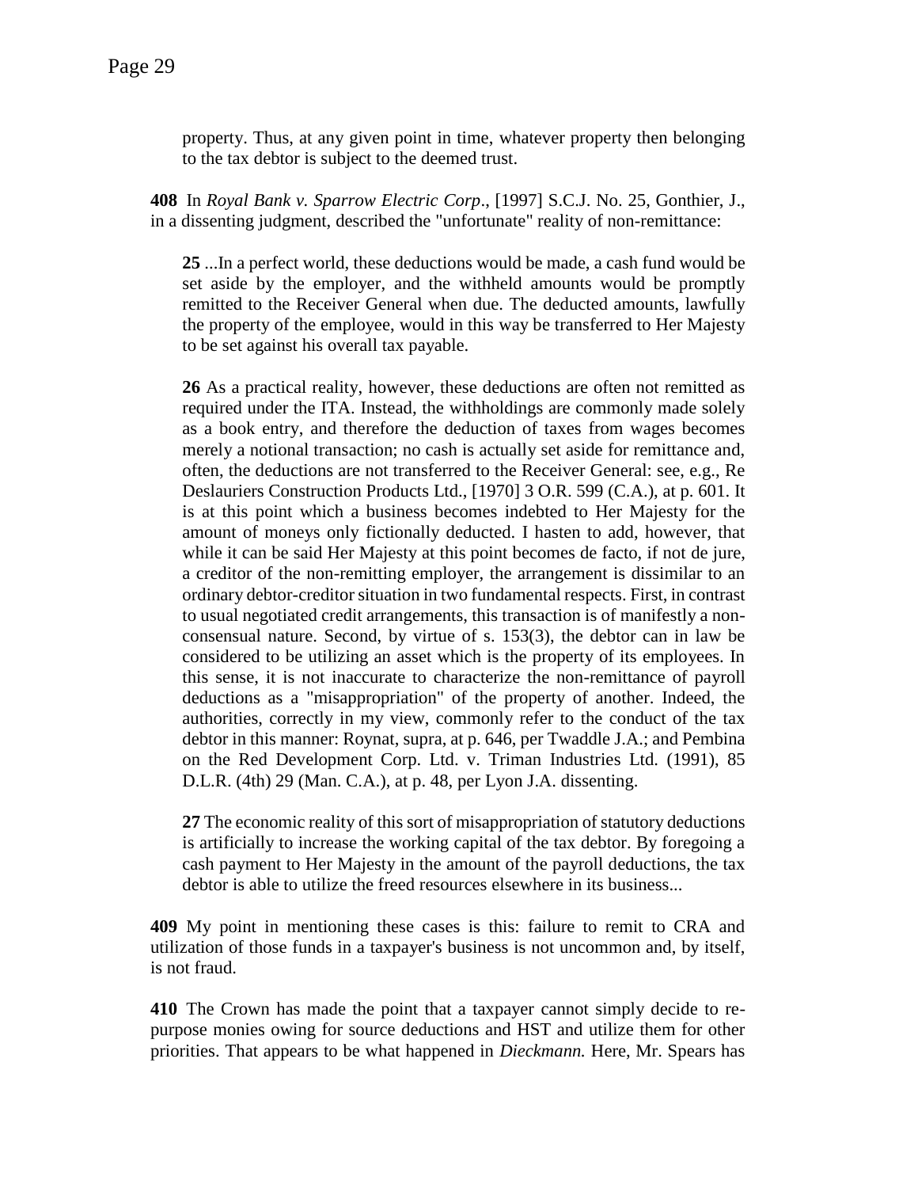property. Thus, at any given point in time, whatever property then belonging to the tax debtor is subject to the deemed trust.

**408** In *Royal Bank v. Sparrow Electric Corp*., [1997] S.C.J. No. 25, Gonthier, J., in a dissenting judgment, described the "unfortunate" reality of non-remittance:

> **25** ...In a perfect world, these deductions would be made, a cash fund would be set aside by the employer, and the withheld amounts would be promptly remitted to the Receiver General when due. The deducted amounts, lawfully the property of the employee, would in this way be transferred to Her Majesty to be set against his overall tax payable.
>
> **26** As a practical reality, however, these deductions are often not remitted as required under the ITA. Instead, the withholdings are commonly made solely as a book entry, and therefore the deduction of taxes from wages becomes merely a notional transaction; no cash is actually set aside for remittance and, often, the deductions are not transferred to the Receiver General: see, e.g., Re Deslauriers Construction Products Ltd., [1970] 3 O.R. 599 (C.A.), at p. 601. It is at this point which a business becomes indebted to Her Majesty for the amount of moneys only fictionally deducted. I hasten to add, however, that while it can be said Her Majesty at this point becomes de facto, if not de jure, a creditor of the non-remitting employer, the arrangement is dissimilar to an ordinary debtor-creditor situation in two fundamental respects. First, in contrast to usual negotiated credit arrangements, this transaction is of manifestly a non-consensual nature. Second, by virtue of s. 153(3), the debtor can in law be considered to be utilizing an asset which is the property of its employees. In this sense, it is not inaccurate to characterize the non-remittance of payroll deductions as a "misappropriation" of the property of another. Indeed, the authorities, correctly in my view, commonly refer to the conduct of the tax debtor in this manner: Roynat, supra, at p. 646, per Twaddle J.A.; and Pembina on the Red Development Corp. Ltd. v. Triman Industries Ltd. (1991), 85 D.L.R. (4th) 29 (Man. C.A.), at p. 48, per Lyon J.A. dissenting.
>
> **27** The economic reality of this sort of misappropriation of statutory deductions is artificially to increase the working capital of the tax debtor. By foregoing a cash payment to Her Majesty in the amount of the payroll deductions, the tax debtor is able to utilize the freed resources elsewhere in its business...

**409** My point in mentioning these cases is this: failure to remit to CRA and utilization of those funds in a taxpayer's business is not uncommon and, by itself, is not fraud.

**410** The Crown has made the point that a taxpayer cannot simply decide to re-purpose monies owing for source deductions and HST and utilize them for other priorities. That appears to be what happened in *Dieckmann.* Here, Mr. Spears has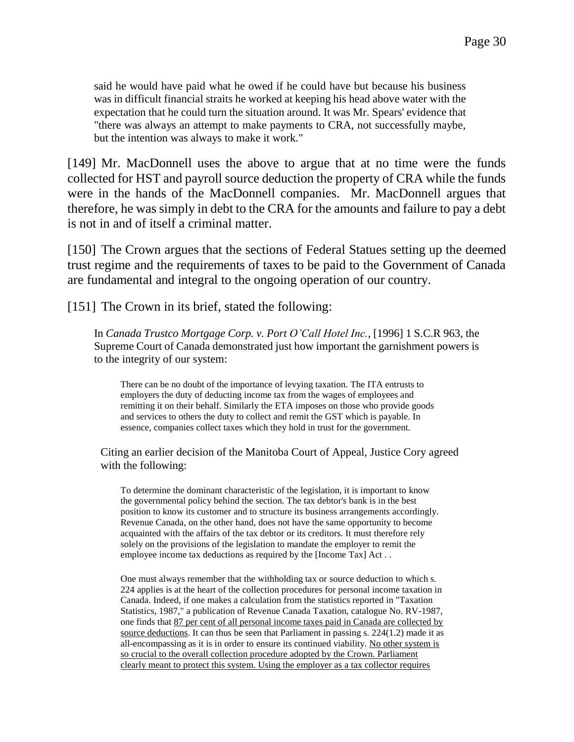> said he would have paid what he owed if he could have but because his business was in difficult financial straits he worked at keeping his head above water with the expectation that he could turn the situation around. It was Mr. Spears' evidence that "there was always an attempt to make payments to CRA, not successfully maybe, but the intention was always to make it work."

[149] Mr. MacDonnell uses the above to argue that at no time were the funds collected for HST and payroll source deduction the property of CRA while the funds were in the hands of the MacDonnell companies. Mr. MacDonnell argues that therefore, he was simply in debt to the CRA for the amounts and failure to pay a debt is not in and of itself a criminal matter.

[150] The Crown argues that the sections of Federal Statues setting up the deemed trust regime and the requirements of taxes to be paid to the Government of Canada are fundamental and integral to the ongoing operation of our country.

[151] The Crown in its brief, stated the following:

> In *Canada Trustco Mortgage Corp. v. Port O'Call Hotel Inc.*, [1996] 1 S.C.R 963, the Supreme Court of Canada demonstrated just how important the garnishment powers is to the integrity of our system:
>
> > There can be no doubt of the importance of levying taxation. The ITA entrusts to employers the duty of deducting income tax from the wages of employees and remitting it on their behalf. Similarly the ETA imposes on those who provide goods and services to others the duty to collect and remit the GST which is payable. In essence, companies collect taxes which they hold in trust for the government.
>
> Citing an earlier decision of the Manitoba Court of Appeal, Justice Cory agreed with the following:
>
> > To determine the dominant characteristic of the legislation, it is important to know the governmental policy behind the section. The tax debtor's bank is in the best position to know its customer and to structure its business arrangements accordingly. Revenue Canada, on the other hand, does not have the same opportunity to become acquainted with the affairs of the tax debtor or its creditors. It must therefore rely solely on the provisions of the legislation to mandate the employer to remit the employee income tax deductions as required by the [Income Tax] Act . .
> >
> > One must always remember that the withholding tax or source deduction to which s. 224 applies is at the heart of the collection procedures for personal income taxation in Canada. Indeed, if one makes a calculation from the statistics reported in "Taxation Statistics, 1987," a publication of Revenue Canada Taxation, catalogue No. RV-1987, one finds that <u>87 per cent of all personal income taxes paid in Canada are collected by source deductions</u>. It can thus be seen that Parliament in passing s. 224(1.2) made it as all-encompassing as it is in order to ensure its continued viability. <u>No other system is so crucial to the overall collection procedure adopted by the Crown. Parliament clearly meant to protect this system. Using the employer as a tax collector requires</u>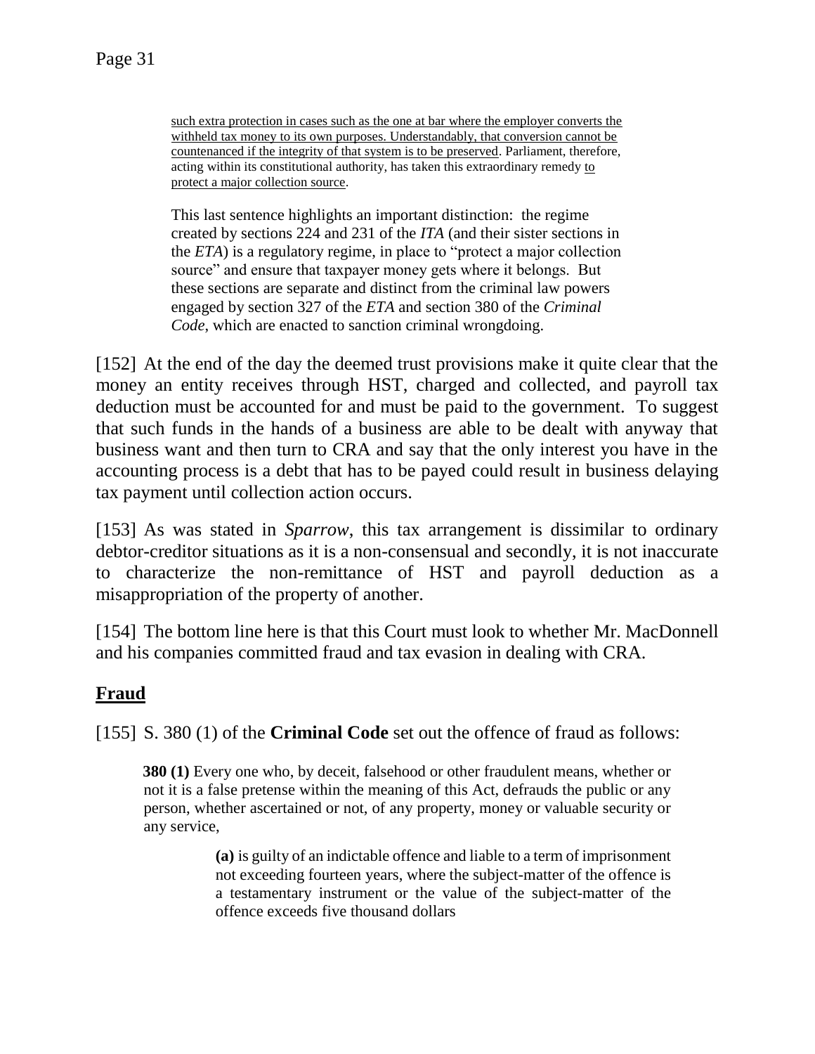> <u>such extra protection in cases such as the one at bar where the employer converts the withheld tax money to its own purposes. Understandably, that conversion cannot be countenanced if the integrity of that system is to be preserved</u>. Parliament, therefore, acting within its constitutional authority, has taken this extraordinary remedy <u>to protect a major collection source</u>.
>
> This last sentence highlights an important distinction: the regime created by sections 224 and 231 of the *ITA* (and their sister sections in the *ETA*) is a regulatory regime, in place to "protect a major collection source" and ensure that taxpayer money gets where it belongs. But these sections are separate and distinct from the criminal law powers engaged by section 327 of the *ETA* and section 380 of the *Criminal Code*, which are enacted to sanction criminal wrongdoing.

[152] At the end of the day the deemed trust provisions make it quite clear that the money an entity receives through HST, charged and collected, and payroll tax deduction must be accounted for and must be paid to the government. To suggest that such funds in the hands of a business are able to be dealt with anyway that business want and then turn to CRA and say that the only interest you have in the accounting process is a debt that has to be payed could result in business delaying tax payment until collection action occurs.

[153] As was stated in *Sparrow*, this tax arrangement is dissimilar to ordinary debtor-creditor situations as it is a non-consensual and secondly, it is not inaccurate to characterize the non-remittance of HST and payroll deduction as a misappropriation of the property of another.

[154] The bottom line here is that this Court must look to whether Mr. MacDonnell and his companies committed fraud and tax evasion in dealing with CRA.

## <u>Fraud</u>

[155] S. 380 (1) of the **Criminal Code** set out the offence of fraud as follows:

> **380 (1)** Every one who, by deceit, falsehood or other fraudulent means, whether or not it is a false pretense within the meaning of this Act, defrauds the public or any person, whether ascertained or not, of any property, money or valuable security or any service,
>
> > **(a)** is guilty of an indictable offence and liable to a term of imprisonment not exceeding fourteen years, where the subject-matter of the offence is a testamentary instrument or the value of the subject-matter of the offence exceeds five thousand dollars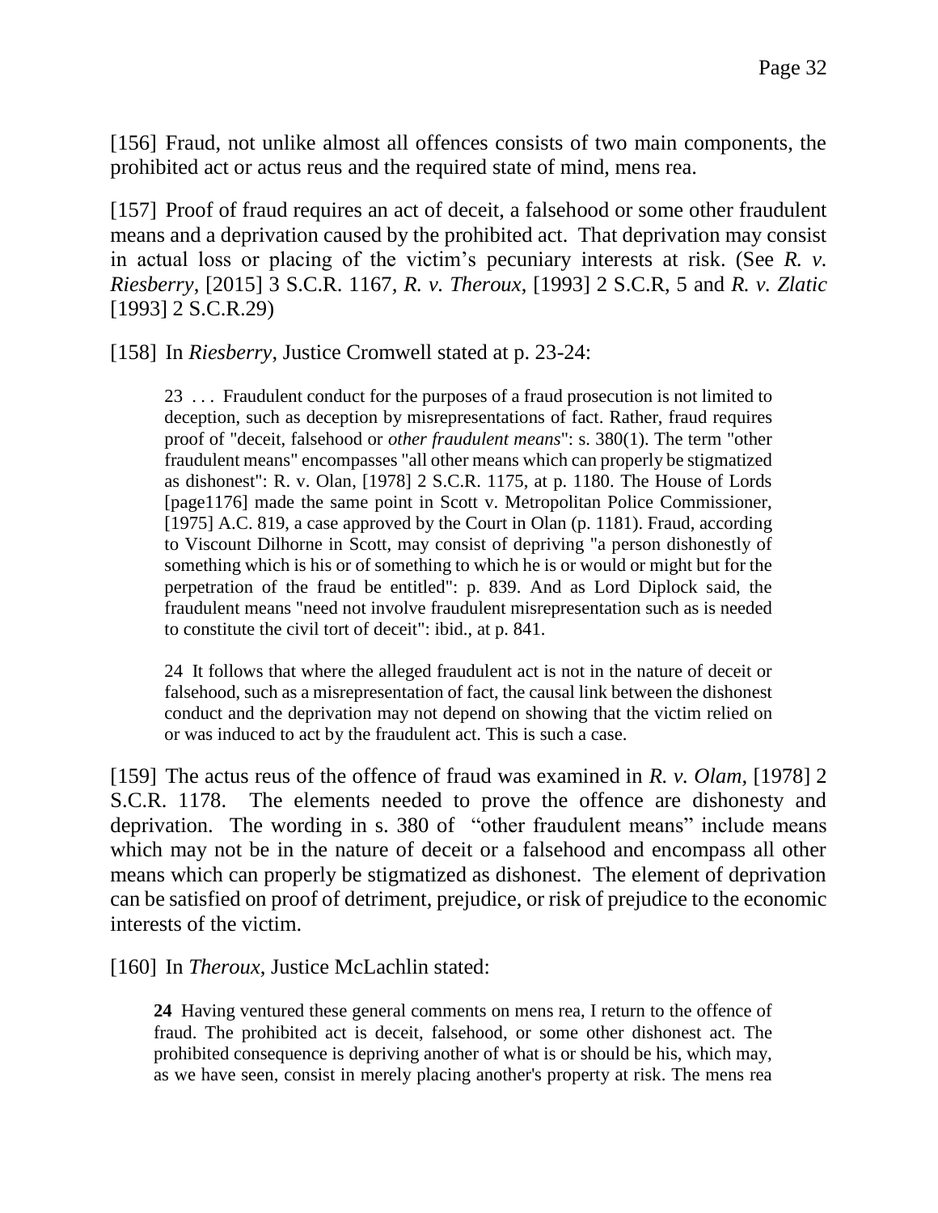[156] Fraud, not unlike almost all offences consists of two main components, the prohibited act or actus reus and the required state of mind, mens rea.

[157] Proof of fraud requires an act of deceit, a falsehood or some other fraudulent means and a deprivation caused by the prohibited act. That deprivation may consist in actual loss or placing of the victim's pecuniary interests at risk. (See *R. v. Riesberry*, [2015] 3 S.C.R. 1167, *R. v. Theroux*, [1993] 2 S.C.R, 5 and *R. v. Zlatic* [1993] 2 S.C.R.29)

[158] In *Riesberry*, Justice Cromwell stated at p. 23-24:

> 23 . . . Fraudulent conduct for the purposes of a fraud prosecution is not limited to deception, such as deception by misrepresentations of fact. Rather, fraud requires proof of "deceit, falsehood or *other fraudulent means*": s. 380(1). The term "other fraudulent means" encompasses "all other means which can properly be stigmatized as dishonest": R. v. Olan, [1978] 2 S.C.R. 1175, at p. 1180. The House of Lords [page1176] made the same point in Scott v. Metropolitan Police Commissioner, [1975] A.C. 819, a case approved by the Court in Olan (p. 1181). Fraud, according to Viscount Dilhorne in Scott, may consist of depriving "a person dishonestly of something which is his or of something to which he is or would or might but for the perpetration of the fraud be entitled": p. 839. And as Lord Diplock said, the fraudulent means "need not involve fraudulent misrepresentation such as is needed to constitute the civil tort of deceit": ibid., at p. 841.
>
> 24 It follows that where the alleged fraudulent act is not in the nature of deceit or falsehood, such as a misrepresentation of fact, the causal link between the dishonest conduct and the deprivation may not depend on showing that the victim relied on or was induced to act by the fraudulent act. This is such a case.

[159] The actus reus of the offence of fraud was examined in *R. v. Olam*, [1978] 2 S.C.R. 1178. The elements needed to prove the offence are dishonesty and deprivation. The wording in s. 380 of "other fraudulent means" include means which may not be in the nature of deceit or a falsehood and encompass all other means which can properly be stigmatized as dishonest. The element of deprivation can be satisfied on proof of detriment, prejudice, or risk of prejudice to the economic interests of the victim.

[160] In *Theroux*, Justice McLachlin stated:

> **24** Having ventured these general comments on mens rea, I return to the offence of fraud. The prohibited act is deceit, falsehood, or some other dishonest act. The prohibited consequence is depriving another of what is or should be his, which may, as we have seen, consist in merely placing another's property at risk. The mens rea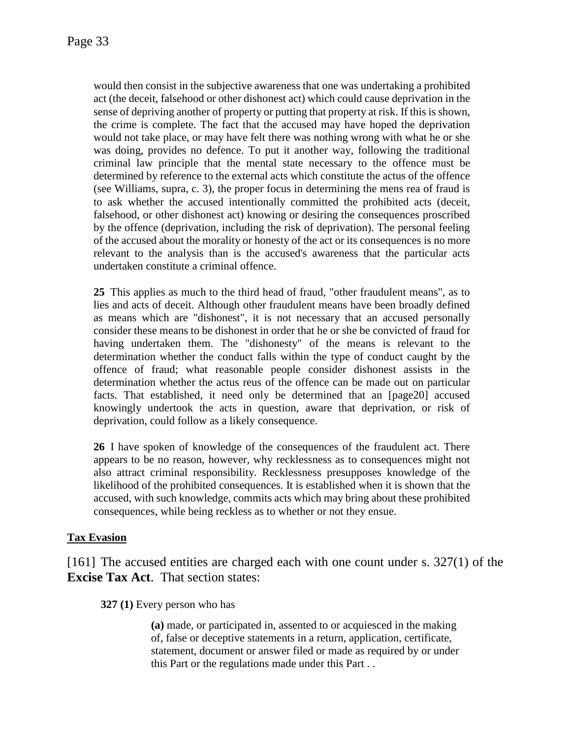> would then consist in the subjective awareness that one was undertaking a prohibited act (the deceit, falsehood or other dishonest act) which could cause deprivation in the sense of depriving another of property or putting that property at risk. If this is shown, the crime is complete. The fact that the accused may have hoped the deprivation would not take place, or may have felt there was nothing wrong with what he or she was doing, provides no defence. To put it another way, following the traditional criminal law principle that the mental state necessary to the offence must be determined by reference to the external acts which constitute the actus of the offence (see Williams, supra, c. 3), the proper focus in determining the mens rea of fraud is to ask whether the accused intentionally committed the prohibited acts (deceit, falsehood, or other dishonest act) knowing or desiring the consequences proscribed by the offence (deprivation, including the risk of deprivation). The personal feeling of the accused about the morality or honesty of the act or its consequences is no more relevant to the analysis than is the accused's awareness that the particular acts undertaken constitute a criminal offence.
>
> **25** This applies as much to the third head of fraud, "other fraudulent means", as to lies and acts of deceit. Although other fraudulent means have been broadly defined as means which are "dishonest", it is not necessary that an accused personally consider these means to be dishonest in order that he or she be convicted of fraud for having undertaken them. The "dishonesty" of the means is relevant to the determination whether the conduct falls within the type of conduct caught by the offence of fraud; what reasonable people consider dishonest assists in the determination whether the actus reus of the offence can be made out on particular facts. That established, it need only be determined that an [page20] accused knowingly undertook the acts in question, aware that deprivation, or risk of deprivation, could follow as a likely consequence.
>
> **26** I have spoken of knowledge of the consequences of the fraudulent act. There appears to be no reason, however, why recklessness as to consequences might not also attract criminal responsibility. Recklessness presupposes knowledge of the likelihood of the prohibited consequences. It is established when it is shown that the accused, with such knowledge, commits acts which may bring about these prohibited consequences, while being reckless as to whether or not they ensue.

**Tax Evasion**

[161] The accused entities are charged each with one count under s. 327(1) of the **Excise Tax Act**. That section states:

> **327 (1)** Every person who has
>
> > **(a)** made, or participated in, assented to or acquiesced in the making of, false or deceptive statements in a return, application, certificate, statement, document or answer filed or made as required by or under this Part or the regulations made under this Part . .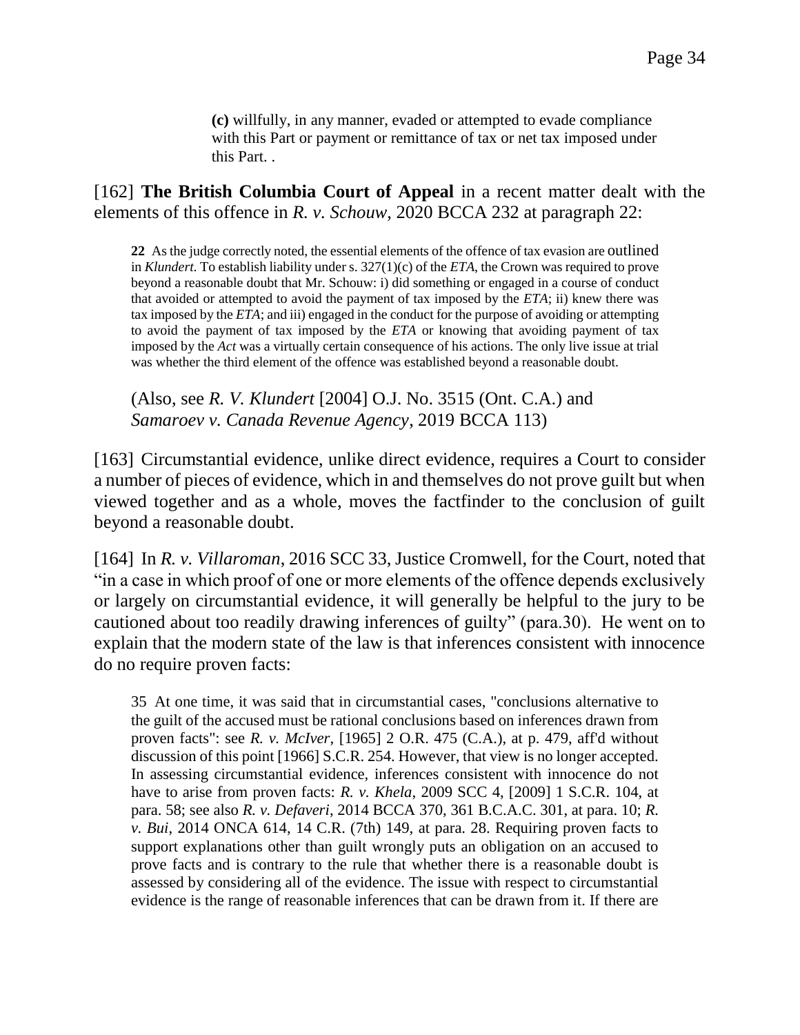> **(c)** willfully, in any manner, evaded or attempted to evade compliance with this Part or payment or remittance of tax or net tax imposed under this Part. .

[162] **The British Columbia Court of Appeal** in a recent matter dealt with the elements of this offence in *R. v. Schouw*, 2020 BCCA 232 at paragraph 22:

> **22** As the judge correctly noted, the essential elements of the offence of tax evasion are outlined in *Klundert*. To establish liability under s. 327(1)(c) of the *ETA*, the Crown was required to prove beyond a reasonable doubt that Mr. Schouw: i) did something or engaged in a course of conduct that avoided or attempted to avoid the payment of tax imposed by the *ETA*; ii) knew there was tax imposed by the *ETA*; and iii) engaged in the conduct for the purpose of avoiding or attempting to avoid the payment of tax imposed by the *ETA* or knowing that avoiding payment of tax imposed by the *Act* was a virtually certain consequence of his actions. The only live issue at trial was whether the third element of the offence was established beyond a reasonable doubt.

(Also, see *R. V. Klundert* [2004] O.J. No. 3515 (Ont. C.A.) and *Samaroev v. Canada Revenue Agency*, 2019 BCCA 113)

[163] Circumstantial evidence, unlike direct evidence, requires a Court to consider a number of pieces of evidence, which in and themselves do not prove guilt but when viewed together and as a whole, moves the factfinder to the conclusion of guilt beyond a reasonable doubt.

[164] In *R. v. Villaroman*, 2016 SCC 33, Justice Cromwell, for the Court, noted that "in a case in which proof of one or more elements of the offence depends exclusively or largely on circumstantial evidence, it will generally be helpful to the jury to be cautioned about too readily drawing inferences of guilty" (para.30). He went on to explain that the modern state of the law is that inferences consistent with innocence do no require proven facts:

> 35 At one time, it was said that in circumstantial cases, "conclusions alternative to the guilt of the accused must be rational conclusions based on inferences drawn from proven facts": see *R. v. McIver*, [1965] 2 O.R. 475 (C.A.), at p. 479, aff'd without discussion of this point [1966] S.C.R. 254. However, that view is no longer accepted. In assessing circumstantial evidence, inferences consistent with innocence do not have to arise from proven facts: *R. v. Khela*, 2009 SCC 4, [2009] 1 S.C.R. 104, at para. 58; see also *R. v. Defaveri*, 2014 BCCA 370, 361 B.C.A.C. 301, at para. 10; *R. v. Bui*, 2014 ONCA 614, 14 C.R. (7th) 149, at para. 28. Requiring proven facts to support explanations other than guilt wrongly puts an obligation on an accused to prove facts and is contrary to the rule that whether there is a reasonable doubt is assessed by considering all of the evidence. The issue with respect to circumstantial evidence is the range of reasonable inferences that can be drawn from it. If there are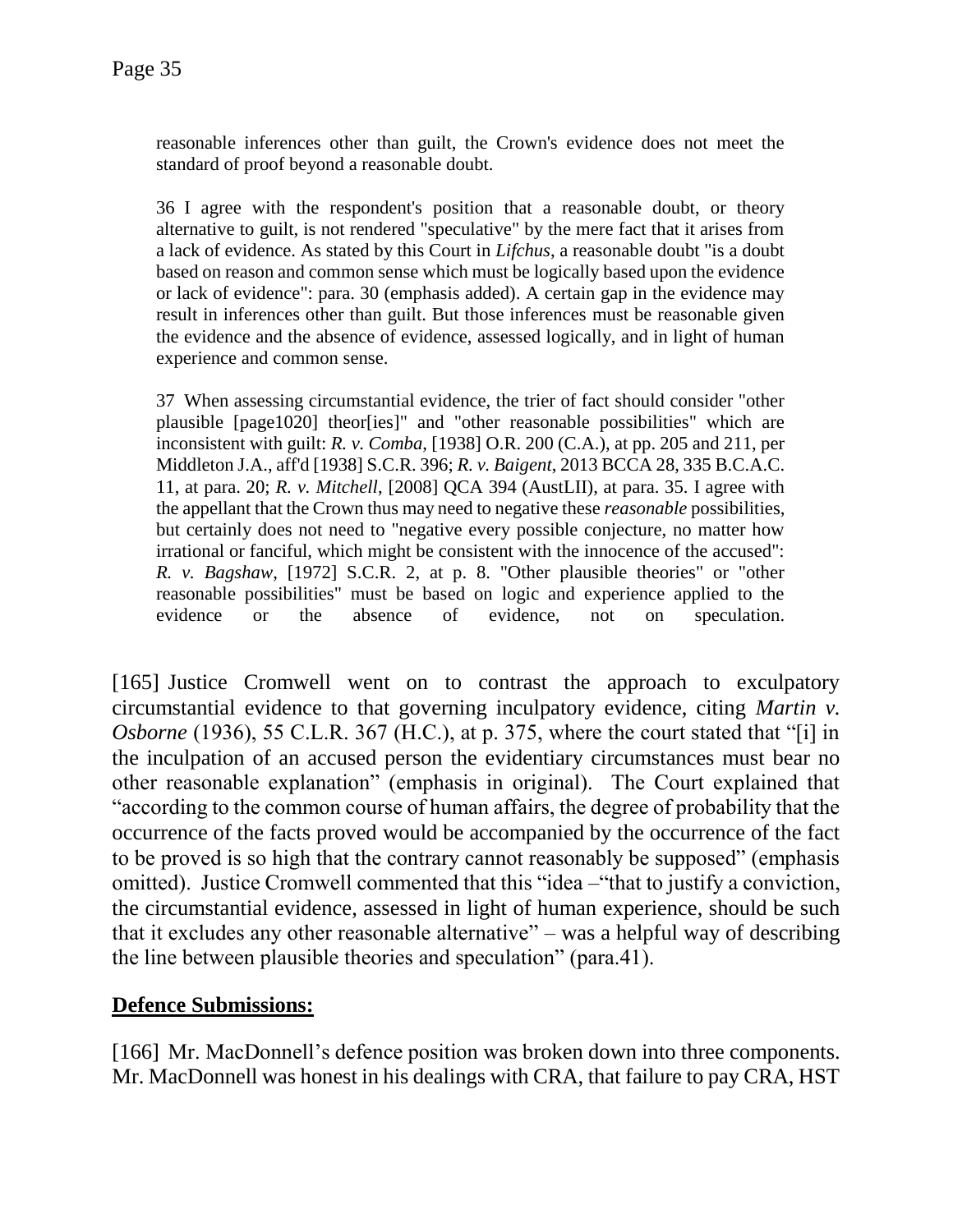reasonable inferences other than guilt, the Crown's evidence does not meet the standard of proof beyond a reasonable doubt.

> 36 I agree with the respondent's position that a reasonable doubt, or theory alternative to guilt, is not rendered "speculative" by the mere fact that it arises from a lack of evidence. As stated by this Court in *Lifchus*, a reasonable doubt "is a doubt based on reason and common sense which must be logically based upon the evidence or lack of evidence": para. 30 (emphasis added). A certain gap in the evidence may result in inferences other than guilt. But those inferences must be reasonable given the evidence and the absence of evidence, assessed logically, and in light of human experience and common sense.
>
> 37 When assessing circumstantial evidence, the trier of fact should consider "other plausible [page1020] theor[ies]" and "other reasonable possibilities" which are inconsistent with guilt: *R. v. Comba*, [1938] O.R. 200 (C.A.), at pp. 205 and 211, per Middleton J.A., aff'd [1938] S.C.R. 396; *R. v. Baigent*, 2013 BCCA 28, 335 B.C.A.C. 11, at para. 20; *R. v. Mitchell*, [2008] QCA 394 (AustLII), at para. 35. I agree with the appellant that the Crown thus may need to negative these *reasonable* possibilities, but certainly does not need to "negative every possible conjecture, no matter how irrational or fanciful, which might be consistent with the innocence of the accused": *R. v. Bagshaw*, [1972] S.C.R. 2, at p. 8. "Other plausible theories" or "other reasonable possibilities" must be based on logic and experience applied to the evidence or the absence of evidence, not on speculation.

[165] Justice Cromwell went on to contrast the approach to exculpatory circumstantial evidence to that governing inculpatory evidence, citing *Martin v. Osborne* (1936), 55 C.L.R. 367 (H.C.), at p. 375, where the court stated that "[i] in the inculpation of an accused person the evidentiary circumstances must bear no other reasonable explanation" (emphasis in original). The Court explained that "according to the common course of human affairs, the degree of probability that the occurrence of the facts proved would be accompanied by the occurrence of the fact to be proved is so high that the contrary cannot reasonably be supposed" (emphasis omitted). Justice Cromwell commented that this "idea –"that to justify a conviction, the circumstantial evidence, assessed in light of human experience, should be such that it excludes any other reasonable alternative" – was a helpful way of describing the line between plausible theories and speculation" (para.41).

## Defence Submissions:

[166] Mr. MacDonnell's defence position was broken down into three components. Mr. MacDonnell was honest in his dealings with CRA, that failure to pay CRA, HST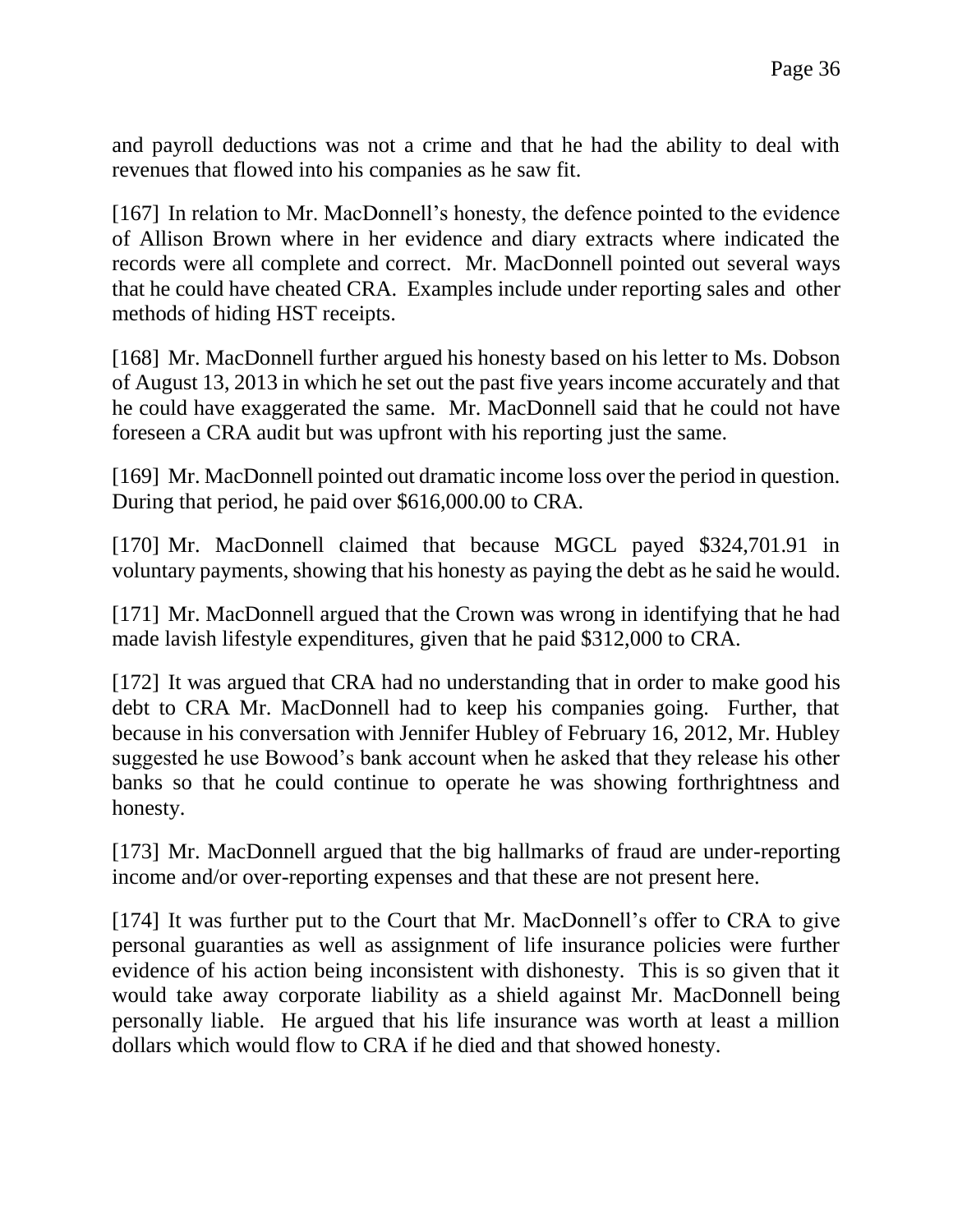and payroll deductions was not a crime and that he had the ability to deal with revenues that flowed into his companies as he saw fit.

[167] In relation to Mr. MacDonnell's honesty, the defence pointed to the evidence of Allison Brown where in her evidence and diary extracts where indicated the records were all complete and correct. Mr. MacDonnell pointed out several ways that he could have cheated CRA. Examples include under reporting sales and other methods of hiding HST receipts.

[168] Mr. MacDonnell further argued his honesty based on his letter to Ms. Dobson of August 13, 2013 in which he set out the past five years income accurately and that he could have exaggerated the same. Mr. MacDonnell said that he could not have foreseen a CRA audit but was upfront with his reporting just the same.

[169] Mr. MacDonnell pointed out dramatic income loss over the period in question. During that period, he paid over $616,000.00 to CRA.

[170] Mr. MacDonnell claimed that because MGCL payed $324,701.91 in voluntary payments, showing that his honesty as paying the debt as he said he would.

[171] Mr. MacDonnell argued that the Crown was wrong in identifying that he had made lavish lifestyle expenditures, given that he paid $312,000 to CRA.

[172] It was argued that CRA had no understanding that in order to make good his debt to CRA Mr. MacDonnell had to keep his companies going. Further, that because in his conversation with Jennifer Hubley of February 16, 2012, Mr. Hubley suggested he use Bowood's bank account when he asked that they release his other banks so that he could continue to operate he was showing forthrightness and honesty.

[173] Mr. MacDonnell argued that the big hallmarks of fraud are under-reporting income and/or over-reporting expenses and that these are not present here.

[174] It was further put to the Court that Mr. MacDonnell's offer to CRA to give personal guaranties as well as assignment of life insurance policies were further evidence of his action being inconsistent with dishonesty. This is so given that it would take away corporate liability as a shield against Mr. MacDonnell being personally liable. He argued that his life insurance was worth at least a million dollars which would flow to CRA if he died and that showed honesty.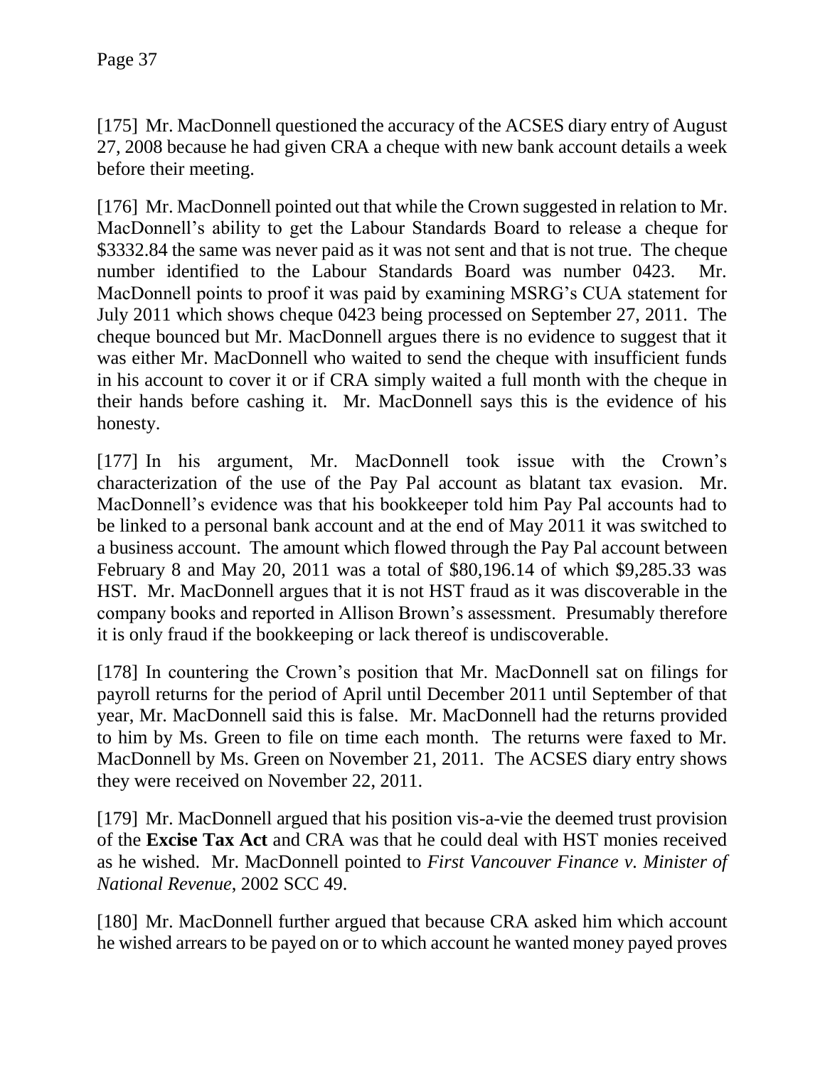[175] Mr. MacDonnell questioned the accuracy of the ACSES diary entry of August 27, 2008 because he had given CRA a cheque with new bank account details a week before their meeting.

[176] Mr. MacDonnell pointed out that while the Crown suggested in relation to Mr. MacDonnell's ability to get the Labour Standards Board to release a cheque for $3332.84 the same was never paid as it was not sent and that is not true. The cheque number identified to the Labour Standards Board was number 0423. Mr. MacDonnell points to proof it was paid by examining MSRG's CUA statement for July 2011 which shows cheque 0423 being processed on September 27, 2011. The cheque bounced but Mr. MacDonnell argues there is no evidence to suggest that it was either Mr. MacDonnell who waited to send the cheque with insufficient funds in his account to cover it or if CRA simply waited a full month with the cheque in their hands before cashing it. Mr. MacDonnell says this is the evidence of his honesty.

[177] In his argument, Mr. MacDonnell took issue with the Crown's characterization of the use of the Pay Pal account as blatant tax evasion. Mr. MacDonnell's evidence was that his bookkeeper told him Pay Pal accounts had to be linked to a personal bank account and at the end of May 2011 it was switched to a business account. The amount which flowed through the Pay Pal account between February 8 and May 20, 2011 was a total of $80,196.14 of which $9,285.33 was HST. Mr. MacDonnell argues that it is not HST fraud as it was discoverable in the company books and reported in Allison Brown's assessment. Presumably therefore it is only fraud if the bookkeeping or lack thereof is undiscoverable.

[178] In countering the Crown's position that Mr. MacDonnell sat on filings for payroll returns for the period of April until December 2011 until September of that year, Mr. MacDonnell said this is false. Mr. MacDonnell had the returns provided to him by Ms. Green to file on time each month. The returns were faxed to Mr. MacDonnell by Ms. Green on November 21, 2011. The ACSES diary entry shows they were received on November 22, 2011.

[179] Mr. MacDonnell argued that his position vis-a-vie the deemed trust provision of the **Excise Tax Act** and CRA was that he could deal with HST monies received as he wished. Mr. MacDonnell pointed to *First Vancouver Finance v. Minister of National Revenue*, 2002 SCC 49.

[180] Mr. MacDonnell further argued that because CRA asked him which account he wished arrears to be payed on or to which account he wanted money payed proves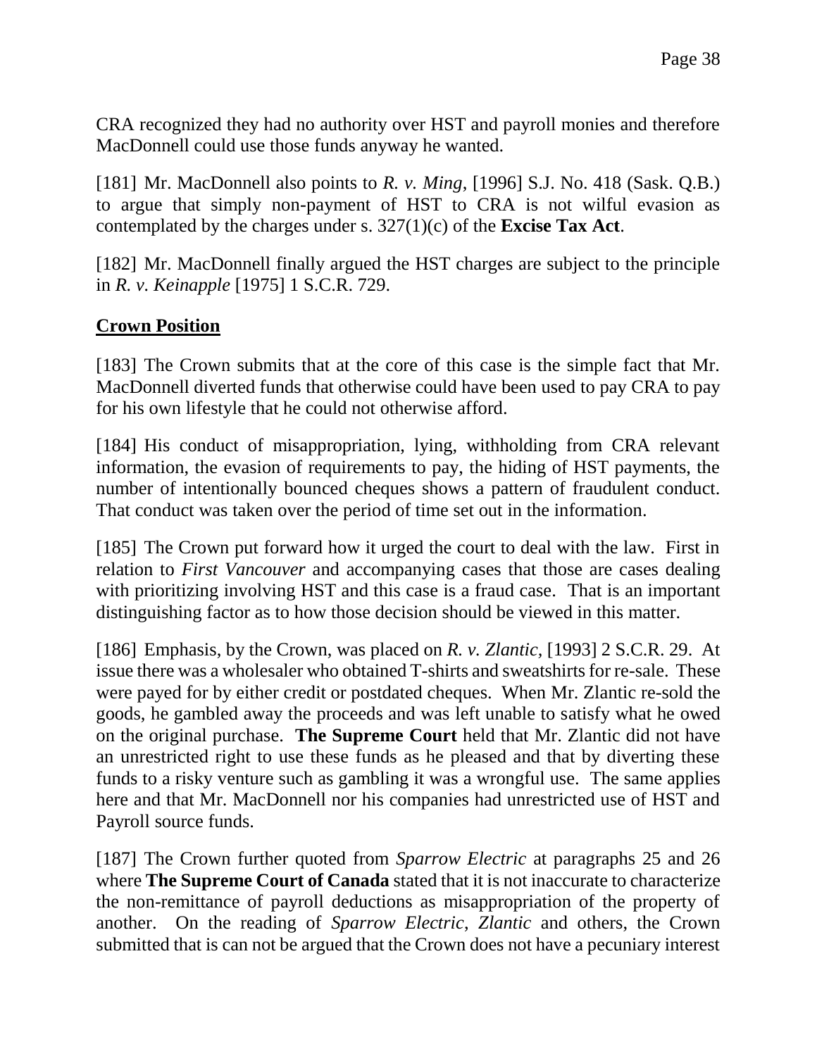CRA recognized they had no authority over HST and payroll monies and therefore MacDonnell could use those funds anyway he wanted.

[181] Mr. MacDonnell also points to *R. v. Ming*, [1996] S.J. No. 418 (Sask. Q.B.) to argue that simply non-payment of HST to CRA is not wilful evasion as contemplated by the charges under s. 327(1)(c) of the **Excise Tax Act**.

[182] Mr. MacDonnell finally argued the HST charges are subject to the principle in *R. v. Keinapple* [1975] 1 S.C.R. 729.

**Crown Position**

[183] The Crown submits that at the core of this case is the simple fact that Mr. MacDonnell diverted funds that otherwise could have been used to pay CRA to pay for his own lifestyle that he could not otherwise afford.

[184] His conduct of misappropriation, lying, withholding from CRA relevant information, the evasion of requirements to pay, the hiding of HST payments, the number of intentionally bounced cheques shows a pattern of fraudulent conduct. That conduct was taken over the period of time set out in the information.

[185] The Crown put forward how it urged the court to deal with the law. First in relation to *First Vancouver* and accompanying cases that those are cases dealing with prioritizing involving HST and this case is a fraud case. That is an important distinguishing factor as to how those decision should be viewed in this matter.

[186] Emphasis, by the Crown, was placed on *R. v. Zlantic*, [1993] 2 S.C.R. 29. At issue there was a wholesaler who obtained T-shirts and sweatshirts for re-sale. These were payed for by either credit or postdated cheques. When Mr. Zlantic re-sold the goods, he gambled away the proceeds and was left unable to satisfy what he owed on the original purchase. **The Supreme Court** held that Mr. Zlantic did not have an unrestricted right to use these funds as he pleased and that by diverting these funds to a risky venture such as gambling it was a wrongful use. The same applies here and that Mr. MacDonnell nor his companies had unrestricted use of HST and Payroll source funds.

[187] The Crown further quoted from *Sparrow Electric* at paragraphs 25 and 26 where **The Supreme Court of Canada** stated that it is not inaccurate to characterize the non-remittance of payroll deductions as misappropriation of the property of another. On the reading of *Sparrow Electric*, *Zlantic* and others, the Crown submitted that is can not be argued that the Crown does not have a pecuniary interest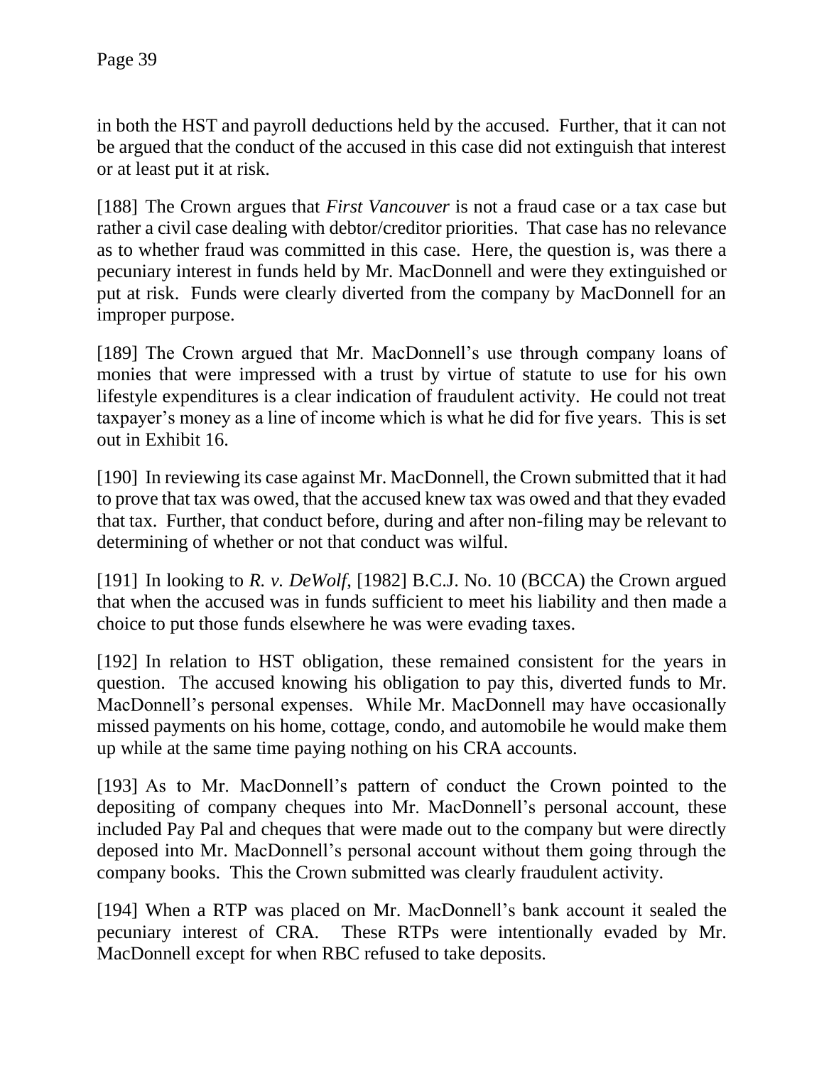in both the HST and payroll deductions held by the accused. Further, that it can not be argued that the conduct of the accused in this case did not extinguish that interest or at least put it at risk.

[188] The Crown argues that *First Vancouver* is not a fraud case or a tax case but rather a civil case dealing with debtor/creditor priorities. That case has no relevance as to whether fraud was committed in this case. Here, the question is, was there a pecuniary interest in funds held by Mr. MacDonnell and were they extinguished or put at risk. Funds were clearly diverted from the company by MacDonnell for an improper purpose.

[189] The Crown argued that Mr. MacDonnell's use through company loans of monies that were impressed with a trust by virtue of statute to use for his own lifestyle expenditures is a clear indication of fraudulent activity. He could not treat taxpayer's money as a line of income which is what he did for five years. This is set out in Exhibit 16.

[190] In reviewing its case against Mr. MacDonnell, the Crown submitted that it had to prove that tax was owed, that the accused knew tax was owed and that they evaded that tax. Further, that conduct before, during and after non-filing may be relevant to determining of whether or not that conduct was wilful.

[191] In looking to *R. v. DeWolf*, [1982] B.C.J. No. 10 (BCCA) the Crown argued that when the accused was in funds sufficient to meet his liability and then made a choice to put those funds elsewhere he was were evading taxes.

[192] In relation to HST obligation, these remained consistent for the years in question. The accused knowing his obligation to pay this, diverted funds to Mr. MacDonnell's personal expenses. While Mr. MacDonnell may have occasionally missed payments on his home, cottage, condo, and automobile he would make them up while at the same time paying nothing on his CRA accounts.

[193] As to Mr. MacDonnell's pattern of conduct the Crown pointed to the depositing of company cheques into Mr. MacDonnell's personal account, these included Pay Pal and cheques that were made out to the company but were directly deposed into Mr. MacDonnell's personal account without them going through the company books. This the Crown submitted was clearly fraudulent activity.

[194] When a RTP was placed on Mr. MacDonnell's bank account it sealed the pecuniary interest of CRA. These RTPs were intentionally evaded by Mr. MacDonnell except for when RBC refused to take deposits.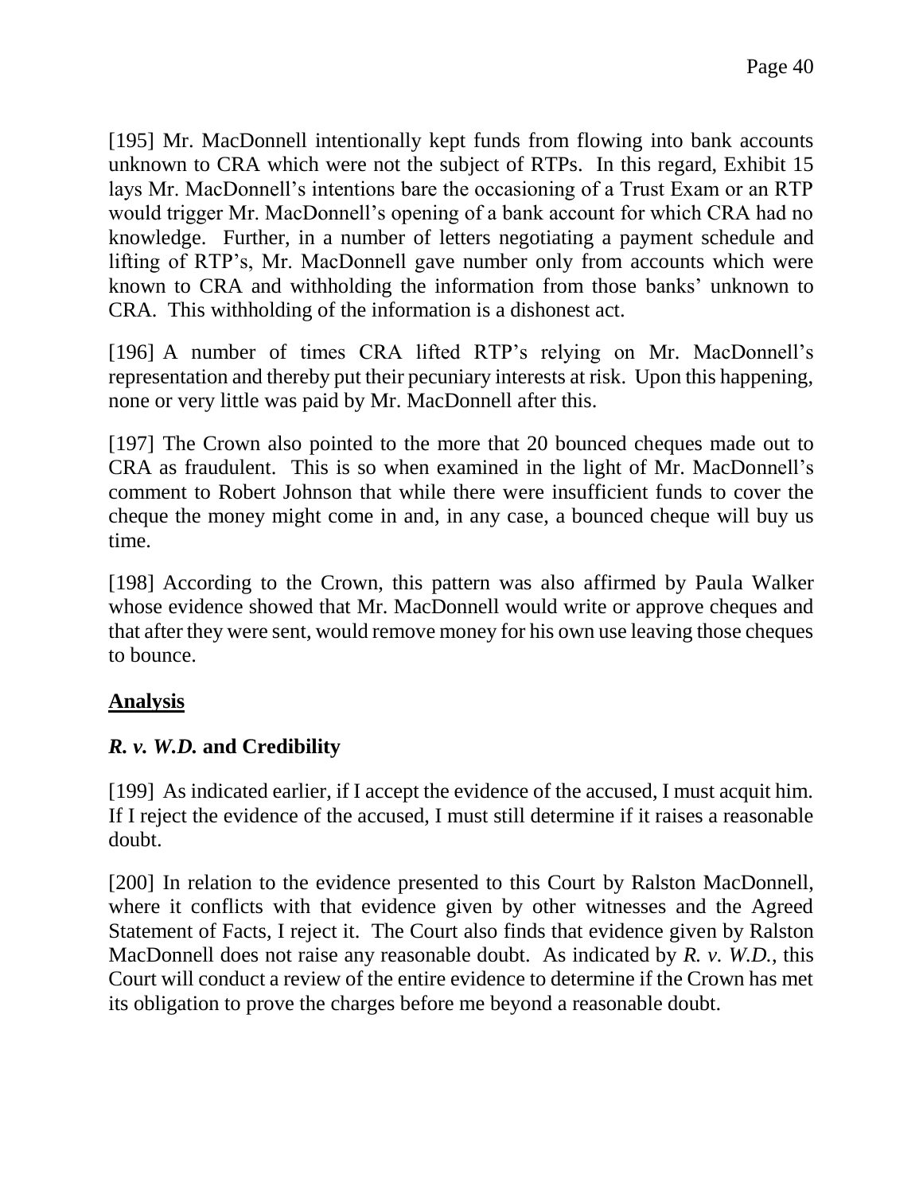[195] Mr. MacDonnell intentionally kept funds from flowing into bank accounts unknown to CRA which were not the subject of RTPs. In this regard, Exhibit 15 lays Mr. MacDonnell's intentions bare the occasioning of a Trust Exam or an RTP would trigger Mr. MacDonnell's opening of a bank account for which CRA had no knowledge. Further, in a number of letters negotiating a payment schedule and lifting of RTP's, Mr. MacDonnell gave number only from accounts which were known to CRA and withholding the information from those banks' unknown to CRA. This withholding of the information is a dishonest act.

[196] A number of times CRA lifted RTP's relying on Mr. MacDonnell's representation and thereby put their pecuniary interests at risk. Upon this happening, none or very little was paid by Mr. MacDonnell after this.

[197] The Crown also pointed to the more that 20 bounced cheques made out to CRA as fraudulent. This is so when examined in the light of Mr. MacDonnell's comment to Robert Johnson that while there were insufficient funds to cover the cheque the money might come in and, in any case, a bounced cheque will buy us time.

[198] According to the Crown, this pattern was also affirmed by Paula Walker whose evidence showed that Mr. MacDonnell would write or approve cheques and that after they were sent, would remove money for his own use leaving those cheques to bounce.

## **Analysis**

### ***R. v. W.D.* and Credibility**

[199] As indicated earlier, if I accept the evidence of the accused, I must acquit him. If I reject the evidence of the accused, I must still determine if it raises a reasonable doubt.

[200] In relation to the evidence presented to this Court by Ralston MacDonnell, where it conflicts with that evidence given by other witnesses and the Agreed Statement of Facts, I reject it. The Court also finds that evidence given by Ralston MacDonnell does not raise any reasonable doubt. As indicated by *R. v. W.D.*, this Court will conduct a review of the entire evidence to determine if the Crown has met its obligation to prove the charges before me beyond a reasonable doubt.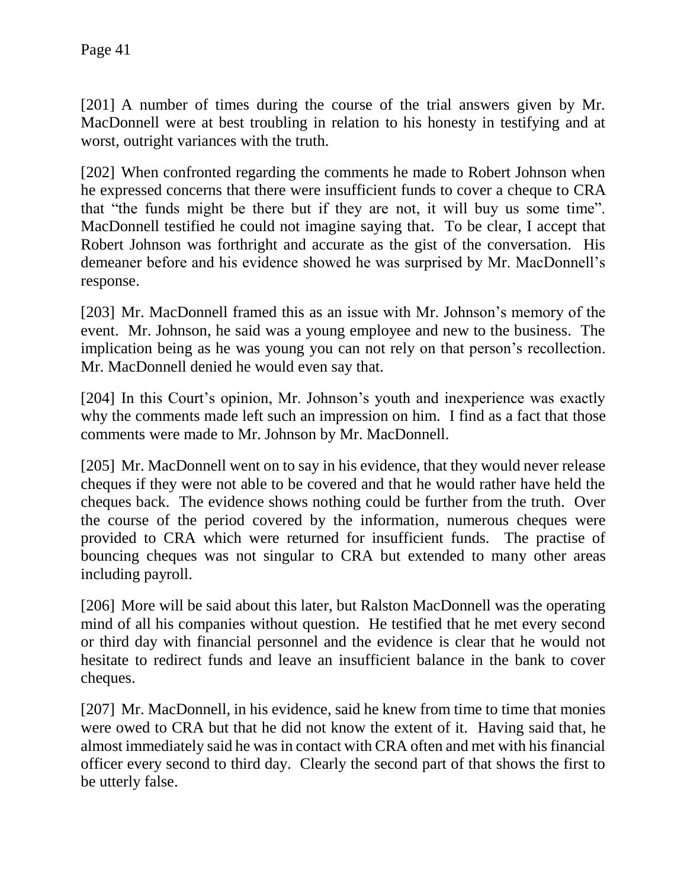[201] A number of times during the course of the trial answers given by Mr. MacDonnell were at best troubling in relation to his honesty in testifying and at worst, outright variances with the truth.

[202] When confronted regarding the comments he made to Robert Johnson when he expressed concerns that there were insufficient funds to cover a cheque to CRA that "the funds might be there but if they are not, it will buy us some time". MacDonnell testified he could not imagine saying that. To be clear, I accept that Robert Johnson was forthright and accurate as the gist of the conversation. His demeaner before and his evidence showed he was surprised by Mr. MacDonnell's response.

[203] Mr. MacDonnell framed this as an issue with Mr. Johnson's memory of the event. Mr. Johnson, he said was a young employee and new to the business. The implication being as he was young you can not rely on that person's recollection. Mr. MacDonnell denied he would even say that.

[204] In this Court's opinion, Mr. Johnson's youth and inexperience was exactly why the comments made left such an impression on him. I find as a fact that those comments were made to Mr. Johnson by Mr. MacDonnell.

[205] Mr. MacDonnell went on to say in his evidence, that they would never release cheques if they were not able to be covered and that he would rather have held the cheques back. The evidence shows nothing could be further from the truth. Over the course of the period covered by the information, numerous cheques were provided to CRA which were returned for insufficient funds. The practise of bouncing cheques was not singular to CRA but extended to many other areas including payroll.

[206] More will be said about this later, but Ralston MacDonnell was the operating mind of all his companies without question. He testified that he met every second or third day with financial personnel and the evidence is clear that he would not hesitate to redirect funds and leave an insufficient balance in the bank to cover cheques.

[207] Mr. MacDonnell, in his evidence, said he knew from time to time that monies were owed to CRA but that he did not know the extent of it. Having said that, he almost immediately said he was in contact with CRA often and met with his financial officer every second to third day. Clearly the second part of that shows the first to be utterly false.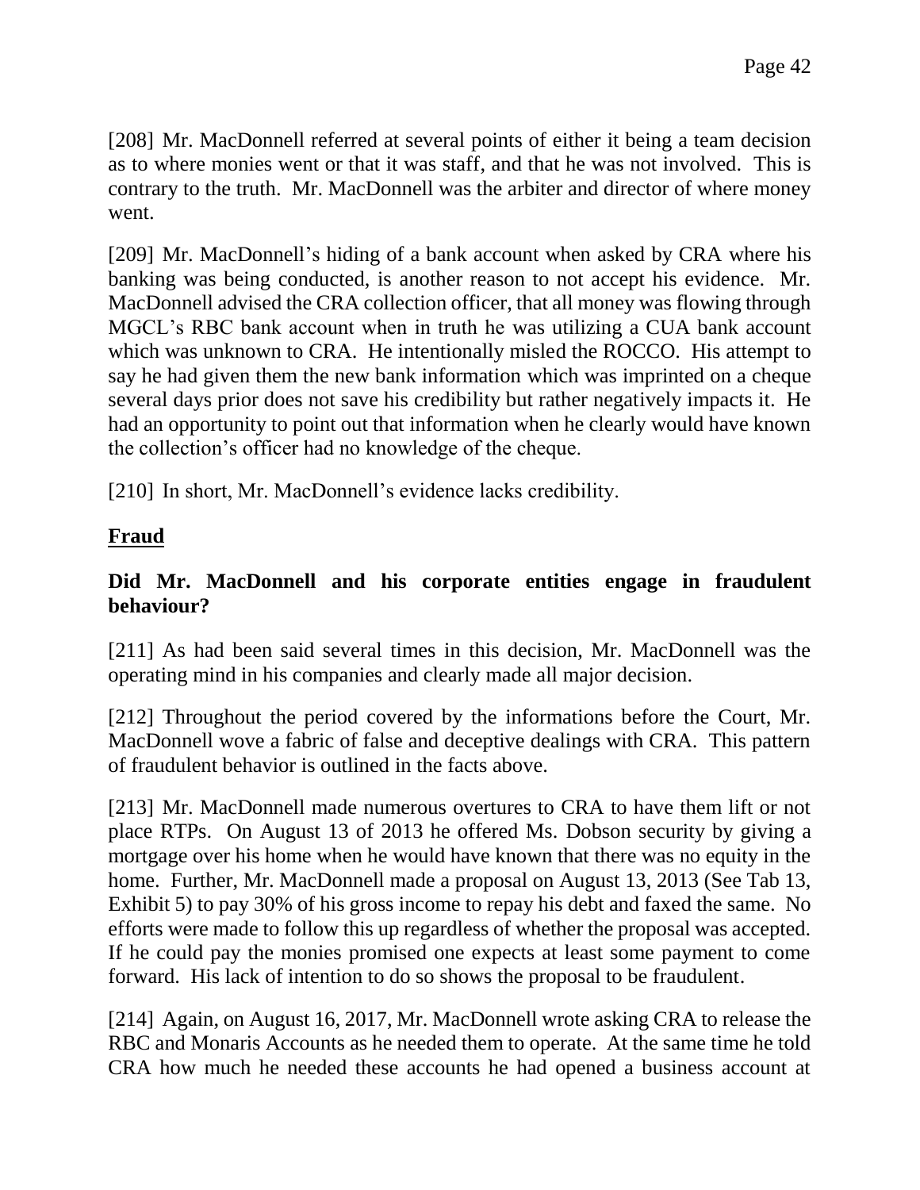[208] Mr. MacDonnell referred at several points of either it being a team decision as to where monies went or that it was staff, and that he was not involved. This is contrary to the truth. Mr. MacDonnell was the arbiter and director of where money went.

[209] Mr. MacDonnell's hiding of a bank account when asked by CRA where his banking was being conducted, is another reason to not accept his evidence. Mr. MacDonnell advised the CRA collection officer, that all money was flowing through MGCL's RBC bank account when in truth he was utilizing a CUA bank account which was unknown to CRA. He intentionally misled the ROCCO. His attempt to say he had given them the new bank information which was imprinted on a cheque several days prior does not save his credibility but rather negatively impacts it. He had an opportunity to point out that information when he clearly would have known the collection's officer had no knowledge of the cheque.

[210] In short, Mr. MacDonnell's evidence lacks credibility.

## Fraud

### Did Mr. MacDonnell and his corporate entities engage in fraudulent behaviour?

[211] As had been said several times in this decision, Mr. MacDonnell was the operating mind in his companies and clearly made all major decision.

[212] Throughout the period covered by the informations before the Court, Mr. MacDonnell wove a fabric of false and deceptive dealings with CRA. This pattern of fraudulent behavior is outlined in the facts above.

[213] Mr. MacDonnell made numerous overtures to CRA to have them lift or not place RTPs. On August 13 of 2013 he offered Ms. Dobson security by giving a mortgage over his home when he would have known that there was no equity in the home. Further, Mr. MacDonnell made a proposal on August 13, 2013 (See Tab 13, Exhibit 5) to pay 30% of his gross income to repay his debt and faxed the same. No efforts were made to follow this up regardless of whether the proposal was accepted. If he could pay the monies promised one expects at least some payment to come forward. His lack of intention to do so shows the proposal to be fraudulent.

[214] Again, on August 16, 2017, Mr. MacDonnell wrote asking CRA to release the RBC and Monaris Accounts as he needed them to operate. At the same time he told CRA how much he needed these accounts he had opened a business account at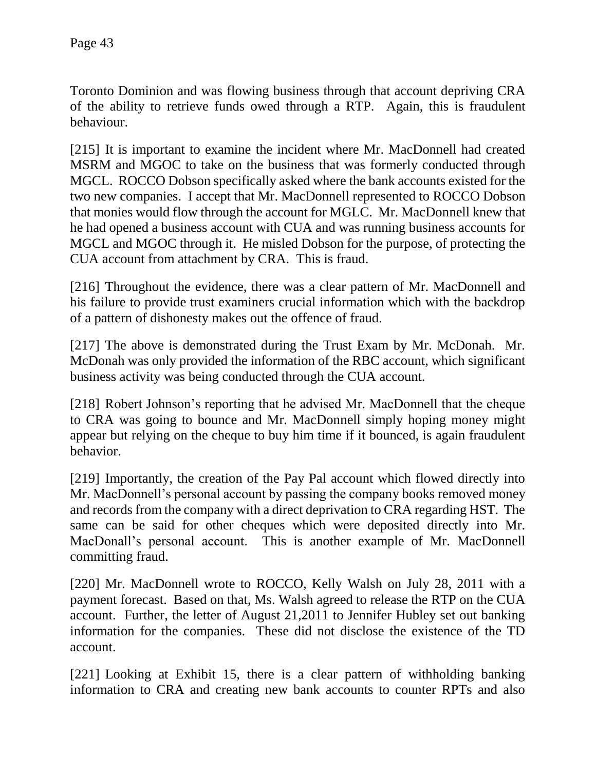Toronto Dominion and was flowing business through that account depriving CRA of the ability to retrieve funds owed through a RTP. Again, this is fraudulent behaviour.

[215] It is important to examine the incident where Mr. MacDonnell had created MSRM and MGOC to take on the business that was formerly conducted through MGCL. ROCCO Dobson specifically asked where the bank accounts existed for the two new companies. I accept that Mr. MacDonnell represented to ROCCO Dobson that monies would flow through the account for MGLC. Mr. MacDonnell knew that he had opened a business account with CUA and was running business accounts for MGCL and MGOC through it. He misled Dobson for the purpose, of protecting the CUA account from attachment by CRA. This is fraud.

[216] Throughout the evidence, there was a clear pattern of Mr. MacDonnell and his failure to provide trust examiners crucial information which with the backdrop of a pattern of dishonesty makes out the offence of fraud.

[217] The above is demonstrated during the Trust Exam by Mr. McDonah. Mr. McDonah was only provided the information of the RBC account, which significant business activity was being conducted through the CUA account.

[218] Robert Johnson's reporting that he advised Mr. MacDonnell that the cheque to CRA was going to bounce and Mr. MacDonnell simply hoping money might appear but relying on the cheque to buy him time if it bounced, is again fraudulent behavior.

[219] Importantly, the creation of the Pay Pal account which flowed directly into Mr. MacDonnell's personal account by passing the company books removed money and records from the company with a direct deprivation to CRA regarding HST. The same can be said for other cheques which were deposited directly into Mr. MacDonall's personal account. This is another example of Mr. MacDonnell committing fraud.

[220] Mr. MacDonnell wrote to ROCCO, Kelly Walsh on July 28, 2011 with a payment forecast. Based on that, Ms. Walsh agreed to release the RTP on the CUA account. Further, the letter of August 21,2011 to Jennifer Hubley set out banking information for the companies. These did not disclose the existence of the TD account.

[221] Looking at Exhibit 15, there is a clear pattern of withholding banking information to CRA and creating new bank accounts to counter RPTs and also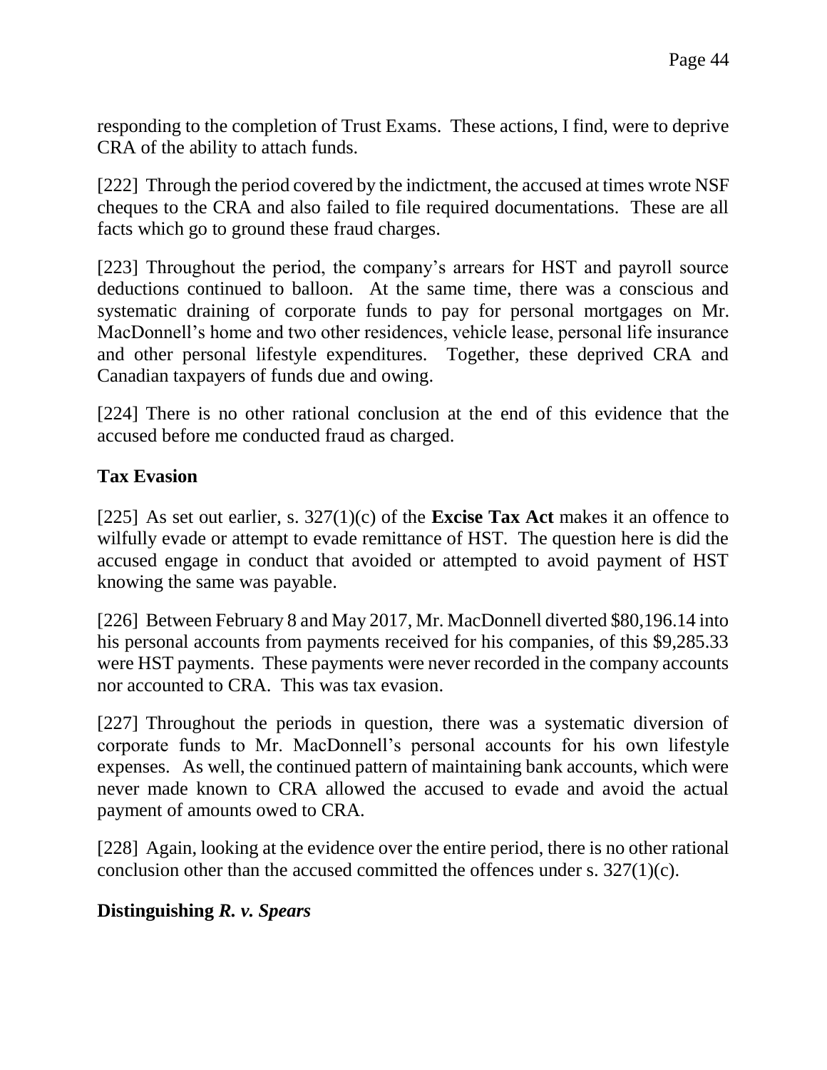responding to the completion of Trust Exams. These actions, I find, were to deprive CRA of the ability to attach funds.

[222] Through the period covered by the indictment, the accused at times wrote NSF cheques to the CRA and also failed to file required documentations. These are all facts which go to ground these fraud charges.

[223] Throughout the period, the company's arrears for HST and payroll source deductions continued to balloon. At the same time, there was a conscious and systematic draining of corporate funds to pay for personal mortgages on Mr. MacDonnell's home and two other residences, vehicle lease, personal life insurance and other personal lifestyle expenditures. Together, these deprived CRA and Canadian taxpayers of funds due and owing.

[224] There is no other rational conclusion at the end of this evidence that the accused before me conducted fraud as charged.

## Tax Evasion

[225] As set out earlier, s. 327(1)(c) of the **Excise Tax Act** makes it an offence to wilfully evade or attempt to evade remittance of HST. The question here is did the accused engage in conduct that avoided or attempted to avoid payment of HST knowing the same was payable.

[226] Between February 8 and May 2017, Mr. MacDonnell diverted $80,196.14 into his personal accounts from payments received for his companies, of this $9,285.33 were HST payments. These payments were never recorded in the company accounts nor accounted to CRA. This was tax evasion.

[227] Throughout the periods in question, there was a systematic diversion of corporate funds to Mr. MacDonnell's personal accounts for his own lifestyle expenses. As well, the continued pattern of maintaining bank accounts, which were never made known to CRA allowed the accused to evade and avoid the actual payment of amounts owed to CRA.

[228] Again, looking at the evidence over the entire period, there is no other rational conclusion other than the accused committed the offences under s. 327(1)(c).

## Distinguishing *R. v. Spears*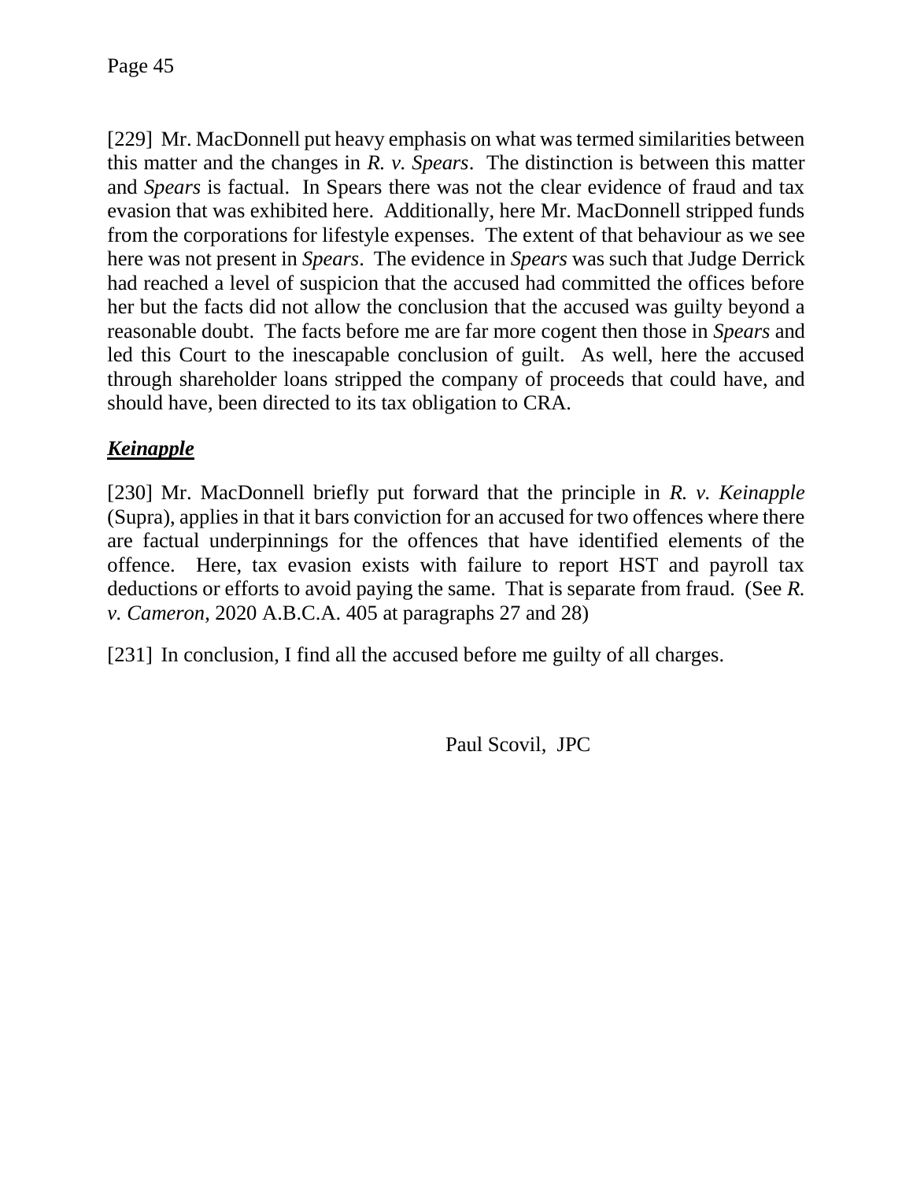[229] Mr. MacDonnell put heavy emphasis on what was termed similarities between this matter and the changes in *R. v. Spears*. The distinction is between this matter and *Spears* is factual. In Spears there was not the clear evidence of fraud and tax evasion that was exhibited here. Additionally, here Mr. MacDonnell stripped funds from the corporations for lifestyle expenses. The extent of that behaviour as we see here was not present in *Spears*. The evidence in *Spears* was such that Judge Derrick had reached a level of suspicion that the accused had committed the offices before her but the facts did not allow the conclusion that the accused was guilty beyond a reasonable doubt. The facts before me are far more cogent then those in *Spears* and led this Court to the inescapable conclusion of guilt. As well, here the accused through shareholder loans stripped the company of proceeds that could have, and should have, been directed to its tax obligation to CRA.

### ***Keinapple***

[230] Mr. MacDonnell briefly put forward that the principle in *R. v. Keinapple* (Supra), applies in that it bars conviction for an accused for two offences where there are factual underpinnings for the offences that have identified elements of the offence. Here, tax evasion exists with failure to report HST and payroll tax deductions or efforts to avoid paying the same. That is separate from fraud. (See *R. v. Cameron*, 2020 A.B.C.A. 405 at paragraphs 27 and 28)

[231] In conclusion, I find all the accused before me guilty of all charges.

Paul Scovil, JPC